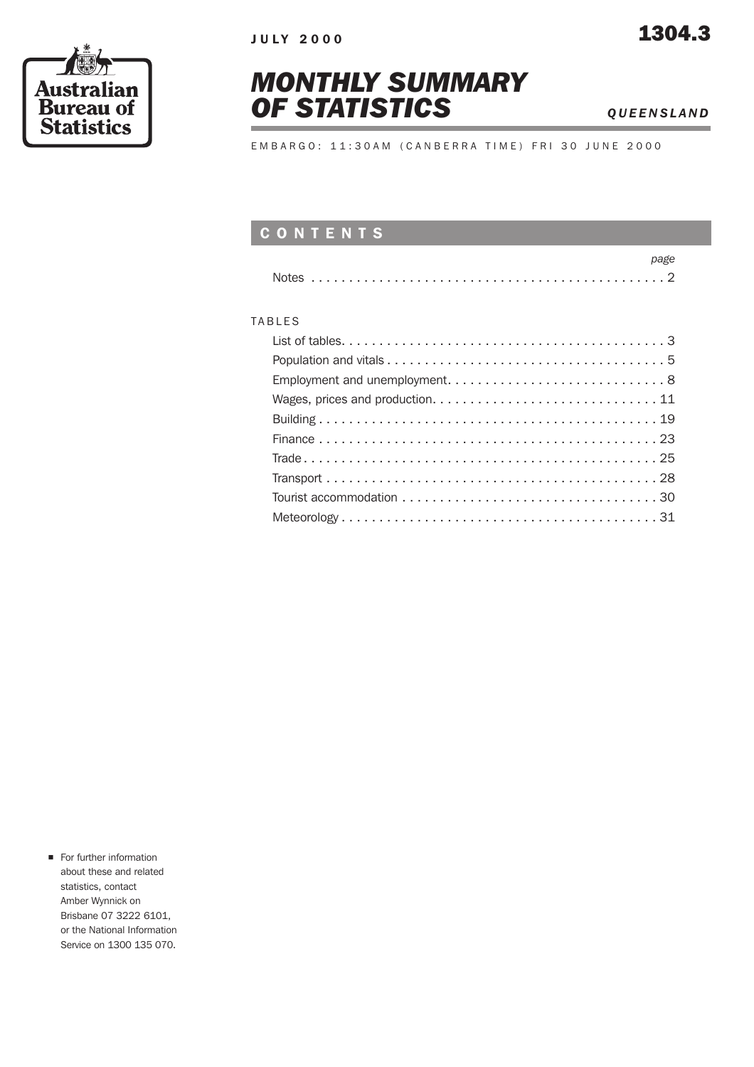JULY 2000 | 1304.3

Australian Bureau of Statistics

# MONTHLY SUMMARY OF STATISTICS

*QUEENSLAND*

EMBARGO: 11:30AM (CANBERRA TIME) FRI 30 JUNE 2000

## CONTENTS

| | *page* |
|---|---|
| Notes | 2 |

TABLES

| | |
|---|---|
| List of tables | 3 |
| Population and vitals | 5 |
| Employment and unemployment | 8 |
| Wages, prices and production | 11 |
| Building | 19 |
| Finance | 23 |
| Trade | 25 |
| Transport | 28 |
| Tourist accommodation | 30 |
| Meteorology | 31 |

- For further information about these and related statistics, contact Amber Wynnick on Brisbane 07 3222 6101, or the National Information Service on 1300 135 070.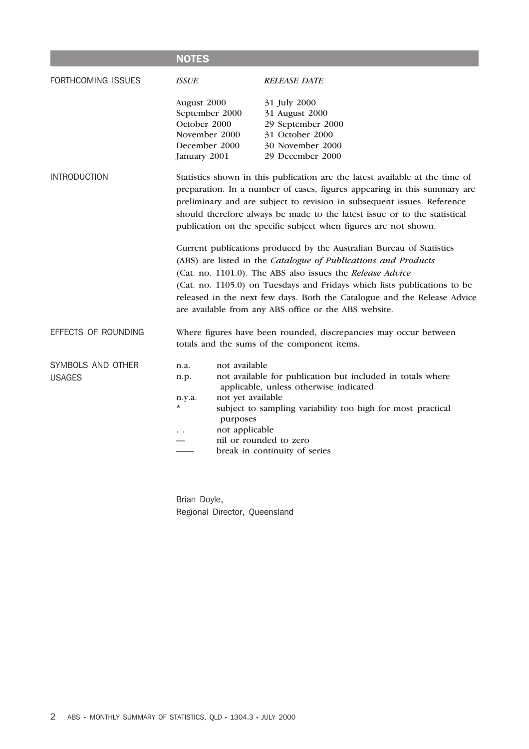# NOTES

## FORTHCOMING ISSUES

| *ISSUE* | *RELEASE DATE* |
|---|---|
| August 2000 | 31 July 2000 |
| September 2000 | 31 August 2000 |
| October 2000 | 29 September 2000 |
| November 2000 | 31 October 2000 |
| December 2000 | 30 November 2000 |
| January 2001 | 29 December 2000 |

## INTRODUCTION

Statistics shown in this publication are the latest available at the time of preparation. In a number of cases, figures appearing in this summary are preliminary and are subject to revision in subsequent issues. Reference should therefore always be made to the latest issue or to the statistical publication on the specific subject when figures are not shown.

Current publications produced by the Australian Bureau of Statistics (ABS) are listed in the *Catalogue of Publications and Products* (Cat. no. 1101.0). The ABS also issues the *Release Advice* (Cat. no. 1105.0) on Tuesdays and Fridays which lists publications to be released in the next few days. Both the Catalogue and the Release Advice are available from any ABS office or the ABS website.

## EFFECTS OF ROUNDING

Where figures have been rounded, discrepancies may occur between totals and the sums of the component items.

## SYMBOLS AND OTHER USAGES

| | |
|---|---|
| n.a. | not available |
| n.p. | not available for publication but included in totals where applicable, unless otherwise indicated |
| n.y.a. | not yet available |
| * | subject to sampling variability too high for most practical purposes |
| . . | not applicable |
| — | nil or rounded to zero |
| —— | break in continuity of series |

Brian Doyle,
Regional Director, Queensland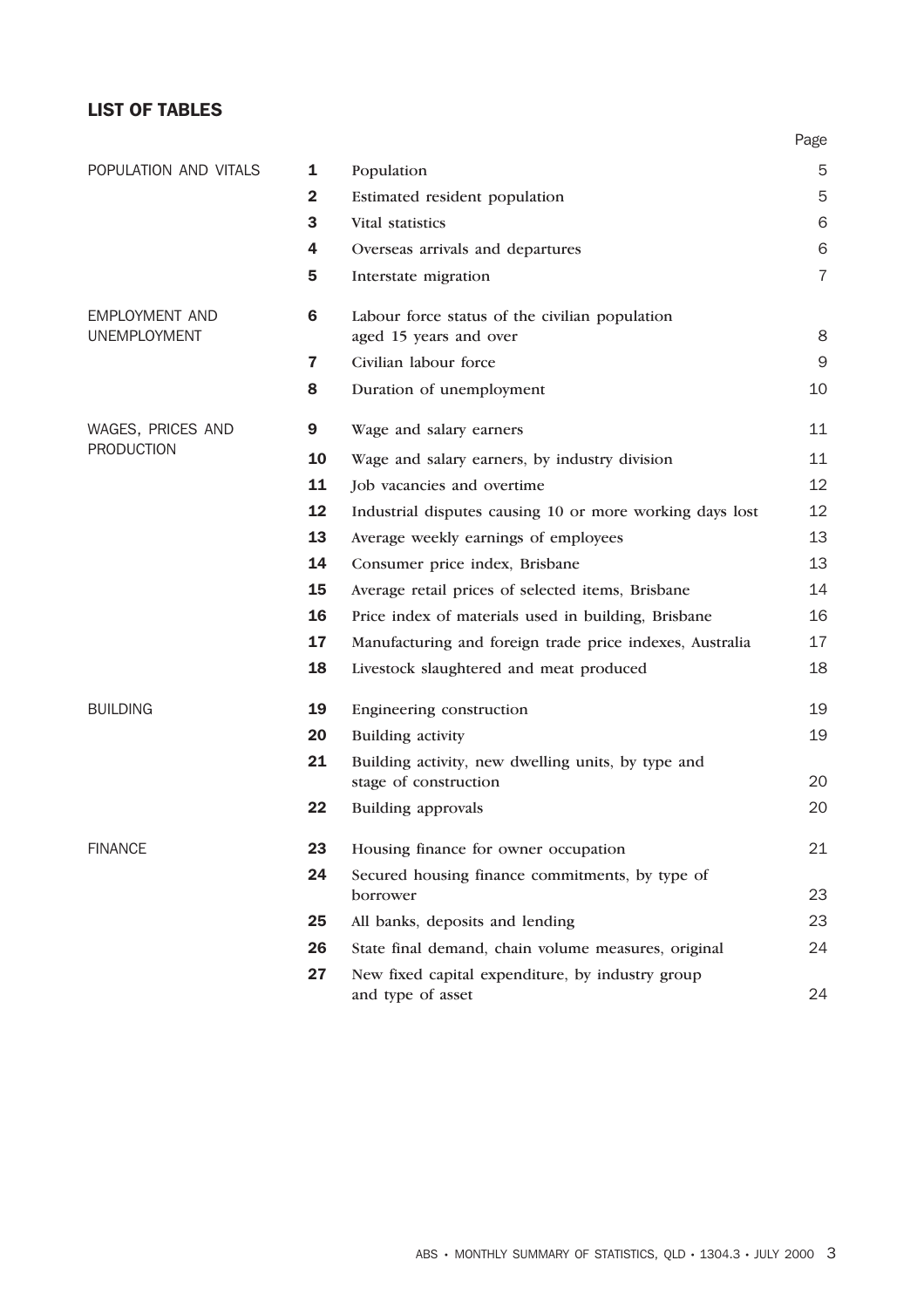## LIST OF TABLES

| | | | Page |
|---|---|---|---|
| POPULATION AND VITALS | **1** | Population | 5 |
| | **2** | Estimated resident population | 5 |
| | **3** | Vital statistics | 6 |
| | **4** | Overseas arrivals and departures | 6 |
| | **5** | Interstate migration | 7 |
| EMPLOYMENT AND UNEMPLOYMENT | **6** | Labour force status of the civilian population aged 15 years and over | 8 |
| | **7** | Civilian labour force | 9 |
| | **8** | Duration of unemployment | 10 |
| WAGES, PRICES AND PRODUCTION | **9** | Wage and salary earners | 11 |
| | **10** | Wage and salary earners, by industry division | 11 |
| | **11** | Job vacancies and overtime | 12 |
| | **12** | Industrial disputes causing 10 or more working days lost | 12 |
| | **13** | Average weekly earnings of employees | 13 |
| | **14** | Consumer price index, Brisbane | 13 |
| | **15** | Average retail prices of selected items, Brisbane | 14 |
| | **16** | Price index of materials used in building, Brisbane | 16 |
| | **17** | Manufacturing and foreign trade price indexes, Australia | 17 |
| | **18** | Livestock slaughtered and meat produced | 18 |
| BUILDING | **19** | Engineering construction | 19 |
| | **20** | Building activity | 19 |
| | **21** | Building activity, new dwelling units, by type and stage of construction | 20 |
| | **22** | Building approvals | 20 |
| FINANCE | **23** | Housing finance for owner occupation | 21 |
| | **24** | Secured housing finance commitments, by type of borrower | 23 |
| | **25** | All banks, deposits and lending | 23 |
| | **26** | State final demand, chain volume measures, original | 24 |
| | **27** | New fixed capital expenditure, by industry group and type of asset | 24 |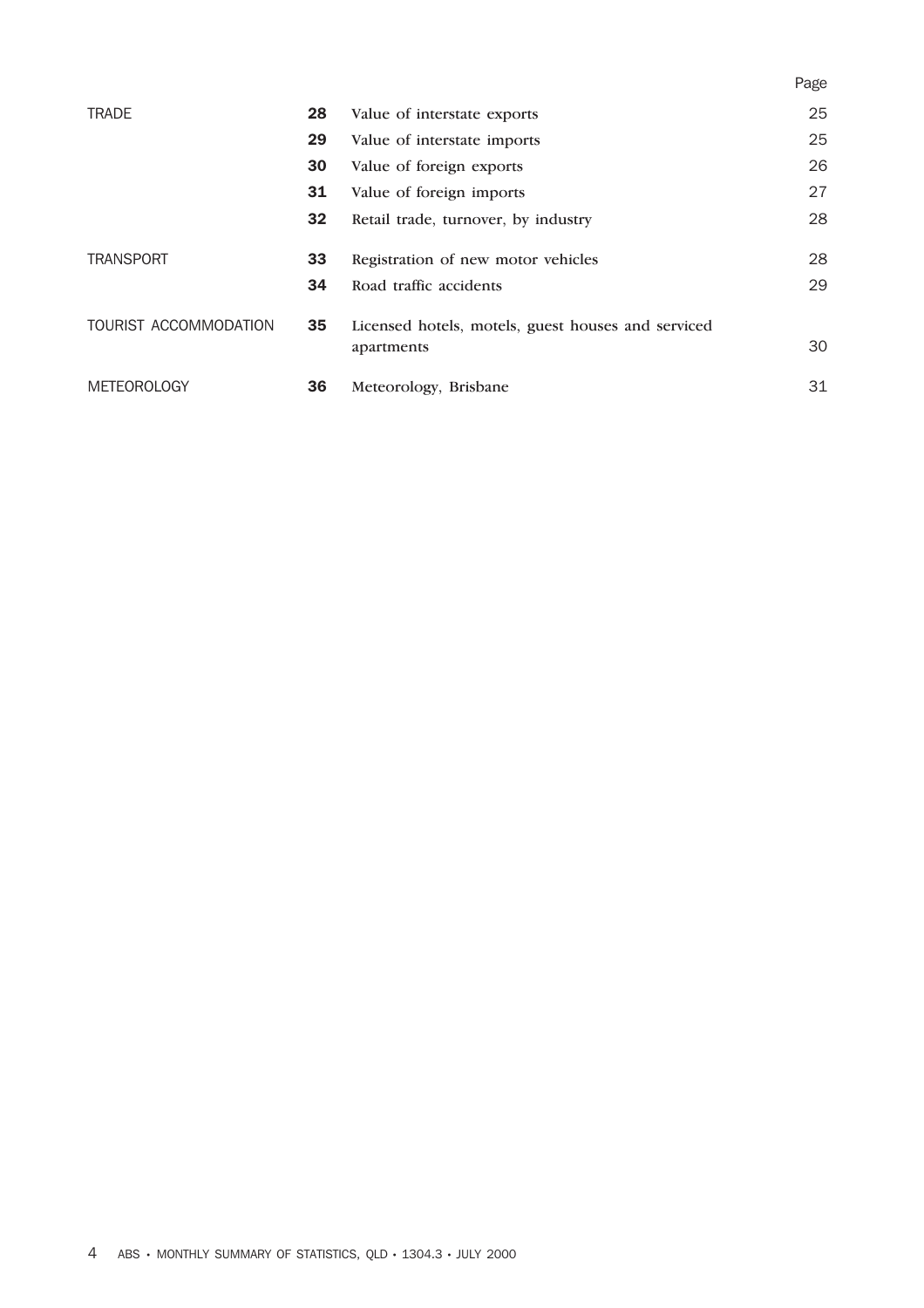| | | | Page |
|---|---|---|---|
| TRADE | **28** | Value of interstate exports | 25 |
| | **29** | Value of interstate imports | 25 |
| | **30** | Value of foreign exports | 26 |
| | **31** | Value of foreign imports | 27 |
| | **32** | Retail trade, turnover, by industry | 28 |
| TRANSPORT | **33** | Registration of new motor vehicles | 28 |
| | **34** | Road traffic accidents | 29 |
| TOURIST ACCOMMODATION | **35** | Licensed hotels, motels, guest houses and serviced apartments | 30 |
| METEOROLOGY | **36** | Meteorology, Brisbane | 31 |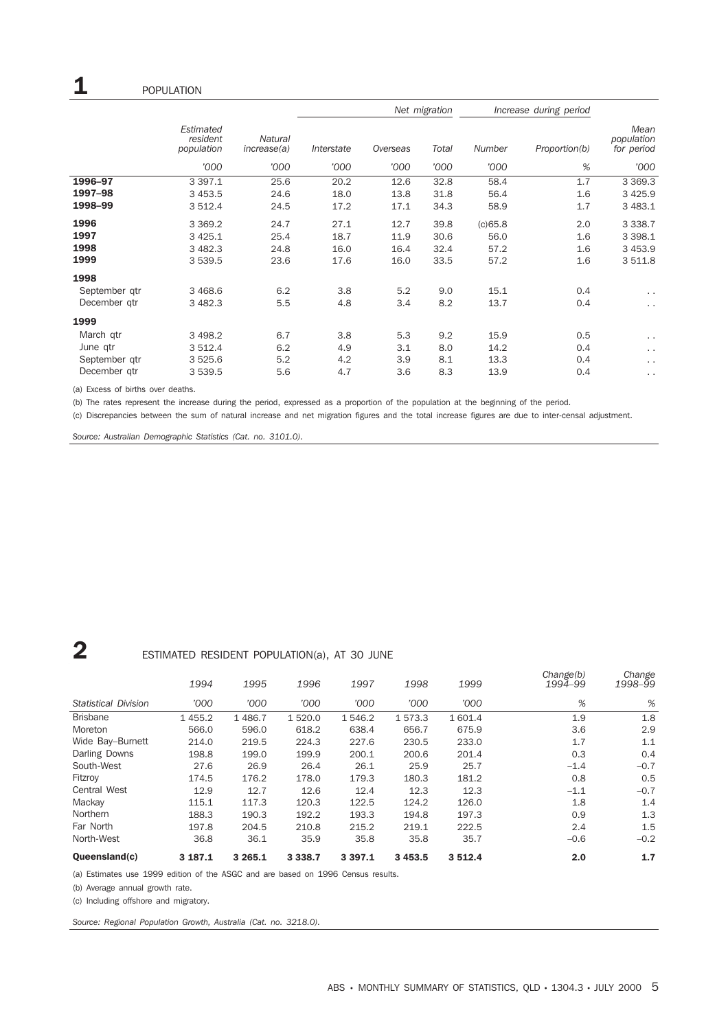# 1 POPULATION

| | Estimated resident population | Natural increase(a) | Net migration | | | Increase during period | | Mean population for period |
|---|---|---|---|---|---|---|---|---|
| | | | Interstate | Overseas | Total | Number | Proportion(b) | |
| | '000 | '000 | '000 | '000 | '000 | '000 | % | '000 |
| **1996–97** | 3 397.1 | 25.6 | 20.2 | 12.6 | 32.8 | 58.4 | 1.7 | 3 369.3 |
| **1997–98** | 3 453.5 | 24.6 | 18.0 | 13.8 | 31.8 | 56.4 | 1.6 | 3 425.9 |
| **1998–99** | 3 512.4 | 24.5 | 17.2 | 17.1 | 34.3 | 58.9 | 1.7 | 3 483.1 |
| **1996** | 3 369.2 | 24.7 | 27.1 | 12.7 | 39.8 | (c)65.8 | 2.0 | 3 338.7 |
| **1997** | 3 425.1 | 25.4 | 18.7 | 11.9 | 30.6 | 56.0 | 1.6 | 3 398.1 |
| **1998** | 3 482.3 | 24.8 | 16.0 | 16.4 | 32.4 | 57.2 | 1.6 | 3 453.9 |
| **1999** | 3 539.5 | 23.6 | 17.6 | 16.0 | 33.5 | 57.2 | 1.6 | 3 511.8 |
| **1998** | | | | | | | | |
| September qtr | 3 468.6 | 6.2 | 3.8 | 5.2 | 9.0 | 15.1 | 0.4 | . . |
| December qtr | 3 482.3 | 5.5 | 4.8 | 3.4 | 8.2 | 13.7 | 0.4 | . . |
| **1999** | | | | | | | | |
| March qtr | 3 498.2 | 6.7 | 3.8 | 5.3 | 9.2 | 15.9 | 0.5 | . . |
| June qtr | 3 512.4 | 6.2 | 4.9 | 3.1 | 8.0 | 14.2 | 0.4 | . . |
| September qtr | 3 525.6 | 5.2 | 4.2 | 3.9 | 8.1 | 13.3 | 0.4 | . . |
| December qtr | 3 539.5 | 5.6 | 4.7 | 3.6 | 8.3 | 13.9 | 0.4 | . . |

(a) Excess of births over deaths.

(b) The rates represent the increase during the period, expressed as a proportion of the population at the beginning of the period.

(c) Discrepancies between the sum of natural increase and net migration figures and the total increase figures are due to inter-censal adjustment.

*Source: Australian Demographic Statistics (Cat. no. 3101.0).*

# 2 ESTIMATED RESIDENT POPULATION(a), AT 30 JUNE

| | 1994 | 1995 | 1996 | 1997 | 1998 | 1999 | Change(b) 1994–99 | Change 1998–99 |
|---|---|---|---|---|---|---|---|---|
| *Statistical Division* | '000 | '000 | '000 | '000 | '000 | '000 | % | % |
| Brisbane | 1 455.2 | 1 486.7 | 1 520.0 | 1 546.2 | 1 573.3 | 1 601.4 | 1.9 | 1.8 |
| Moreton | 566.0 | 596.0 | 618.2 | 638.4 | 656.7 | 675.9 | 3.6 | 2.9 |
| Wide Bay–Burnett | 214.0 | 219.5 | 224.3 | 227.6 | 230.5 | 233.0 | 1.7 | 1.1 |
| Darling Downs | 198.8 | 199.0 | 199.9 | 200.1 | 200.6 | 201.4 | 0.3 | 0.4 |
| South-West | 27.6 | 26.9 | 26.4 | 26.1 | 25.9 | 25.7 | –1.4 | –0.7 |
| Fitzroy | 174.5 | 176.2 | 178.0 | 179.3 | 180.3 | 181.2 | 0.8 | 0.5 |
| Central West | 12.9 | 12.7 | 12.6 | 12.4 | 12.3 | 12.3 | –1.1 | –0.7 |
| Mackay | 115.1 | 117.3 | 120.3 | 122.5 | 124.2 | 126.0 | 1.8 | 1.4 |
| Northern | 188.3 | 190.3 | 192.2 | 193.3 | 194.8 | 197.3 | 0.9 | 1.3 |
| Far North | 197.8 | 204.5 | 210.8 | 215.2 | 219.1 | 222.5 | 2.4 | 1.5 |
| North-West | 36.8 | 36.1 | 35.9 | 35.8 | 35.8 | 35.7 | –0.6 | –0.2 |
| **Queensland(c)** | **3 187.1** | **3 265.1** | **3 338.7** | **3 397.1** | **3 453.5** | **3 512.4** | **2.0** | **1.7** |

(a) Estimates use 1999 edition of the ASGC and are based on 1996 Census results.

(b) Average annual growth rate.

(c) Including offshore and migratory.

*Source: Regional Population Growth, Australia (Cat. no. 3218.0).*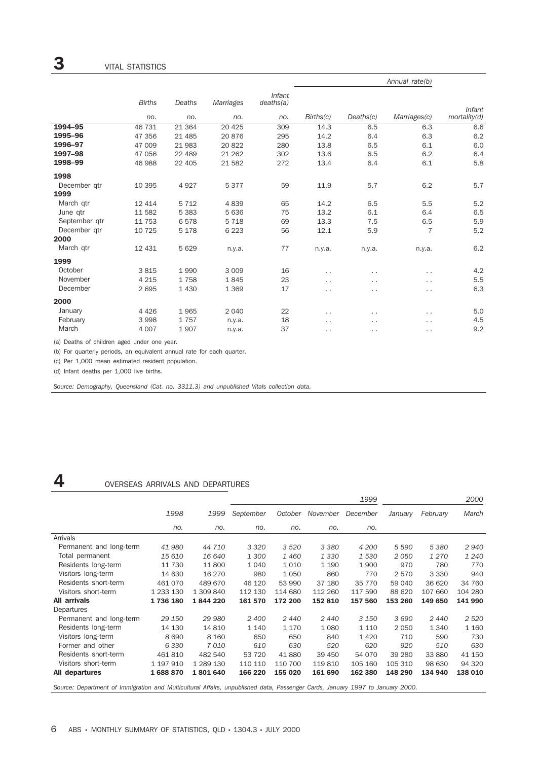# 3 VITAL STATISTICS

| | Births | Deaths | Marriages | Infant deaths(a) | Annual rate(b) | | | |
|---|---|---|---|---|---|---|---|---|
| | no. | no. | no. | no. | Births(c) | Deaths(c) | Marriages(c) | Infant mortality(d) |
| **1994–95** | 46 731 | 21 364 | 20 425 | 309 | 14.3 | 6.5 | 6.3 | 6.6 |
| **1995–96** | 47 356 | 21 485 | 20 876 | 295 | 14.2 | 6.4 | 6.3 | 6.2 |
| **1996–97** | 47 009 | 21 983 | 20 822 | 280 | 13.8 | 6.5 | 6.1 | 6.0 |
| **1997–98** | 47 056 | 22 489 | 21 262 | 302 | 13.6 | 6.5 | 6.2 | 6.4 |
| **1998–99** | 46 988 | 22 405 | 21 582 | 272 | 13.4 | 6.4 | 6.1 | 5.8 |
| **1998** | | | | | | | | |
| December qtr | 10 395 | 4 927 | 5 377 | 59 | 11.9 | 5.7 | 6.2 | 5.7 |
| **1999** | | | | | | | | |
| March qtr | 12 414 | 5 712 | 4 839 | 65 | 14.2 | 6.5 | 5.5 | 5.2 |
| June qtr | 11 582 | 5 383 | 5 636 | 75 | 13.2 | 6.1 | 6.4 | 6.5 |
| September qtr | 11 753 | 6 578 | 5 718 | 69 | 13.3 | 7.5 | 6.5 | 5.9 |
| December qtr | 10 725 | 5 178 | 6 223 | 56 | 12.1 | 5.9 | 7 | 5.2 |
| **2000** | | | | | | | | |
| March qtr | 12 431 | 5 629 | n.y.a. | 77 | n.y.a. | n.y.a. | n.y.a. | 6.2 |
| **1999** | | | | | | | | |
| October | 3 815 | 1 990 | 3 009 | 16 | . . | . . | . . | 4.2 |
| November | 4 215 | 1 758 | 1 845 | 23 | . . | . . | . . | 5.5 |
| December | 2 695 | 1 430 | 1 369 | 17 | . . | . . | . . | 6.3 |
| **2000** | | | | | | | | |
| January | 4 426 | 1 965 | 2 040 | 22 | . . | . . | . . | 5.0 |
| February | 3 998 | 1 757 | n.y.a. | 18 | . . | . . | . . | 4.5 |
| March | 4 007 | 1 907 | n.y.a. | 37 | . . | . . | . . | 9.2 |

(a) Deaths of children aged under one year.

(b) For quarterly periods, an equivalent annual rate for each quarter.

(c) Per 1,000 mean estimated resident population.

(d) Infant deaths per 1,000 live births.

*Source: Demography, Queensland (Cat. no. 3311.3) and unpublished Vitals collection data.*

# 4 OVERSEAS ARRIVALS AND DEPARTURES

| | 1998 | 1999 | 1999 | | | | 2000 | | |
|---|---|---|---|---|---|---|---|---|---|
| | | | September | October | November | December | January | February | March |
| | no. | no. | no. | no. | no. | no. | | | |
| Arrivals | | | | | | | | | |
| Permanent and long-term | *41 980* | *44 710* | *3 320* | *3 520* | *3 380* | *4 200* | *5 590* | *5 380* | *2 940* |
| Total permanent | *15 610* | *16 640* | *1 300* | *1 460* | *1 330* | *1 530* | *2 050* | *1 270* | *1 240* |
| Residents long-term | 11 730 | 11 800 | 1 040 | 1 010 | 1 190 | 1 900 | 970 | 780 | 770 |
| Visitors long-term | 14 630 | 16 270 | 980 | 1 050 | 860 | 770 | 2 570 | 3 330 | 940 |
| Residents short-term | 461 070 | 489 670 | 46 120 | 53 990 | 37 180 | 35 770 | 59 040 | 36 620 | 34 760 |
| Visitors short-term | 1 233 130 | 1 309 840 | 112 130 | 114 680 | 112 260 | 117 590 | 88 620 | 107 660 | 104 280 |
| **All arrivals** | **1 736 180** | **1 844 220** | **161 570** | **172 200** | **152 810** | **157 560** | **153 260** | **149 650** | **141 990** |
| Departures | | | | | | | | | |
| Permanent and long-term | *29 150* | *29 980* | *2 400* | *2 440* | *2 440* | *3 150* | *3 690* | *2 440* | *2 520* |
| Residents long-term | 14 130 | 14 810 | 1 140 | 1 170 | 1 080 | 1 110 | 2 050 | 1 340 | 1 160 |
| Visitors long-term | 8 690 | 8 160 | 650 | 650 | 840 | 1 420 | 710 | 590 | 730 |
| Former and other | *6 330* | *7 010* | *610* | *630* | *520* | *620* | *920* | *510* | *630* |
| Residents short-term | 461 810 | 482 540 | 53 720 | 41 880 | 39 450 | 54 070 | 39 280 | 33 880 | 41 150 |
| Visitors short-term | 1 197 910 | 1 289 130 | 110 110 | 110 700 | 119 810 | 105 160 | 105 310 | 98 630 | 94 320 |
| **All departures** | **1 688 870** | **1 801 640** | **166 220** | **155 020** | **161 690** | **162 380** | **148 290** | **134 940** | **138 010** |

*Source: Department of Immigration and Multicultural Affairs, unpublished data, Passenger Cards, January 1997 to January 2000.*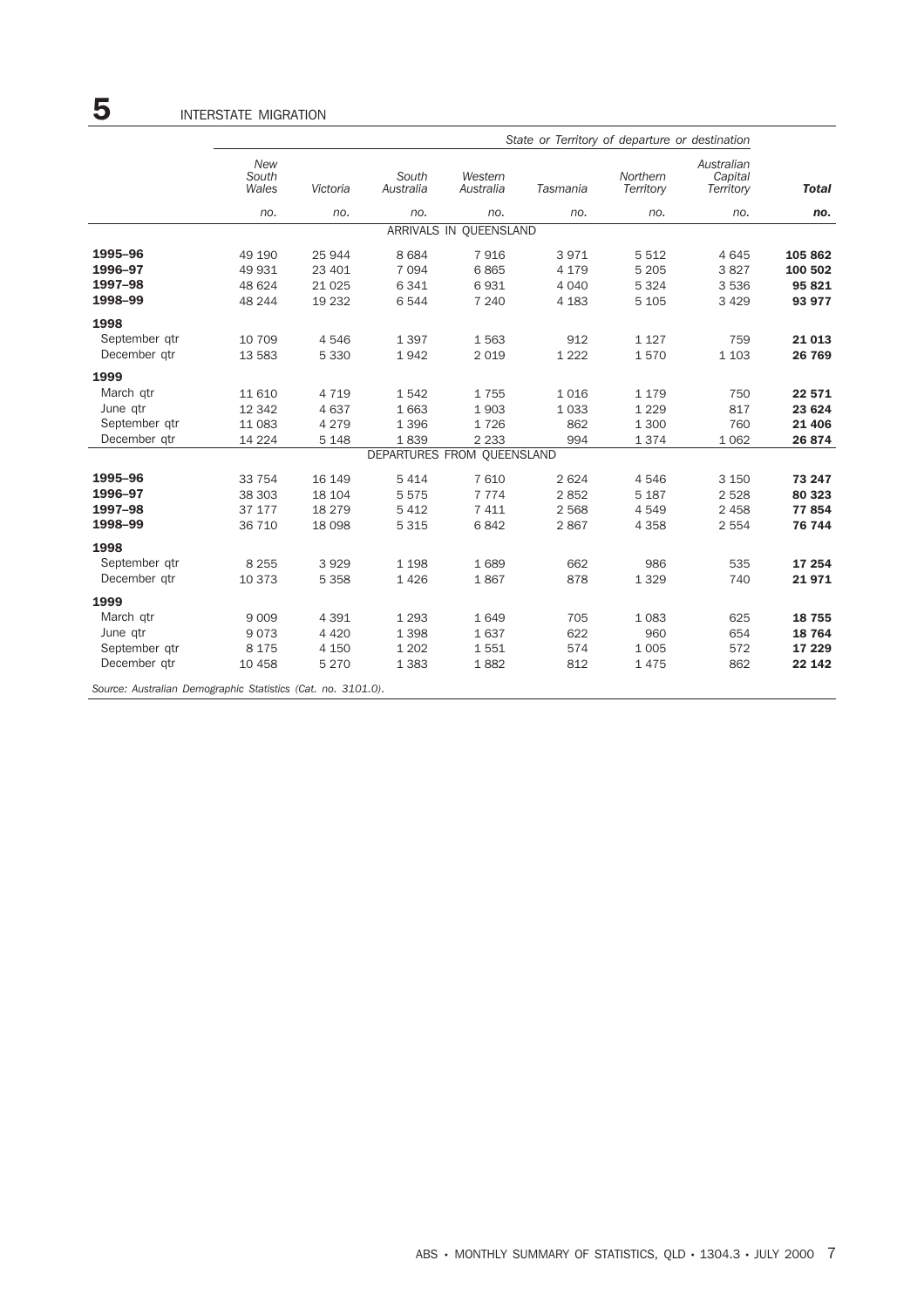# 5 INTERSTATE MIGRATION

| | *State or Territory of departure or destination* | | | | | | | |
|---|---|---|---|---|---|---|---|---|
| | *New South Wales* | *Victoria* | *South Australia* | *Western Australia* | *Tasmania* | *Northern Territory* | *Australian Capital Territory* | ***Total*** |
| | *no.* | *no.* | *no.* | *no.* | *no.* | *no.* | *no.* | ***no.*** |
| | | | | ARRIVALS IN QUEENSLAND | | | | |
| **1995–96** | 49 190 | 25 944 | 8 684 | 7 916 | 3 971 | 5 512 | 4 645 | **105 862** |
| **1996–97** | 49 931 | 23 401 | 7 094 | 6 865 | 4 179 | 5 205 | 3 827 | **100 502** |
| **1997–98** | 48 624 | 21 025 | 6 341 | 6 931 | 4 040 | 5 324 | 3 536 | **95 821** |
| **1998–99** | 48 244 | 19 232 | 6 544 | 7 240 | 4 183 | 5 105 | 3 429 | **93 977** |
| **1998** | | | | | | | | |
| September qtr | 10 709 | 4 546 | 1 397 | 1 563 | 912 | 1 127 | 759 | **21 013** |
| December qtr | 13 583 | 5 330 | 1 942 | 2 019 | 1 222 | 1 570 | 1 103 | **26 769** |
| **1999** | | | | | | | | |
| March qtr | 11 610 | 4 719 | 1 542 | 1 755 | 1 016 | 1 179 | 750 | **22 571** |
| June qtr | 12 342 | 4 637 | 1 663 | 1 903 | 1 033 | 1 229 | 817 | **23 624** |
| September qtr | 11 083 | 4 279 | 1 396 | 1 726 | 862 | 1 300 | 760 | **21 406** |
| December qtr | 14 224 | 5 148 | 1 839 | 2 233 | 994 | 1 374 | 1 062 | **26 874** |
| | | | | DEPARTURES FROM QUEENSLAND | | | | |
| **1995–96** | 33 754 | 16 149 | 5 414 | 7 610 | 2 624 | 4 546 | 3 150 | **73 247** |
| **1996–97** | 38 303 | 18 104 | 5 575 | 7 774 | 2 852 | 5 187 | 2 528 | **80 323** |
| **1997–98** | 37 177 | 18 279 | 5 412 | 7 411 | 2 568 | 4 549 | 2 458 | **77 854** |
| **1998–99** | 36 710 | 18 098 | 5 315 | 6 842 | 2 867 | 4 358 | 2 554 | **76 744** |
| **1998** | | | | | | | | |
| September qtr | 8 255 | 3 929 | 1 198 | 1 689 | 662 | 986 | 535 | **17 254** |
| December qtr | 10 373 | 5 358 | 1 426 | 1 867 | 878 | 1 329 | 740 | **21 971** |
| **1999** | | | | | | | | |
| March qtr | 9 009 | 4 391 | 1 293 | 1 649 | 705 | 1 083 | 625 | **18 755** |
| June qtr | 9 073 | 4 420 | 1 398 | 1 637 | 622 | 960 | 654 | **18 764** |
| September qtr | 8 175 | 4 150 | 1 202 | 1 551 | 574 | 1 005 | 572 | **17 229** |
| December qtr | 10 458 | 5 270 | 1 383 | 1 882 | 812 | 1 475 | 862 | **22 142** |

*Source: Australian Demographic Statistics (Cat. no. 3101.0).*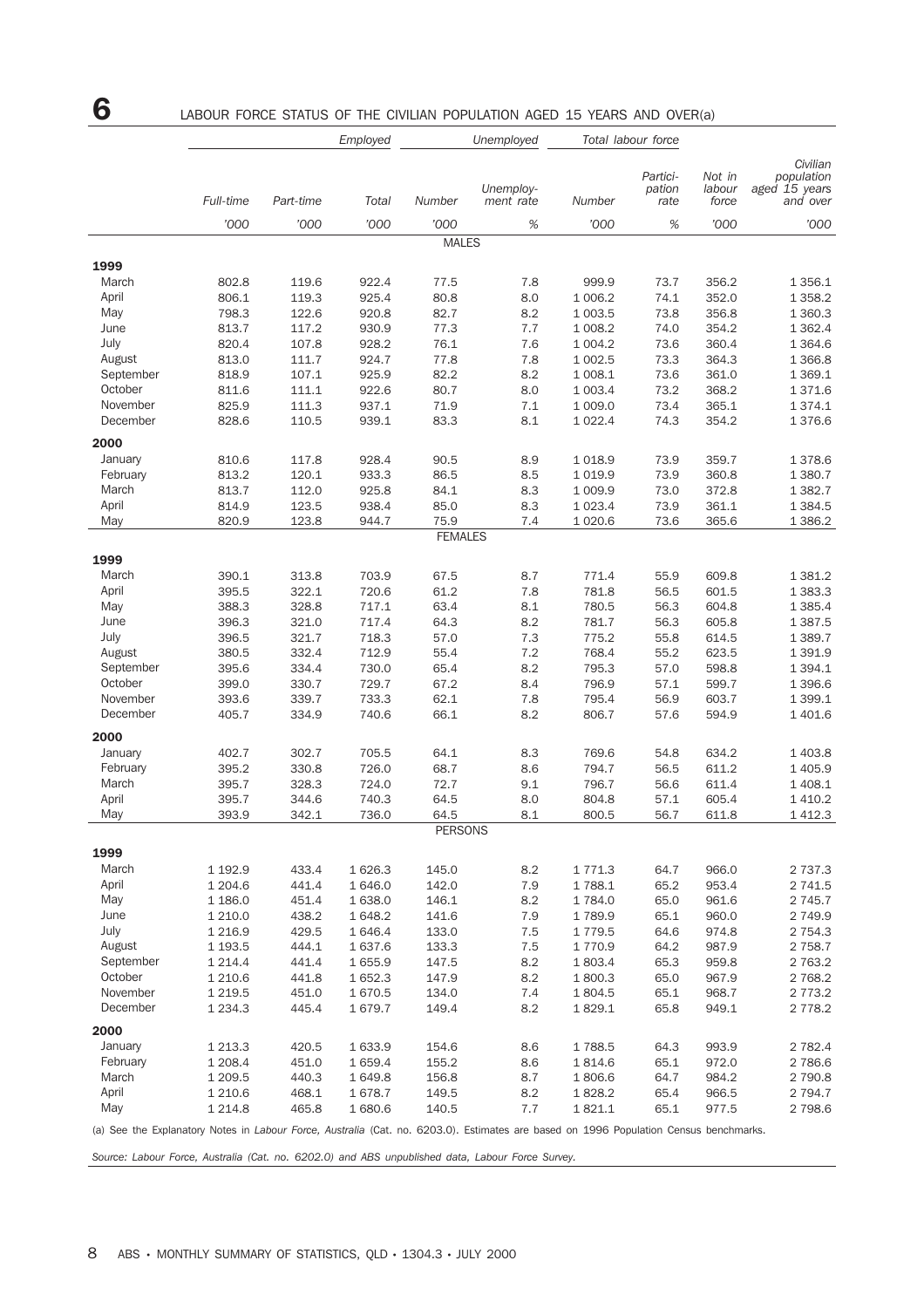# 6 LABOUR FORCE STATUS OF THE CIVILIAN POPULATION AGED 15 YEARS AND OVER(a)

| | Employed | | | Unemployed | | Total labour force | | | |
|---|---|---|---|---|---|---|---|---|---|
| | Full-time | Part-time | Total | Number | Unemployment rate | Number | Participation rate | Not in labour force | Civilian population aged 15 years and over |
| | '000 | '000 | '000 | '000 | % | '000 | % | '000 | '000 |
| **MALES** | | | | | | | | | |
| **1999** | | | | | | | | | |
| March | 802.8 | 119.6 | 922.4 | 77.5 | 7.8 | 999.9 | 73.7 | 356.2 | 1 356.1 |
| April | 806.1 | 119.3 | 925.4 | 80.8 | 8.0 | 1 006.2 | 74.1 | 352.0 | 1 358.2 |
| May | 798.3 | 122.6 | 920.8 | 82.7 | 8.2 | 1 003.5 | 73.8 | 356.8 | 1 360.3 |
| June | 813.7 | 117.2 | 930.9 | 77.3 | 7.7 | 1 008.2 | 74.0 | 354.2 | 1 362.4 |
| July | 820.4 | 107.8 | 928.2 | 76.1 | 7.6 | 1 004.2 | 73.6 | 360.4 | 1 364.6 |
| August | 813.0 | 111.7 | 924.7 | 77.8 | 7.8 | 1 002.5 | 73.3 | 364.3 | 1 366.8 |
| September | 818.9 | 107.1 | 925.9 | 82.2 | 8.2 | 1 008.1 | 73.6 | 361.0 | 1 369.1 |
| October | 811.6 | 111.1 | 922.6 | 80.7 | 8.0 | 1 003.4 | 73.2 | 368.2 | 1 371.6 |
| November | 825.9 | 111.3 | 937.1 | 71.9 | 7.1 | 1 009.0 | 73.4 | 365.1 | 1 374.1 |
| December | 828.6 | 110.5 | 939.1 | 83.3 | 8.1 | 1 022.4 | 74.3 | 354.2 | 1 376.6 |
| **2000** | | | | | | | | | |
| January | 810.6 | 117.8 | 928.4 | 90.5 | 8.9 | 1 018.9 | 73.9 | 359.7 | 1 378.6 |
| February | 813.2 | 120.1 | 933.3 | 86.5 | 8.5 | 1 019.9 | 73.9 | 360.8 | 1 380.7 |
| March | 813.7 | 112.0 | 925.8 | 84.1 | 8.3 | 1 009.9 | 73.0 | 372.8 | 1 382.7 |
| April | 814.9 | 123.5 | 938.4 | 85.0 | 8.3 | 1 023.4 | 73.9 | 361.1 | 1 384.5 |
| May | 820.9 | 123.8 | 944.7 | 75.9 | 7.4 | 1 020.6 | 73.6 | 365.6 | 1 386.2 |
| **FEMALES** | | | | | | | | | |
| **1999** | | | | | | | | | |
| March | 390.1 | 313.8 | 703.9 | 67.5 | 8.7 | 771.4 | 55.9 | 609.8 | 1 381.2 |
| April | 395.5 | 322.1 | 720.6 | 61.2 | 7.8 | 781.8 | 56.5 | 601.5 | 1 383.3 |
| May | 388.3 | 328.8 | 717.1 | 63.4 | 8.1 | 780.5 | 56.3 | 604.8 | 1 385.4 |
| June | 396.3 | 321.0 | 717.4 | 64.3 | 8.2 | 781.7 | 56.3 | 605.8 | 1 387.5 |
| July | 396.5 | 321.7 | 718.3 | 57.0 | 7.3 | 775.2 | 55.8 | 614.5 | 1 389.7 |
| August | 380.5 | 332.4 | 712.9 | 55.4 | 7.2 | 768.4 | 55.2 | 623.5 | 1 391.9 |
| September | 395.6 | 334.4 | 730.0 | 65.4 | 8.2 | 795.3 | 57.0 | 598.8 | 1 394.1 |
| October | 399.0 | 330.7 | 729.7 | 67.2 | 8.4 | 796.9 | 57.1 | 599.7 | 1 396.6 |
| November | 393.6 | 339.7 | 733.3 | 62.1 | 7.8 | 795.4 | 56.9 | 603.7 | 1 399.1 |
| December | 405.7 | 334.9 | 740.6 | 66.1 | 8.2 | 806.7 | 57.6 | 594.9 | 1 401.6 |
| **2000** | | | | | | | | | |
| January | 402.7 | 302.7 | 705.5 | 64.1 | 8.3 | 769.6 | 54.8 | 634.2 | 1 403.8 |
| February | 395.2 | 330.8 | 726.0 | 68.7 | 8.6 | 794.7 | 56.5 | 611.2 | 1 405.9 |
| March | 395.7 | 328.3 | 724.0 | 72.7 | 9.1 | 796.7 | 56.6 | 611.4 | 1 408.1 |
| April | 395.7 | 344.6 | 740.3 | 64.5 | 8.0 | 804.8 | 57.1 | 605.4 | 1 410.2 |
| May | 393.9 | 342.1 | 736.0 | 64.5 | 8.1 | 800.5 | 56.7 | 611.8 | 1 412.3 |
| **PERSONS** | | | | | | | | | |
| **1999** | | | | | | | | | |
| March | 1 192.9 | 433.4 | 1 626.3 | 145.0 | 8.2 | 1 771.3 | 64.7 | 966.0 | 2 737.3 |
| April | 1 204.6 | 441.4 | 1 646.0 | 142.0 | 7.9 | 1 788.1 | 65.2 | 953.4 | 2 741.5 |
| May | 1 186.0 | 451.4 | 1 638.0 | 146.1 | 8.2 | 1 784.0 | 65.0 | 961.6 | 2 745.7 |
| June | 1 210.0 | 438.2 | 1 648.2 | 141.6 | 7.9 | 1 789.9 | 65.1 | 960.0 | 2 749.9 |
| July | 1 216.9 | 429.5 | 1 646.4 | 133.0 | 7.5 | 1 779.5 | 64.6 | 974.8 | 2 754.3 |
| August | 1 193.5 | 444.1 | 1 637.6 | 133.3 | 7.5 | 1 770.9 | 64.2 | 987.9 | 2 758.7 |
| September | 1 214.4 | 441.4 | 1 655.9 | 147.5 | 8.2 | 1 803.4 | 65.3 | 959.8 | 2 763.2 |
| October | 1 210.6 | 441.8 | 1 652.3 | 147.9 | 8.2 | 1 800.3 | 65.0 | 967.9 | 2 768.2 |
| November | 1 219.5 | 451.0 | 1 670.5 | 134.0 | 7.4 | 1 804.5 | 65.1 | 968.7 | 2 773.2 |
| December | 1 234.3 | 445.4 | 1 679.7 | 149.4 | 8.2 | 1 829.1 | 65.8 | 949.1 | 2 778.2 |
| **2000** | | | | | | | | | |
| January | 1 213.3 | 420.5 | 1 633.9 | 154.6 | 8.6 | 1 788.5 | 64.3 | 993.9 | 2 782.4 |
| February | 1 208.4 | 451.0 | 1 659.4 | 155.2 | 8.6 | 1 814.6 | 65.1 | 972.0 | 2 786.6 |
| March | 1 209.5 | 440.3 | 1 649.8 | 156.8 | 8.7 | 1 806.6 | 64.7 | 984.2 | 2 790.8 |
| April | 1 210.6 | 468.1 | 1 678.7 | 149.5 | 8.2 | 1 828.2 | 65.4 | 966.5 | 2 794.7 |
| May | 1 214.8 | 465.8 | 1 680.6 | 140.5 | 7.7 | 1 821.1 | 65.1 | 977.5 | 2 798.6 |

(a) See the Explanatory Notes in *Labour Force, Australia* (Cat. no. 6203.0). Estimates are based on 1996 Population Census benchmarks.

*Source: Labour Force, Australia (Cat. no. 6202.0) and ABS unpublished data, Labour Force Survey.*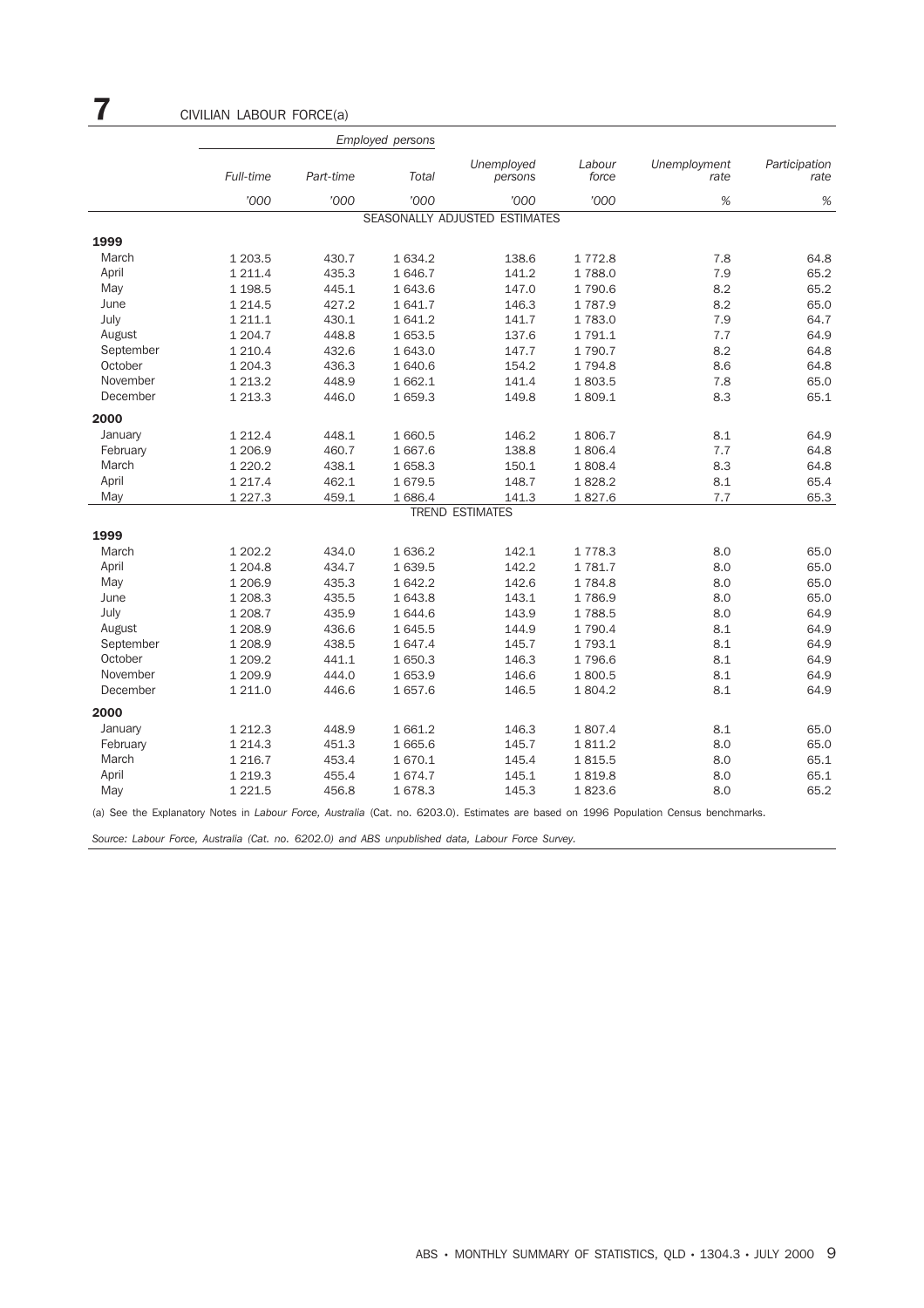# 7 CIVILIAN LABOUR FORCE(a)

| | Employed persons | | | | | | |
|---|---|---|---|---|---|---|---|
| | *Full-time* | *Part-time* | *Total* | *Unemployed persons* | *Labour force* | *Unemployment rate* | *Participation rate* |
| | *'000* | *'000* | *'000* | *'000* | *'000* | *%* | *%* |
| | | | | SEASONALLY ADJUSTED ESTIMATES | | | |
| **1999** | | | | | | | |
| March | 1 203.5 | 430.7 | 1 634.2 | 138.6 | 1 772.8 | 7.8 | 64.8 |
| April | 1 211.4 | 435.3 | 1 646.7 | 141.2 | 1 788.0 | 7.9 | 65.2 |
| May | 1 198.5 | 445.1 | 1 643.6 | 147.0 | 1 790.6 | 8.2 | 65.2 |
| June | 1 214.5 | 427.2 | 1 641.7 | 146.3 | 1 787.9 | 8.2 | 65.0 |
| July | 1 211.1 | 430.1 | 1 641.2 | 141.7 | 1 783.0 | 7.9 | 64.7 |
| August | 1 204.7 | 448.8 | 1 653.5 | 137.6 | 1 791.1 | 7.7 | 64.9 |
| September | 1 210.4 | 432.6 | 1 643.0 | 147.7 | 1 790.7 | 8.2 | 64.8 |
| October | 1 204.3 | 436.3 | 1 640.6 | 154.2 | 1 794.8 | 8.6 | 64.8 |
| November | 1 213.2 | 448.9 | 1 662.1 | 141.4 | 1 803.5 | 7.8 | 65.0 |
| December | 1 213.3 | 446.0 | 1 659.3 | 149.8 | 1 809.1 | 8.3 | 65.1 |
| **2000** | | | | | | | |
| January | 1 212.4 | 448.1 | 1 660.5 | 146.2 | 1 806.7 | 8.1 | 64.9 |
| February | 1 206.9 | 460.7 | 1 667.6 | 138.8 | 1 806.4 | 7.7 | 64.8 |
| March | 1 220.2 | 438.1 | 1 658.3 | 150.1 | 1 808.4 | 8.3 | 64.8 |
| April | 1 217.4 | 462.1 | 1 679.5 | 148.7 | 1 828.2 | 8.1 | 65.4 |
| May | 1 227.3 | 459.1 | 1 686.4 | 141.3 | 1 827.6 | 7.7 | 65.3 |
| | | | | TREND ESTIMATES | | | |
| **1999** | | | | | | | |
| March | 1 202.2 | 434.0 | 1 636.2 | 142.1 | 1 778.3 | 8.0 | 65.0 |
| April | 1 204.8 | 434.7 | 1 639.5 | 142.2 | 1 781.7 | 8.0 | 65.0 |
| May | 1 206.9 | 435.3 | 1 642.2 | 142.6 | 1 784.8 | 8.0 | 65.0 |
| June | 1 208.3 | 435.5 | 1 643.8 | 143.1 | 1 786.9 | 8.0 | 65.0 |
| July | 1 208.7 | 435.9 | 1 644.6 | 143.9 | 1 788.5 | 8.0 | 64.9 |
| August | 1 208.9 | 436.6 | 1 645.5 | 144.9 | 1 790.4 | 8.1 | 64.9 |
| September | 1 208.9 | 438.5 | 1 647.4 | 145.7 | 1 793.1 | 8.1 | 64.9 |
| October | 1 209.2 | 441.1 | 1 650.3 | 146.3 | 1 796.6 | 8.1 | 64.9 |
| November | 1 209.9 | 444.0 | 1 653.9 | 146.6 | 1 800.5 | 8.1 | 64.9 |
| December | 1 211.0 | 446.6 | 1 657.6 | 146.5 | 1 804.2 | 8.1 | 64.9 |
| **2000** | | | | | | | |
| January | 1 212.3 | 448.9 | 1 661.2 | 146.3 | 1 807.4 | 8.1 | 65.0 |
| February | 1 214.3 | 451.3 | 1 665.6 | 145.7 | 1 811.2 | 8.0 | 65.0 |
| March | 1 216.7 | 453.4 | 1 670.1 | 145.4 | 1 815.5 | 8.0 | 65.1 |
| April | 1 219.3 | 455.4 | 1 674.7 | 145.1 | 1 819.8 | 8.0 | 65.1 |
| May | 1 221.5 | 456.8 | 1 678.3 | 145.3 | 1 823.6 | 8.0 | 65.2 |

(a) See the Explanatory Notes in *Labour Force, Australia* (Cat. no. 6203.0). Estimates are based on 1996 Population Census benchmarks.

*Source: Labour Force, Australia (Cat. no. 6202.0) and ABS unpublished data, Labour Force Survey.*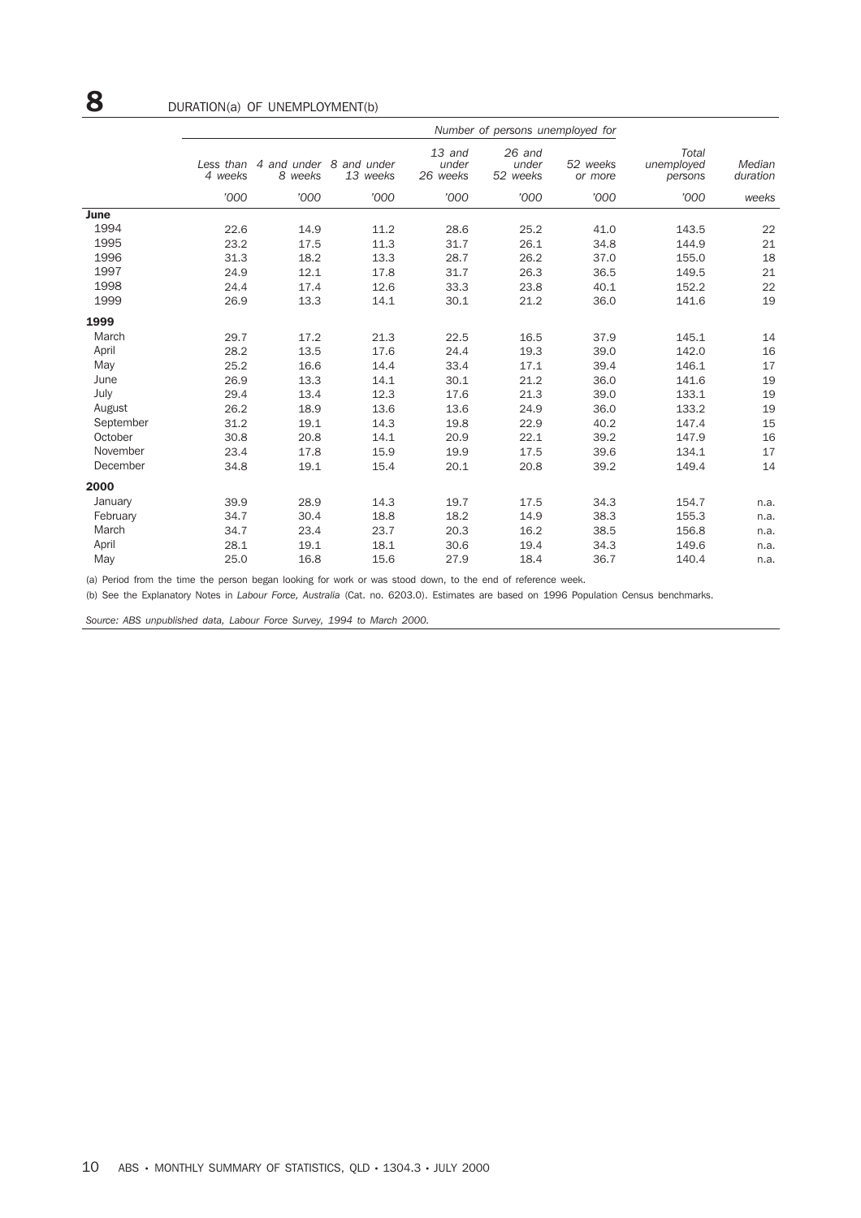## 8 DURATION(a) OF UNEMPLOYMENT(b)

| | Number of persons unemployed for | | | | | | | |
|---|---|---|---|---|---|---|---|---|
| | Less than 4 weeks | 4 and under 8 weeks | 8 and under 13 weeks | 13 and under 26 weeks | 26 and under 52 weeks | 52 weeks or more | Total unemployed persons | Median duration |
| | '000 | '000 | '000 | '000 | '000 | '000 | '000 | weeks |
| **June** | | | | | | | | |
| 1994 | 22.6 | 14.9 | 11.2 | 28.6 | 25.2 | 41.0 | 143.5 | 22 |
| 1995 | 23.2 | 17.5 | 11.3 | 31.7 | 26.1 | 34.8 | 144.9 | 21 |
| 1996 | 31.3 | 18.2 | 13.3 | 28.7 | 26.2 | 37.0 | 155.0 | 18 |
| 1997 | 24.9 | 12.1 | 17.8 | 31.7 | 26.3 | 36.5 | 149.5 | 21 |
| 1998 | 24.4 | 17.4 | 12.6 | 33.3 | 23.8 | 40.1 | 152.2 | 22 |
| 1999 | 26.9 | 13.3 | 14.1 | 30.1 | 21.2 | 36.0 | 141.6 | 19 |
| **1999** | | | | | | | | |
| March | 29.7 | 17.2 | 21.3 | 22.5 | 16.5 | 37.9 | 145.1 | 14 |
| April | 28.2 | 13.5 | 17.6 | 24.4 | 19.3 | 39.0 | 142.0 | 16 |
| May | 25.2 | 16.6 | 14.4 | 33.4 | 17.1 | 39.4 | 146.1 | 17 |
| June | 26.9 | 13.3 | 14.1 | 30.1 | 21.2 | 36.0 | 141.6 | 19 |
| July | 29.4 | 13.4 | 12.3 | 17.6 | 21.3 | 39.0 | 133.1 | 19 |
| August | 26.2 | 18.9 | 13.6 | 13.6 | 24.9 | 36.0 | 133.2 | 19 |
| September | 31.2 | 19.1 | 14.3 | 19.8 | 22.9 | 40.2 | 147.4 | 15 |
| October | 30.8 | 20.8 | 14.1 | 20.9 | 22.1 | 39.2 | 147.9 | 16 |
| November | 23.4 | 17.8 | 15.9 | 19.9 | 17.5 | 39.6 | 134.1 | 17 |
| December | 34.8 | 19.1 | 15.4 | 20.1 | 20.8 | 39.2 | 149.4 | 14 |
| **2000** | | | | | | | | |
| January | 39.9 | 28.9 | 14.3 | 19.7 | 17.5 | 34.3 | 154.7 | n.a. |
| February | 34.7 | 30.4 | 18.8 | 18.2 | 14.9 | 38.3 | 155.3 | n.a. |
| March | 34.7 | 23.4 | 23.7 | 20.3 | 16.2 | 38.5 | 156.8 | n.a. |
| April | 28.1 | 19.1 | 18.1 | 30.6 | 19.4 | 34.3 | 149.6 | n.a. |
| May | 25.0 | 16.8 | 15.6 | 27.9 | 18.4 | 36.7 | 140.4 | n.a. |

(a) Period from the time the person began looking for work or was stood down, to the end of reference week.

(b) See the Explanatory Notes in *Labour Force, Australia* (Cat. no. 6203.0). Estimates are based on 1996 Population Census benchmarks.

*Source: ABS unpublished data, Labour Force Survey, 1994 to March 2000.*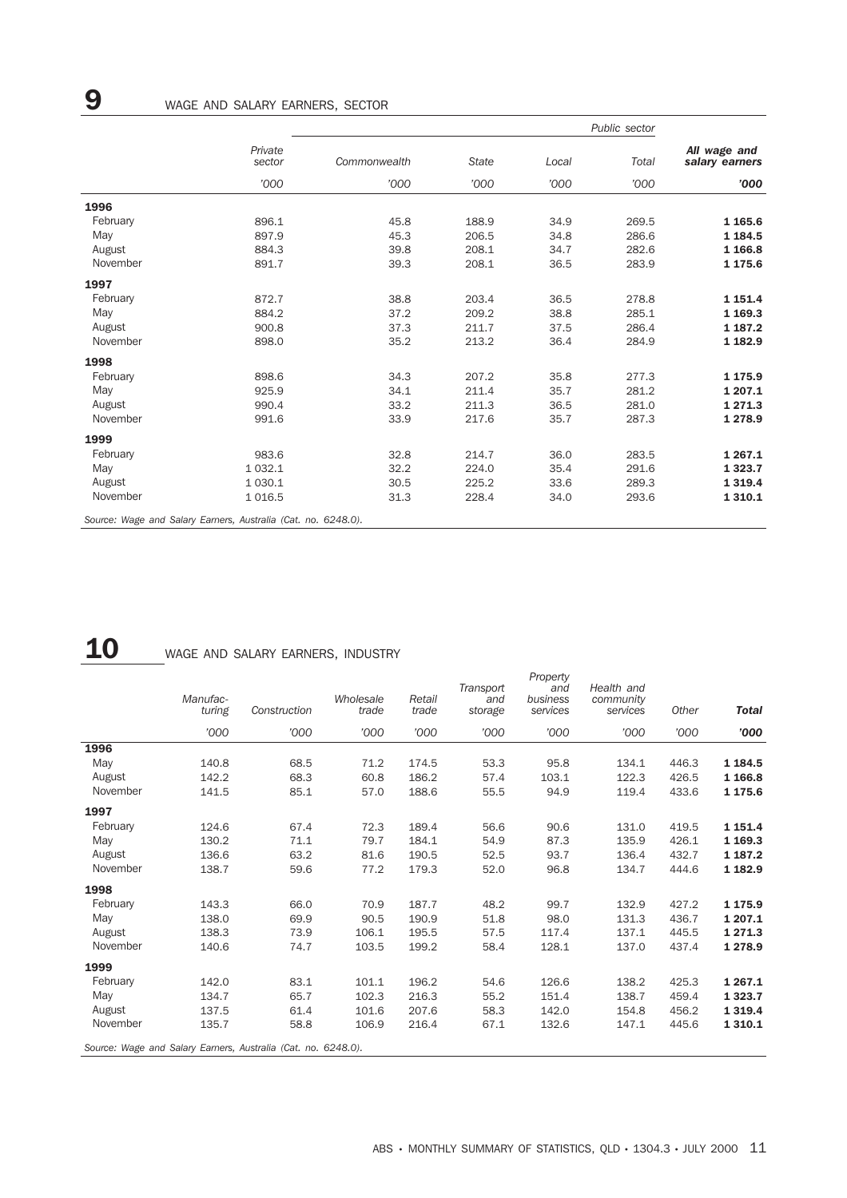## 9 WAGE AND SALARY EARNERS, SECTOR

| | Private sector | Public sector | | | | All wage and salary earners |
|---|---|---|---|---|---|---|
| | | Commonwealth | State | Local | Total | |
| | '000 | '000 | '000 | '000 | '000 | **'000** |
| **1996** | | | | | | |
| February | 896.1 | 45.8 | 188.9 | 34.9 | 269.5 | **1 165.6** |
| May | 897.9 | 45.3 | 206.5 | 34.8 | 286.6 | **1 184.5** |
| August | 884.3 | 39.8 | 208.1 | 34.7 | 282.6 | **1 166.8** |
| November | 891.7 | 39.3 | 208.1 | 36.5 | 283.9 | **1 175.6** |
| **1997** | | | | | | |
| February | 872.7 | 38.8 | 203.4 | 36.5 | 278.8 | **1 151.4** |
| May | 884.2 | 37.2 | 209.2 | 38.8 | 285.1 | **1 169.3** |
| August | 900.8 | 37.3 | 211.7 | 37.5 | 286.4 | **1 187.2** |
| November | 898.0 | 35.2 | 213.2 | 36.4 | 284.9 | **1 182.9** |
| **1998** | | | | | | |
| February | 898.6 | 34.3 | 207.2 | 35.8 | 277.3 | **1 175.9** |
| May | 925.9 | 34.1 | 211.4 | 35.7 | 281.2 | **1 207.1** |
| August | 990.4 | 33.2 | 211.3 | 36.5 | 281.0 | **1 271.3** |
| November | 991.6 | 33.9 | 217.6 | 35.7 | 287.3 | **1 278.9** |
| **1999** | | | | | | |
| February | 983.6 | 32.8 | 214.7 | 36.0 | 283.5 | **1 267.1** |
| May | 1 032.1 | 32.2 | 224.0 | 35.4 | 291.6 | **1 323.7** |
| August | 1 030.1 | 30.5 | 225.2 | 33.6 | 289.3 | **1 319.4** |
| November | 1 016.5 | 31.3 | 228.4 | 34.0 | 293.6 | **1 310.1** |

*Source: Wage and Salary Earners, Australia (Cat. no. 6248.0).*

## 10 WAGE AND SALARY EARNERS, INDUSTRY

| | Manufacturing | Construction | Wholesale trade | Retail trade | Transport and storage | Property and business services | Health and community services | Other | Total |
|---|---|---|---|---|---|---|---|---|---|
| | '000 | '000 | '000 | '000 | '000 | '000 | '000 | '000 | **'000** |
| **1996** | | | | | | | | | |
| May | 140.8 | 68.5 | 71.2 | 174.5 | 53.3 | 95.8 | 134.1 | 446.3 | **1 184.5** |
| August | 142.2 | 68.3 | 60.8 | 186.2 | 57.4 | 103.1 | 122.3 | 426.5 | **1 166.8** |
| November | 141.5 | 85.1 | 57.0 | 188.6 | 55.5 | 94.9 | 119.4 | 433.6 | **1 175.6** |
| **1997** | | | | | | | | | |
| February | 124.6 | 67.4 | 72.3 | 189.4 | 56.6 | 90.6 | 131.0 | 419.5 | **1 151.4** |
| May | 130.2 | 71.1 | 79.7 | 184.1 | 54.9 | 87.3 | 135.9 | 426.1 | **1 169.3** |
| August | 136.6 | 63.2 | 81.6 | 190.5 | 52.5 | 93.7 | 136.4 | 432.7 | **1 187.2** |
| November | 138.7 | 59.6 | 77.2 | 179.3 | 52.0 | 96.8 | 134.7 | 444.6 | **1 182.9** |
| **1998** | | | | | | | | | |
| February | 143.3 | 66.0 | 70.9 | 187.7 | 48.2 | 99.7 | 132.9 | 427.2 | **1 175.9** |
| May | 138.0 | 69.9 | 90.5 | 190.9 | 51.8 | 98.0 | 131.3 | 436.7 | **1 207.1** |
| August | 138.3 | 73.9 | 106.1 | 195.5 | 57.5 | 117.4 | 137.1 | 445.5 | **1 271.3** |
| November | 140.6 | 74.7 | 103.5 | 199.2 | 58.4 | 128.1 | 137.0 | 437.4 | **1 278.9** |
| **1999** | | | | | | | | | |
| February | 142.0 | 83.1 | 101.1 | 196.2 | 54.6 | 126.6 | 138.2 | 425.3 | **1 267.1** |
| May | 134.7 | 65.7 | 102.3 | 216.3 | 55.2 | 151.4 | 138.7 | 459.4 | **1 323.7** |
| August | 137.5 | 61.4 | 101.6 | 207.6 | 58.3 | 142.0 | 154.8 | 456.2 | **1 319.4** |
| November | 135.7 | 58.8 | 106.9 | 216.4 | 67.1 | 132.6 | 147.1 | 445.6 | **1 310.1** |

*Source: Wage and Salary Earners, Australia (Cat. no. 6248.0).*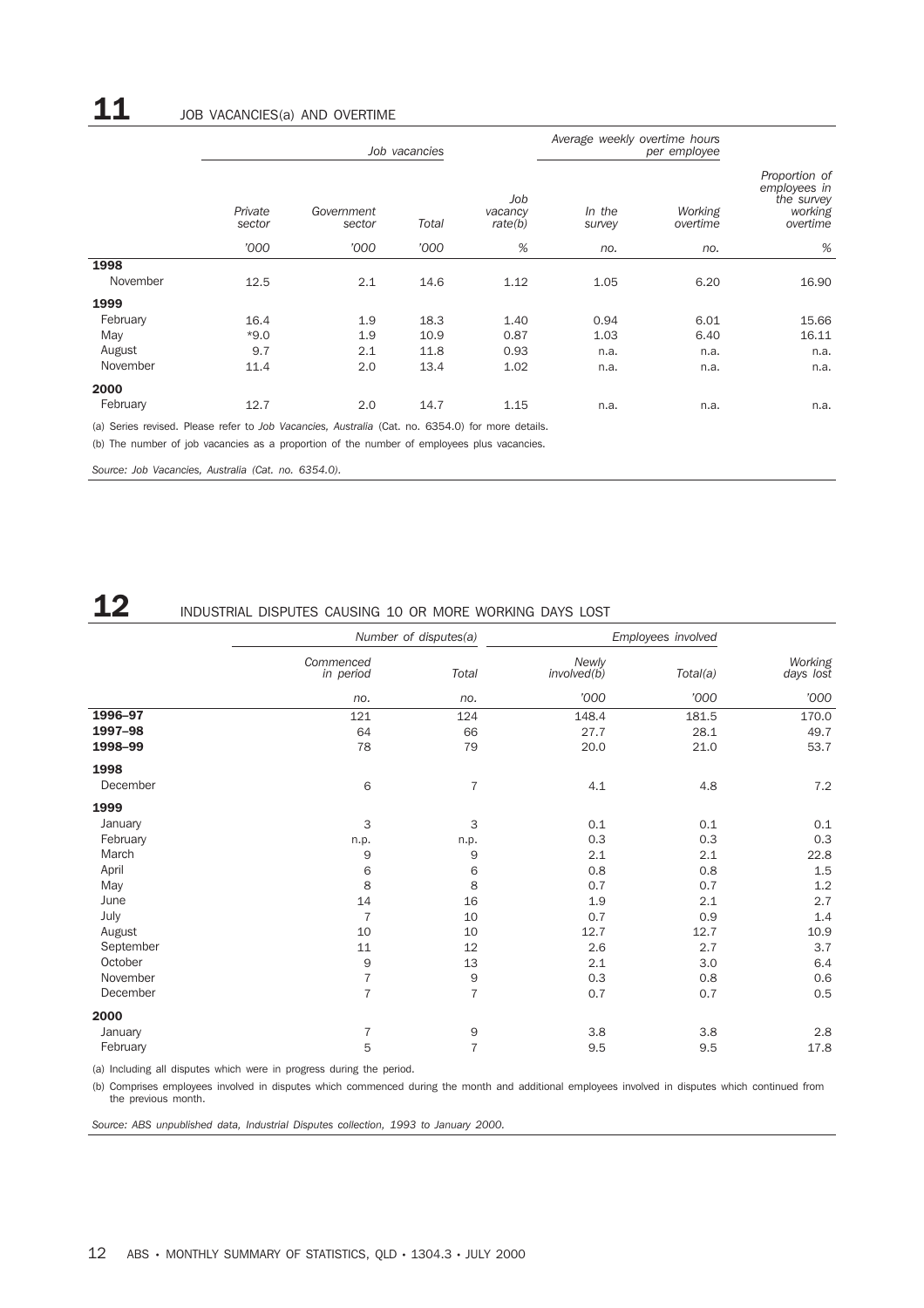## 11 JOB VACANCIES(a) AND OVERTIME

| | Job vacancies | | | | Average weekly overtime hours per employee | | |
|---|---|---|---|---|---|---|---|
| | Private sector | Government sector | Total | Job vacancy rate(b) | In the survey | Working overtime | Proportion of employees in the survey working overtime |
| | '000 | '000 | '000 | % | no. | no. | % |
| **1998** | | | | | | | |
| November | 12.5 | 2.1 | 14.6 | 1.12 | 1.05 | 6.20 | 16.90 |
| **1999** | | | | | | | |
| February | 16.4 | 1.9 | 18.3 | 1.40 | 0.94 | 6.01 | 15.66 |
| May | *9.0 | 1.9 | 10.9 | 0.87 | 1.03 | 6.40 | 16.11 |
| August | 9.7 | 2.1 | 11.8 | 0.93 | n.a. | n.a. | n.a. |
| November | 11.4 | 2.0 | 13.4 | 1.02 | n.a. | n.a. | n.a. |
| **2000** | | | | | | | |
| February | 12.7 | 2.0 | 14.7 | 1.15 | n.a. | n.a. | n.a. |

(a) Series revised. Please refer to *Job Vacancies, Australia* (Cat. no. 6354.0) for more details.

(b) The number of job vacancies as a proportion of the number of employees plus vacancies.

*Source: Job Vacancies, Australia (Cat. no. 6354.0).*

## 12 INDUSTRIAL DISPUTES CAUSING 10 OR MORE WORKING DAYS LOST

| | Number of disputes(a) | | Employees involved | | |
|---|---|---|---|---|---|
| | Commenced in period | Total | Newly involved(b) | Total(a) | Working days lost |
| | no. | no. | '000 | '000 | '000 |
| **1996–97** | 121 | 124 | 148.4 | 181.5 | 170.0 |
| **1997–98** | 64 | 66 | 27.7 | 28.1 | 49.7 |
| **1998–99** | 78 | 79 | 20.0 | 21.0 | 53.7 |
| **1998** | | | | | |
| December | 6 | 7 | 4.1 | 4.8 | 7.2 |
| **1999** | | | | | |
| January | 3 | 3 | 0.1 | 0.1 | 0.1 |
| February | n.p. | n.p. | 0.3 | 0.3 | 0.3 |
| March | 9 | 9 | 2.1 | 2.1 | 22.8 |
| April | 6 | 6 | 0.8 | 0.8 | 1.5 |
| May | 8 | 8 | 0.7 | 0.7 | 1.2 |
| June | 14 | 16 | 1.9 | 2.1 | 2.7 |
| July | 7 | 10 | 0.7 | 0.9 | 1.4 |
| August | 10 | 10 | 12.7 | 12.7 | 10.9 |
| September | 11 | 12 | 2.6 | 2.7 | 3.7 |
| October | 9 | 13 | 2.1 | 3.0 | 6.4 |
| November | 7 | 9 | 0.3 | 0.8 | 0.6 |
| December | 7 | 7 | 0.7 | 0.7 | 0.5 |
| **2000** | | | | | |
| January | 7 | 9 | 3.8 | 3.8 | 2.8 |
| February | 5 | 7 | 9.5 | 9.5 | 17.8 |

(a) Including all disputes which were in progress during the period.

(b) Comprises employees involved in disputes which commenced during the month and additional employees involved in disputes which continued from the previous month.

*Source: ABS unpublished data, Industrial Disputes collection, 1993 to January 2000.*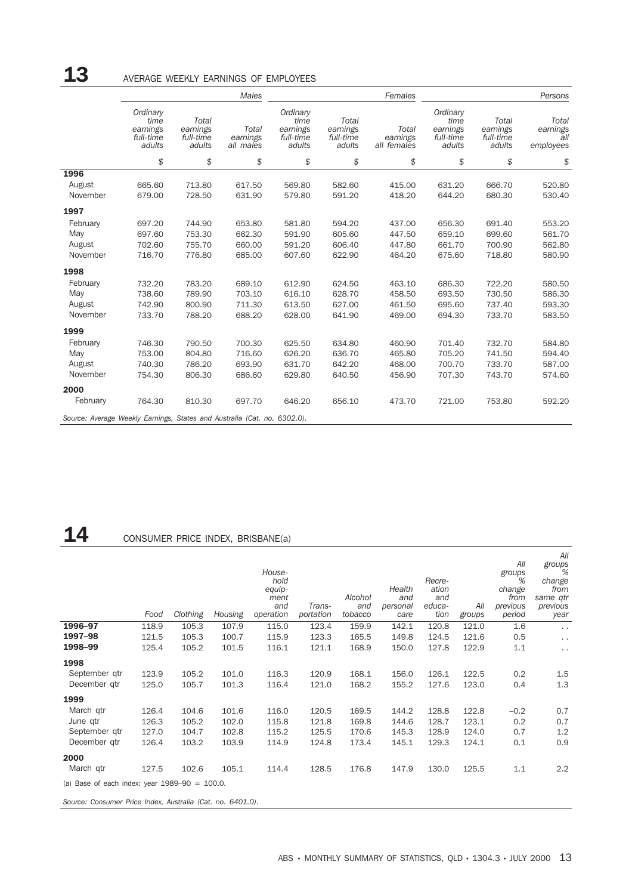## 13 AVERAGE WEEKLY EARNINGS OF EMPLOYEES

| | Males | | | Females | | | Persons | | |
|---|---|---|---|---|---|---|---|---|---|
| | Ordinary time earnings full-time adults | Total earnings full-time adults | Total earnings all males | Ordinary time earnings full-time adults | Total earnings full-time adults | Total earnings all females | Ordinary time earnings full-time adults | Total earnings full-time adults | Total earnings all employees |
| | $ | $ | $ | $ | $ | $ | $ | $ | $ |
| **1996** | | | | | | | | | |
| August | 665.60 | 713.80 | 617.50 | 569.80 | 582.60 | 415.00 | 631.20 | 666.70 | 520.80 |
| November | 679.00 | 728.50 | 631.90 | 579.80 | 591.20 | 418.20 | 644.20 | 680.30 | 530.40 |
| **1997** | | | | | | | | | |
| February | 697.20 | 744.90 | 653.80 | 581.80 | 594.20 | 437.00 | 656.30 | 691.40 | 553.20 |
| May | 697.60 | 753.30 | 662.30 | 591.90 | 605.60 | 447.50 | 659.10 | 699.60 | 561.70 |
| August | 702.60 | 755.70 | 660.00 | 591.20 | 606.40 | 447.80 | 661.70 | 700.90 | 562.80 |
| November | 716.70 | 776.80 | 685.00 | 607.60 | 622.90 | 464.20 | 675.60 | 718.80 | 580.90 |
| **1998** | | | | | | | | | |
| February | 732.20 | 783.20 | 689.10 | 612.90 | 624.50 | 463.10 | 686.30 | 722.20 | 580.50 |
| May | 738.60 | 789.90 | 703.10 | 616.10 | 628.70 | 458.50 | 693.50 | 730.50 | 586.30 |
| August | 742.90 | 800.90 | 711.30 | 613.50 | 627.00 | 461.50 | 695.60 | 737.40 | 593.30 |
| November | 733.70 | 788.20 | 688.20 | 628.00 | 641.90 | 469.00 | 694.30 | 733.70 | 583.50 |
| **1999** | | | | | | | | | |
| February | 746.30 | 790.50 | 700.30 | 625.50 | 634.80 | 460.90 | 701.40 | 732.70 | 584.80 |
| May | 753.00 | 804.80 | 716.60 | 626.20 | 636.70 | 465.80 | 705.20 | 741.50 | 594.40 |
| August | 740.30 | 786.20 | 693.90 | 631.70 | 642.20 | 468.00 | 700.20 | 733.70 | 587.00 |
| November | 754.30 | 806.30 | 686.60 | 629.80 | 640.50 | 456.90 | 707.30 | 743.70 | 574.60 |
| **2000** | | | | | | | | | |
| February | 764.30 | 810.30 | 697.70 | 646.20 | 656.10 | 473.70 | 721.00 | 753.80 | 592.20 |

*Source: Average Weekly Earnings, States and Australia (Cat. no. 6302.0).*

## 14 CONSUMER PRICE INDEX, BRISBANE(a)

| | Food | Clothing | Housing | Household equipment and operation | Transportation | Alcohol and tobacco | Health and personal care | Recreation and education | All groups | All groups % change from previous period | All groups % change from same qtr previous year |
|---|---|---|---|---|---|---|---|---|---|---|---|
| **1996–97** | 118.9 | 105.3 | 107.9 | 115.0 | 123.4 | 159.9 | 142.1 | 120.8 | 121.0 | 1.6 | . . |
| **1997–98** | 121.5 | 105.3 | 100.7 | 115.9 | 123.3 | 165.5 | 149.8 | 124.5 | 121.6 | 0.5 | . . |
| **1998–99** | 125.4 | 105.2 | 101.5 | 116.1 | 121.1 | 168.9 | 150.0 | 127.8 | 122.9 | 1.1 | . . |
| **1998** | | | | | | | | | | | |
| September qtr | 123.9 | 105.2 | 101.0 | 116.3 | 120.9 | 168.1 | 156.0 | 126.1 | 122.5 | 0.2 | 1.5 |
| December qtr | 125.0 | 105.7 | 101.3 | 116.4 | 121.0 | 168.2 | 155.2 | 127.6 | 123.0 | 0.4 | 1.3 |
| **1999** | | | | | | | | | | | |
| March qtr | 126.4 | 104.6 | 101.6 | 116.0 | 120.5 | 169.5 | 144.2 | 128.8 | 122.8 | –0.2 | 0.7 |
| June qtr | 126.3 | 105.2 | 102.0 | 115.8 | 121.8 | 169.8 | 144.6 | 128.7 | 123.1 | 0.2 | 0.7 |
| September qtr | 127.0 | 104.7 | 102.8 | 115.2 | 125.5 | 170.6 | 145.3 | 128.9 | 124.0 | 0.7 | 1.2 |
| December qtr | 126.4 | 103.2 | 103.9 | 114.9 | 124.8 | 173.4 | 145.1 | 129.3 | 124.1 | 0.1 | 0.9 |
| **2000** | | | | | | | | | | | |
| March qtr | 127.5 | 102.6 | 105.1 | 114.4 | 128.5 | 176.8 | 147.9 | 130.0 | 125.5 | 1.1 | 2.2 |

(a) Base of each index: year 1989–90 = 100.0.

*Source: Consumer Price Index, Australia (Cat. no. 6401.0).*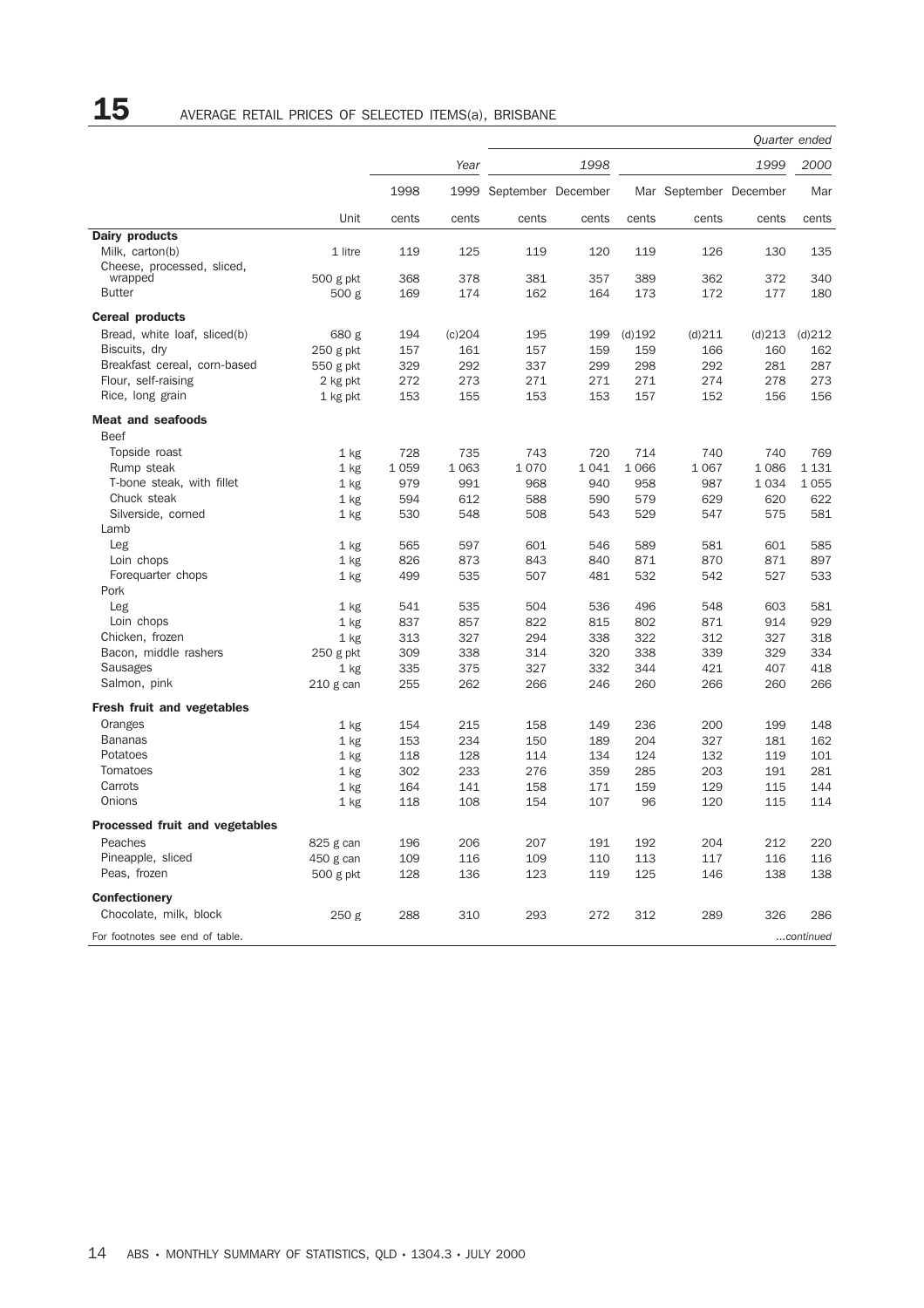# 15 AVERAGE RETAIL PRICES OF SELECTED ITEMS(a), BRISBANE

| | | Year | | Quarter ended | | | | | |
|---|---|---|---|---|---|---|---|---|---|
| | | | | 1998 | | 1999 | | | 2000 |
| | Unit | 1998 | 1999 | September | December | Mar | September | December | Mar |
| | | cents | cents | cents | cents | cents | cents | cents | cents |
| **Dairy products** | | | | | | | | | |
| Milk, carton(b) | 1 litre | 119 | 125 | 119 | 120 | 119 | 126 | 130 | 135 |
| Cheese, processed, sliced, wrapped | 500 g pkt | 368 | 378 | 381 | 357 | 389 | 362 | 372 | 340 |
| Butter | 500 g | 169 | 174 | 162 | 164 | 173 | 172 | 177 | 180 |
| **Cereal products** | | | | | | | | | |
| Bread, white loaf, sliced(b) | 680 g | 194 | (c)204 | 195 | 199 | (d)192 | (d)211 | (d)213 | (d)212 |
| Biscuits, dry | 250 g pkt | 157 | 161 | 157 | 159 | 159 | 166 | 160 | 162 |
| Breakfast cereal, corn-based | 550 g pkt | 329 | 292 | 337 | 299 | 298 | 292 | 281 | 287 |
| Flour, self-raising | 2 kg pkt | 272 | 273 | 271 | 271 | 271 | 274 | 278 | 273 |
| Rice, long grain | 1 kg pkt | 153 | 155 | 153 | 153 | 157 | 152 | 156 | 156 |
| **Meat and seafoods** | | | | | | | | | |
| Beef | | | | | | | | | |
| Topside roast | 1 kg | 728 | 735 | 743 | 720 | 714 | 740 | 740 | 769 |
| Rump steak | 1 kg | 1 059 | 1 063 | 1 070 | 1 041 | 1 066 | 1 067 | 1 086 | 1 131 |
| T-bone steak, with fillet | 1 kg | 979 | 991 | 968 | 940 | 958 | 987 | 1 034 | 1 055 |
| Chuck steak | 1 kg | 594 | 612 | 588 | 590 | 579 | 629 | 620 | 622 |
| Silverside, corned | 1 kg | 530 | 548 | 508 | 543 | 529 | 547 | 575 | 581 |
| Lamb | | | | | | | | | |
| Leg | 1 kg | 565 | 597 | 601 | 546 | 589 | 581 | 601 | 585 |
| Loin chops | 1 kg | 826 | 873 | 843 | 840 | 871 | 870 | 871 | 897 |
| Forequarter chops | 1 kg | 499 | 535 | 507 | 481 | 532 | 542 | 527 | 533 |
| Pork | | | | | | | | | |
| Leg | 1 kg | 541 | 535 | 504 | 536 | 496 | 548 | 603 | 581 |
| Loin chops | 1 kg | 837 | 857 | 822 | 815 | 802 | 871 | 914 | 929 |
| Chicken, frozen | 1 kg | 313 | 327 | 294 | 338 | 322 | 312 | 327 | 318 |
| Bacon, middle rashers | 250 g pkt | 309 | 338 | 314 | 320 | 338 | 339 | 329 | 334 |
| Sausages | 1 kg | 335 | 375 | 327 | 332 | 344 | 421 | 407 | 418 |
| Salmon, pink | 210 g can | 255 | 262 | 266 | 246 | 260 | 266 | 260 | 266 |
| **Fresh fruit and vegetables** | | | | | | | | | |
| Oranges | 1 kg | 154 | 215 | 158 | 149 | 236 | 200 | 199 | 148 |
| Bananas | 1 kg | 153 | 234 | 150 | 189 | 204 | 327 | 181 | 162 |
| Potatoes | 1 kg | 118 | 128 | 114 | 134 | 124 | 132 | 119 | 101 |
| Tomatoes | 1 kg | 302 | 233 | 276 | 359 | 285 | 203 | 191 | 281 |
| Carrots | 1 kg | 164 | 141 | 158 | 171 | 159 | 129 | 115 | 144 |
| Onions | 1 kg | 118 | 108 | 154 | 107 | 96 | 120 | 115 | 114 |
| **Processed fruit and vegetables** | | | | | | | | | |
| Peaches | 825 g can | 196 | 206 | 207 | 191 | 192 | 204 | 212 | 220 |
| Pineapple, sliced | 450 g can | 109 | 116 | 109 | 110 | 113 | 117 | 116 | 116 |
| Peas, frozen | 500 g pkt | 128 | 136 | 123 | 119 | 125 | 146 | 138 | 138 |
| **Confectionery** | | | | | | | | | |
| Chocolate, milk, block | 250 g | 288 | 310 | 293 | 272 | 312 | 289 | 326 | 286 |

For footnotes see end of table. ...continued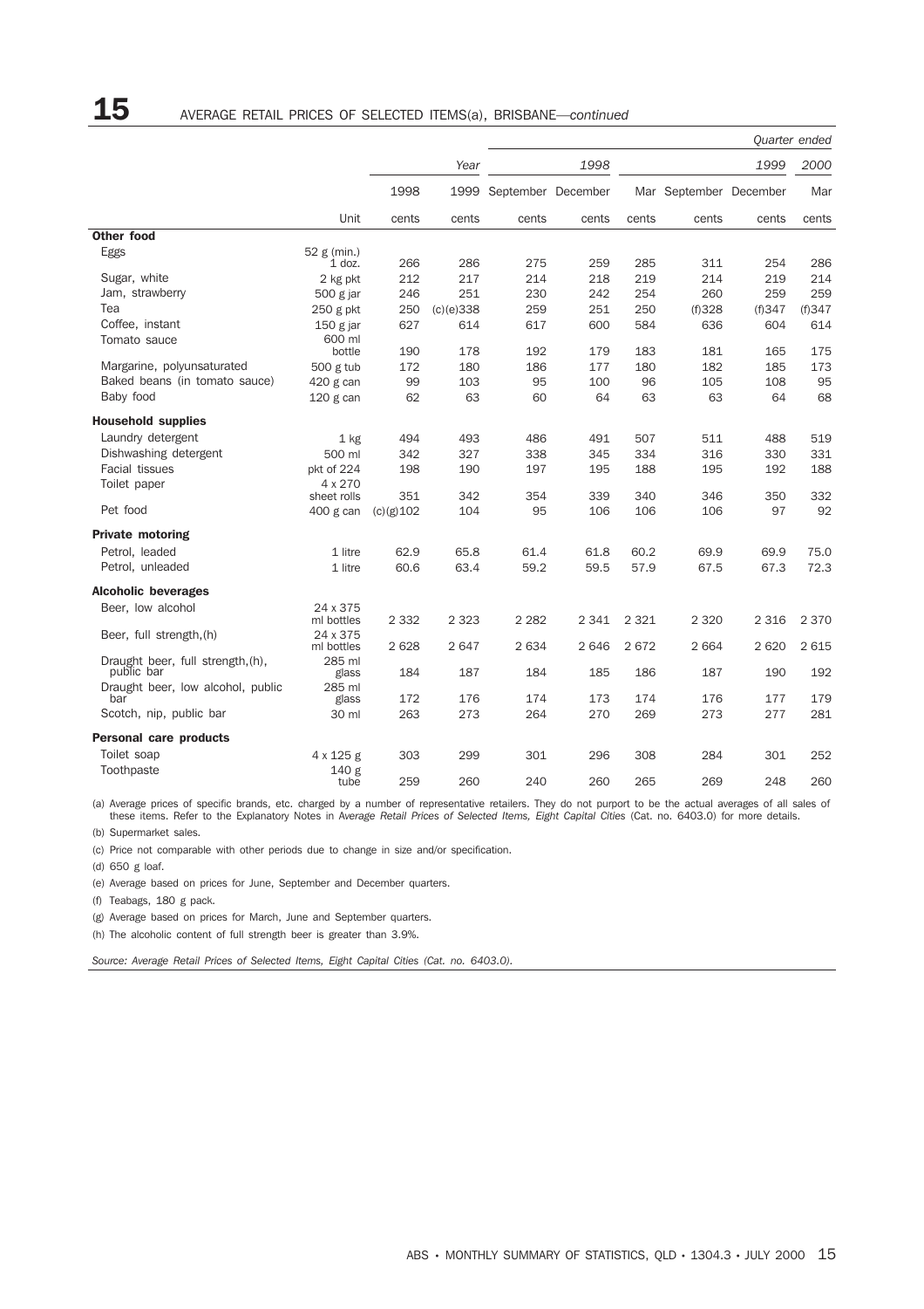## 15 AVERAGE RETAIL PRICES OF SELECTED ITEMS(a), BRISBANE—*continued*

| | | Year | | Quarter ended | | | | | |
|---|---|---|---|---|---|---|---|---|---|
| | | | | 1998 | | 1999 | | | 2000 |
| | | 1998 | 1999 | September | December | Mar | September | December | Mar |
| | Unit | cents | cents | cents | cents | cents | cents | cents | cents |
| **Other food** | | | | | | | | | |
| Eggs | 52 g (min.) 1 doz. | 266 | 286 | 275 | 259 | 285 | 311 | 254 | 286 |
| Sugar, white | 2 kg pkt | 212 | 217 | 214 | 218 | 219 | 214 | 219 | 214 |
| Jam, strawberry | 500 g jar | 246 | 251 | 230 | 242 | 254 | 260 | 259 | 259 |
| Tea | 250 g pkt | 250 | (c)(e)338 | 259 | 251 | 250 | (f)328 | (f)347 | (f)347 |
| Coffee, instant | 150 g jar | 627 | 614 | 617 | 600 | 584 | 636 | 604 | 614 |
| Tomato sauce | 600 ml bottle | 190 | 178 | 192 | 179 | 183 | 181 | 165 | 175 |
| Margarine, polyunsaturated | 500 g tub | 172 | 180 | 186 | 177 | 180 | 182 | 185 | 173 |
| Baked beans (in tomato sauce) | 420 g can | 99 | 103 | 95 | 100 | 96 | 105 | 108 | 95 |
| Baby food | 120 g can | 62 | 63 | 60 | 64 | 63 | 63 | 64 | 68 |
| **Household supplies** | | | | | | | | | |
| Laundry detergent | 1 kg | 494 | 493 | 486 | 491 | 507 | 511 | 488 | 519 |
| Dishwashing detergent | 500 ml | 342 | 327 | 338 | 345 | 334 | 316 | 330 | 331 |
| Facial tissues | pkt of 224 | 198 | 190 | 197 | 195 | 188 | 195 | 192 | 188 |
| Toilet paper | 4 x 270 sheet rolls | 351 | 342 | 354 | 339 | 340 | 346 | 350 | 332 |
| Pet food | 400 g can | (c)(g)102 | 104 | 95 | 106 | 106 | 106 | 97 | 92 |
| **Private motoring** | | | | | | | | | |
| Petrol, leaded | 1 litre | 62.9 | 65.8 | 61.4 | 61.8 | 60.2 | 69.9 | 69.9 | 75.0 |
| Petrol, unleaded | 1 litre | 60.6 | 63.4 | 59.2 | 59.5 | 57.9 | 67.5 | 67.3 | 72.3 |
| **Alcoholic beverages** | | | | | | | | | |
| Beer, low alcohol | 24 x 375 ml bottles | 2 332 | 2 323 | 2 282 | 2 341 | 2 321 | 2 320 | 2 316 | 2 370 |
| Beer, full strength,(h) | 24 x 375 ml bottles | 2 628 | 2 647 | 2 634 | 2 646 | 2 672 | 2 664 | 2 620 | 2 615 |
| Draught beer, full strength,(h), public bar | 285 ml glass | 184 | 187 | 184 | 185 | 186 | 187 | 190 | 192 |
| Draught beer, low alcohol, public bar | 285 ml glass | 172 | 176 | 174 | 173 | 174 | 176 | 177 | 179 |
| Scotch, nip, public bar | 30 ml | 263 | 273 | 264 | 270 | 269 | 273 | 277 | 281 |
| **Personal care products** | | | | | | | | | |
| Toilet soap | 4 x 125 g | 303 | 299 | 301 | 296 | 308 | 284 | 301 | 252 |
| Toothpaste | 140 g tube | 259 | 260 | 240 | 260 | 265 | 269 | 248 | 260 |

(a) Average prices of specific brands, etc. charged by a number of representative retailers. They do not purport to be the actual averages of all sales of these items. Refer to the Explanatory Notes in *Average Retail Prices of Selected Items, Eight Capital Cities* (Cat. no. 6403.0) for more details.

(b) Supermarket sales.

(c) Price not comparable with other periods due to change in size and/or specification.

(d) 650 g loaf.

(e) Average based on prices for June, September and December quarters.

(f) Teabags, 180 g pack.

(g) Average based on prices for March, June and September quarters.

(h) The alcoholic content of full strength beer is greater than 3.9%.

*Source: Average Retail Prices of Selected Items, Eight Capital Cities (Cat. no. 6403.0).*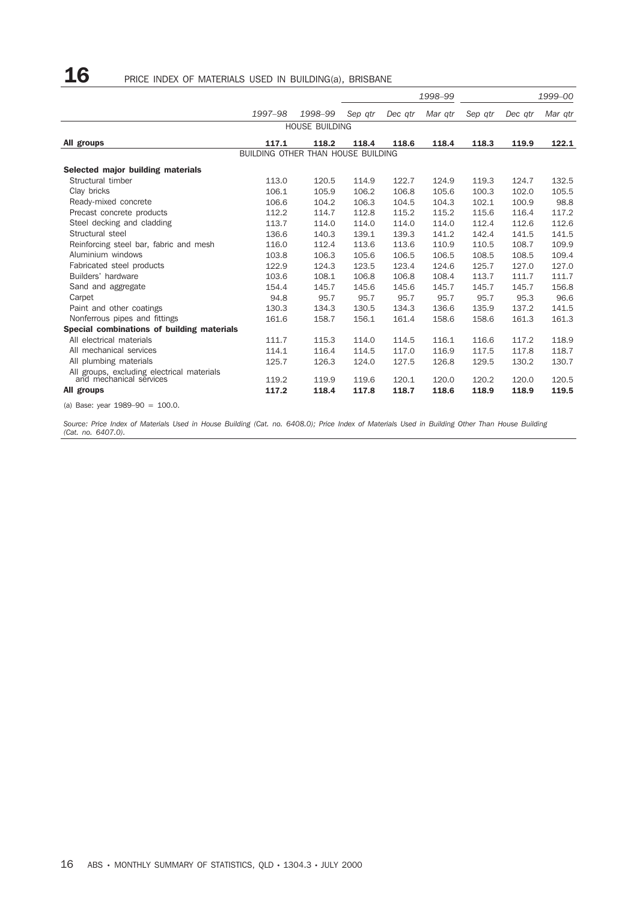# 16 PRICE INDEX OF MATERIALS USED IN BUILDING(a), BRISBANE

| | 1997–98 | 1998–99 | 1998–99 | | | 1999–00 | | |
|---|---|---|---|---|---|---|---|---|
| | | | Sep qtr | Dec qtr | Mar qtr | Sep qtr | Dec qtr | Mar qtr |
| HOUSE BUILDING | | | | | | | | |
| **All groups** | **117.1** | **118.2** | **118.4** | **118.6** | **118.4** | **118.3** | **119.9** | **122.1** |
| BUILDING OTHER THAN HOUSE BUILDING | | | | | | | | |
| **Selected major building materials** | | | | | | | | |
| Structural timber | 113.0 | 120.5 | 114.9 | 122.7 | 124.9 | 119.3 | 124.7 | 132.5 |
| Clay bricks | 106.1 | 105.9 | 106.2 | 106.8 | 105.6 | 100.3 | 102.0 | 105.5 |
| Ready-mixed concrete | 106.6 | 104.2 | 106.3 | 104.5 | 104.3 | 102.1 | 100.9 | 98.8 |
| Precast concrete products | 112.2 | 114.7 | 112.8 | 115.2 | 115.2 | 115.6 | 116.4 | 117.2 |
| Steel decking and cladding | 113.7 | 114.0 | 114.0 | 114.0 | 114.0 | 112.4 | 112.6 | 112.6 |
| Structural steel | 136.6 | 140.3 | 139.1 | 139.3 | 141.2 | 142.4 | 141.5 | 141.5 |
| Reinforcing steel bar, fabric and mesh | 116.0 | 112.4 | 113.6 | 113.6 | 110.9 | 110.5 | 108.7 | 109.9 |
| Aluminium windows | 103.8 | 106.3 | 105.6 | 106.5 | 106.5 | 108.5 | 108.5 | 109.4 |
| Fabricated steel products | 122.9 | 124.3 | 123.5 | 123.4 | 124.6 | 125.7 | 127.0 | 127.0 |
| Builders' hardware | 103.6 | 108.1 | 106.8 | 106.8 | 108.4 | 113.7 | 111.7 | 111.7 |
| Sand and aggregate | 154.4 | 145.7 | 145.6 | 145.6 | 145.7 | 145.7 | 145.7 | 156.8 |
| Carpet | 94.8 | 95.7 | 95.7 | 95.7 | 95.7 | 95.7 | 95.3 | 96.6 |
| Paint and other coatings | 130.3 | 134.3 | 130.5 | 134.3 | 136.6 | 135.9 | 137.2 | 141.5 |
| Nonferrous pipes and fittings | 161.6 | 158.7 | 156.1 | 161.4 | 158.6 | 158.6 | 161.3 | 161.3 |
| **Special combinations of building materials** | | | | | | | | |
| All electrical materials | 111.7 | 115.3 | 114.0 | 114.5 | 116.1 | 116.6 | 117.2 | 118.9 |
| All mechanical services | 114.1 | 116.4 | 114.5 | 117.0 | 116.9 | 117.5 | 117.8 | 118.7 |
| All plumbing materials | 125.7 | 126.3 | 124.0 | 127.5 | 126.8 | 129.5 | 130.2 | 130.7 |
| All groups, excluding electrical materials and mechanical services | 119.2 | 119.9 | 119.6 | 120.1 | 120.0 | 120.2 | 120.0 | 120.5 |
| **All groups** | **117.2** | **118.4** | **117.8** | **118.7** | **118.6** | **118.9** | **118.9** | **119.5** |

(a) Base: year 1989–90 = 100.0.

*Source: Price Index of Materials Used in House Building (Cat. no. 6408.0); Price Index of Materials Used in Building Other Than House Building (Cat. no. 6407.0).*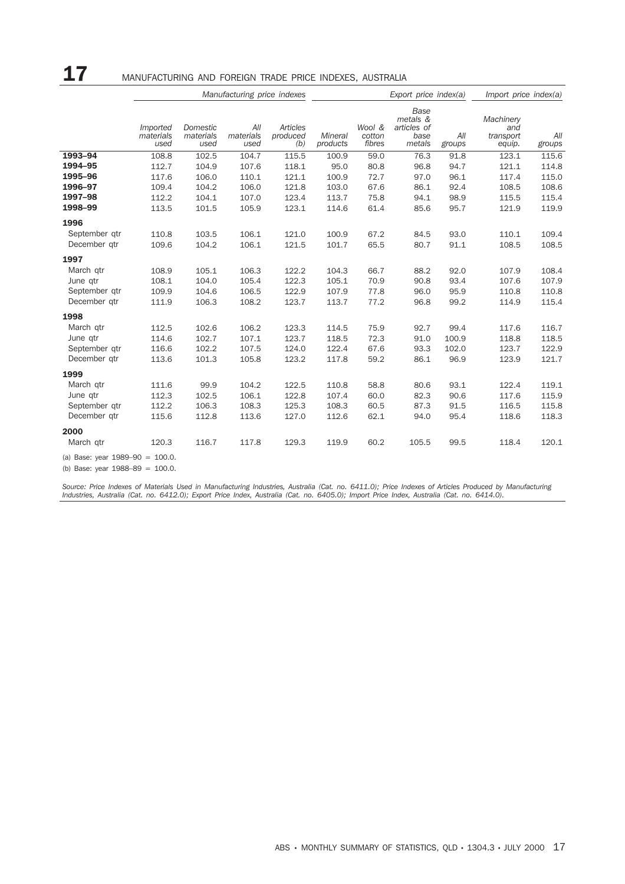# 17 MANUFACTURING AND FOREIGN TRADE PRICE INDEXES, AUSTRALIA

| | *Manufacturing price indexes* | | | | *Export price index(a)* | | | | *Import price index(a)* | |
|---|---|---|---|---|---|---|---|---|---|---|
| | *Imported materials used* | *Domestic materials used* | *All materials used* | *Articles produced (b)* | *Mineral products* | *Wool & cotton fibres* | *Base metals & articles of base metals* | *All groups* | *Machinery and transport equip.* | *All groups* |
| **1993–94** | 108.8 | 102.5 | 104.7 | 115.5 | 100.9 | 59.0 | 76.3 | 91.8 | 123.1 | 115.6 |
| **1994–95** | 112.7 | 104.9 | 107.6 | 118.1 | 95.0 | 80.8 | 96.8 | 94.7 | 121.1 | 114.8 |
| **1995–96** | 117.6 | 106.0 | 110.1 | 121.1 | 100.9 | 72.7 | 97.0 | 96.1 | 117.4 | 115.0 |
| **1996–97** | 109.4 | 104.2 | 106.0 | 121.8 | 103.0 | 67.6 | 86.1 | 92.4 | 108.5 | 108.6 |
| **1997–98** | 112.2 | 104.1 | 107.0 | 123.4 | 113.7 | 75.8 | 94.1 | 98.9 | 115.5 | 115.4 |
| **1998–99** | 113.5 | 101.5 | 105.9 | 123.1 | 114.6 | 61.4 | 85.6 | 95.7 | 121.9 | 119.9 |
| **1996** | | | | | | | | | | |
| September qtr | 110.8 | 103.5 | 106.1 | 121.0 | 100.9 | 67.2 | 84.5 | 93.0 | 110.1 | 109.4 |
| December qtr | 109.6 | 104.2 | 106.1 | 121.5 | 101.7 | 65.5 | 80.7 | 91.1 | 108.5 | 108.5 |
| **1997** | | | | | | | | | | |
| March qtr | 108.9 | 105.1 | 106.3 | 122.2 | 104.3 | 66.7 | 88.2 | 92.0 | 107.9 | 108.4 |
| June qtr | 108.1 | 104.0 | 105.4 | 122.3 | 105.1 | 70.9 | 90.8 | 93.4 | 107.6 | 107.9 |
| September qtr | 109.9 | 104.6 | 106.5 | 122.9 | 107.9 | 77.8 | 96.0 | 95.9 | 110.8 | 110.8 |
| December qtr | 111.9 | 106.3 | 108.2 | 123.7 | 113.7 | 77.2 | 96.8 | 99.2 | 114.9 | 115.4 |
| **1998** | | | | | | | | | | |
| March qtr | 112.5 | 102.6 | 106.2 | 123.3 | 114.5 | 75.9 | 92.7 | 99.4 | 117.6 | 116.7 |
| June qtr | 114.6 | 102.7 | 107.1 | 123.7 | 118.5 | 72.3 | 91.0 | 100.9 | 118.8 | 118.5 |
| September qtr | 116.6 | 102.2 | 107.5 | 124.0 | 122.4 | 67.6 | 93.3 | 102.0 | 123.7 | 122.9 |
| December qtr | 113.6 | 101.3 | 105.8 | 123.2 | 117.8 | 59.2 | 86.1 | 96.9 | 123.9 | 121.7 |
| **1999** | | | | | | | | | | |
| March qtr | 111.6 | 99.9 | 104.2 | 122.5 | 110.8 | 58.8 | 80.6 | 93.1 | 122.4 | 119.1 |
| June qtr | 112.3 | 102.5 | 106.1 | 122.8 | 107.4 | 60.0 | 82.3 | 90.6 | 117.6 | 115.9 |
| September qtr | 112.2 | 106.3 | 108.3 | 125.3 | 108.3 | 60.5 | 87.3 | 91.5 | 116.5 | 115.8 |
| December qtr | 115.6 | 112.8 | 113.6 | 127.0 | 112.6 | 62.1 | 94.0 | 95.4 | 118.6 | 118.3 |
| **2000** | | | | | | | | | | |
| March qtr | 120.3 | 116.7 | 117.8 | 129.3 | 119.9 | 60.2 | 105.5 | 99.5 | 118.4 | 120.1 |

(a) Base: year 1989–90 = 100.0.

(b) Base: year 1988–89 = 100.0.

*Source: Price Indexes of Materials Used in Manufacturing Industries, Australia (Cat. no. 6411.0); Price Indexes of Articles Produced by Manufacturing Industries, Australia (Cat. no. 6412.0); Export Price Index, Australia (Cat. no. 6405.0); Import Price Index, Australia (Cat. no. 6414.0).*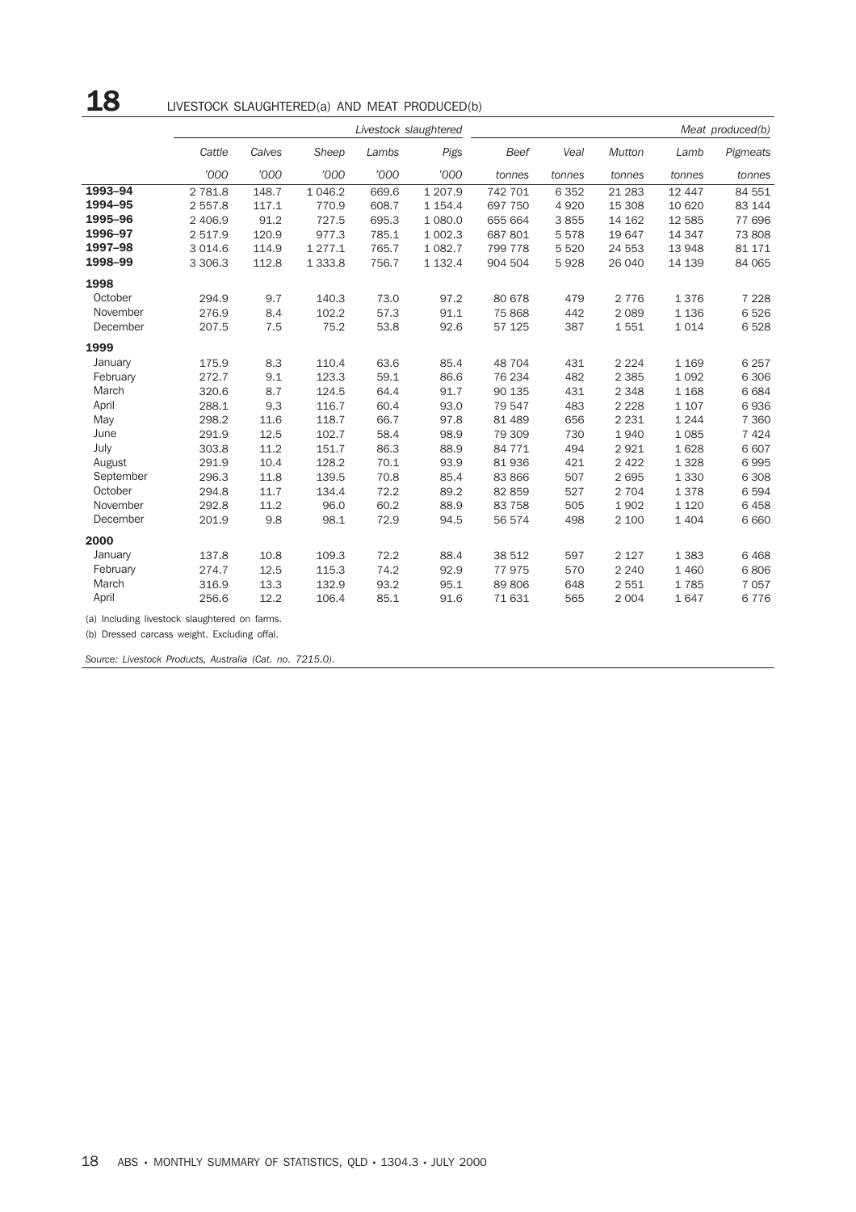# 18 LIVESTOCK SLAUGHTERED(a) AND MEAT PRODUCED(b)

| | *Livestock slaughtered* | | | | | *Meat produced(b)* | | | | |
|---|---|---|---|---|---|---|---|---|---|---|
| | *Cattle* | *Calves* | *Sheep* | *Lambs* | *Pigs* | *Beef* | *Veal* | *Mutton* | *Lamb* | *Pigmeats* |
| | *'000* | *'000* | *'000* | *'000* | *'000* | *tonnes* | *tonnes* | *tonnes* | *tonnes* | *tonnes* |
| **1993–94** | 2 781.8 | 148.7 | 1 046.2 | 669.6 | 1 207.9 | 742 701 | 6 352 | 21 283 | 12 447 | 84 551 |
| **1994–95** | 2 557.8 | 117.1 | 770.9 | 608.7 | 1 154.4 | 697 750 | 4 920 | 15 308 | 10 620 | 83 144 |
| **1995–96** | 2 406.9 | 91.2 | 727.5 | 695.3 | 1 080.0 | 655 664 | 3 855 | 14 162 | 12 585 | 77 696 |
| **1996–97** | 2 517.9 | 120.9 | 977.3 | 785.1 | 1 002.3 | 687 801 | 5 578 | 19 647 | 14 347 | 73 808 |
| **1997–98** | 3 014.6 | 114.9 | 1 277.1 | 765.7 | 1 082.7 | 799 778 | 5 520 | 24 553 | 13 948 | 81 171 |
| **1998–99** | 3 306.3 | 112.8 | 1 333.8 | 756.7 | 1 132.4 | 904 504 | 5 928 | 26 040 | 14 139 | 84 065 |
| **1998** | | | | | | | | | | |
| October | 294.9 | 9.7 | 140.3 | 73.0 | 97.2 | 80 678 | 479 | 2 776 | 1 376 | 7 228 |
| November | 276.9 | 8.4 | 102.2 | 57.3 | 91.1 | 75 868 | 442 | 2 089 | 1 136 | 6 526 |
| December | 207.5 | 7.5 | 75.2 | 53.8 | 92.6 | 57 125 | 387 | 1 551 | 1 014 | 6 528 |
| **1999** | | | | | | | | | | |
| January | 175.9 | 8.3 | 110.4 | 63.6 | 85.4 | 48 704 | 431 | 2 224 | 1 169 | 6 257 |
| February | 272.7 | 9.1 | 123.3 | 59.1 | 86.6 | 76 234 | 482 | 2 385 | 1 092 | 6 306 |
| March | 320.6 | 8.7 | 124.5 | 64.4 | 91.7 | 90 135 | 431 | 2 348 | 1 168 | 6 684 |
| April | 288.1 | 9.3 | 116.7 | 60.4 | 93.0 | 79 547 | 483 | 2 228 | 1 107 | 6 936 |
| May | 298.2 | 11.6 | 118.7 | 66.7 | 97.8 | 81 489 | 656 | 2 231 | 1 244 | 7 360 |
| June | 291.9 | 12.5 | 102.7 | 58.4 | 98.9 | 79 309 | 730 | 1 940 | 1 085 | 7 424 |
| July | 303.8 | 11.2 | 151.7 | 86.3 | 88.9 | 84 771 | 494 | 2 921 | 1 628 | 6 607 |
| August | 291.9 | 10.4 | 128.2 | 70.1 | 93.9 | 81 936 | 421 | 2 422 | 1 328 | 6 995 |
| September | 296.3 | 11.8 | 139.5 | 70.8 | 85.4 | 83 866 | 507 | 2 695 | 1 330 | 6 308 |
| October | 294.8 | 11.7 | 134.4 | 72.2 | 89.2 | 82 859 | 527 | 2 704 | 1 378 | 6 594 |
| November | 292.8 | 11.2 | 96.0 | 60.2 | 88.9 | 83 758 | 505 | 1 902 | 1 120 | 6 458 |
| December | 201.9 | 9.8 | 98.1 | 72.9 | 94.5 | 56 574 | 498 | 2 100 | 1 404 | 6 660 |
| **2000** | | | | | | | | | | |
| January | 137.8 | 10.8 | 109.3 | 72.2 | 88.4 | 38 512 | 597 | 2 127 | 1 383 | 6 468 |
| February | 274.7 | 12.5 | 115.3 | 74.2 | 92.9 | 77 975 | 570 | 2 240 | 1 460 | 6 806 |
| March | 316.9 | 13.3 | 132.9 | 93.2 | 95.1 | 89 806 | 648 | 2 551 | 1 785 | 7 057 |
| April | 256.6 | 12.2 | 106.4 | 85.1 | 91.6 | 71 631 | 565 | 2 004 | 1 647 | 6 776 |

(a) Including livestock slaughtered on farms.

(b) Dressed carcass weight. Excluding offal.

*Source: Livestock Products, Australia (Cat. no. 7215.0).*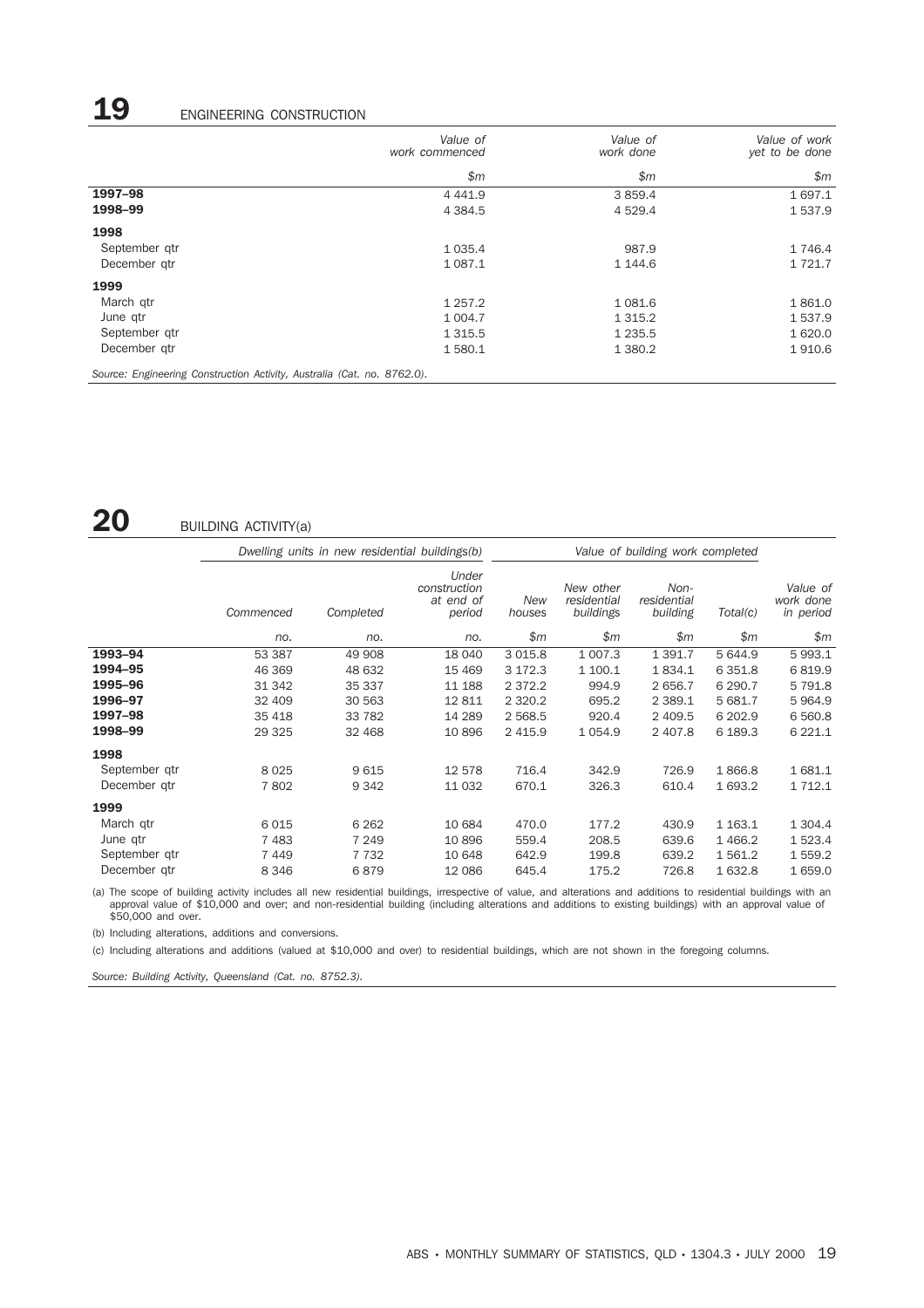## 19 ENGINEERING CONSTRUCTION

| | Value of work commenced | Value of work done | Value of work yet to be done |
|---|---|---|---|
| | $m | $m | $m |
| **1997–98** | 4 441.9 | 3 859.4 | 1 697.1 |
| **1998–99** | 4 384.5 | 4 529.4 | 1 537.9 |
| **1998** | | | |
| September qtr | 1 035.4 | 987.9 | 1 746.4 |
| December qtr | 1 087.1 | 1 144.6 | 1 721.7 |
| **1999** | | | |
| March qtr | 1 257.2 | 1 081.6 | 1 861.0 |
| June qtr | 1 004.7 | 1 315.2 | 1 537.9 |
| September qtr | 1 315.5 | 1 235.5 | 1 620.0 |
| December qtr | 1 580.1 | 1 380.2 | 1 910.6 |

*Source: Engineering Construction Activity, Australia (Cat. no. 8762.0).*

## 20 BUILDING ACTIVITY(a)

| | Dwelling units in new residential buildings(b) | | | Value of building work completed | | | | |
|---|---|---|---|---|---|---|---|---|
| | Commenced | Completed | Under construction at end of period | New houses | New other residential buildings | Non-residential building | Total(c) | Value of work done in period |
| | no. | no. | no. | $m | $m | $m | $m | $m |
| **1993–94** | 53 387 | 49 908 | 18 040 | 3 015.8 | 1 007.3 | 1 391.7 | 5 644.9 | 5 993.1 |
| **1994–95** | 46 369 | 48 632 | 15 469 | 3 172.3 | 1 100.1 | 1 834.1 | 6 351.8 | 6 819.9 |
| **1995–96** | 31 342 | 35 337 | 11 188 | 2 372.2 | 994.9 | 2 656.7 | 6 290.7 | 5 791.8 |
| **1996–97** | 32 409 | 30 563 | 12 811 | 2 320.2 | 695.2 | 2 389.1 | 5 681.7 | 5 964.9 |
| **1997–98** | 35 418 | 33 782 | 14 289 | 2 568.5 | 920.4 | 2 409.5 | 6 202.9 | 6 560.8 |
| **1998–99** | 29 325 | 32 468 | 10 896 | 2 415.9 | 1 054.9 | 2 407.8 | 6 189.3 | 6 221.1 |
| **1998** | | | | | | | | |
| September qtr | 8 025 | 9 615 | 12 578 | 716.4 | 342.9 | 726.9 | 1 866.8 | 1 681.1 |
| December qtr | 7 802 | 9 342 | 11 032 | 670.1 | 326.3 | 610.4 | 1 693.2 | 1 712.1 |
| **1999** | | | | | | | | |
| March qtr | 6 015 | 6 262 | 10 684 | 470.0 | 177.2 | 430.9 | 1 163.1 | 1 304.4 |
| June qtr | 7 483 | 7 249 | 10 896 | 559.4 | 208.5 | 639.6 | 1 466.2 | 1 523.4 |
| September qtr | 7 449 | 7 732 | 10 648 | 642.9 | 199.8 | 639.2 | 1 561.2 | 1 559.2 |
| December qtr | 8 346 | 6 879 | 12 086 | 645.4 | 175.2 | 726.8 | 1 632.8 | 1 659.0 |

(a) The scope of building activity includes all new residential buildings, irrespective of value, and alterations and additions to residential buildings with an approval value of $10,000 and over; and non-residential building (including alterations and additions to existing buildings) with an approval value of $50,000 and over.

(b) Including alterations, additions and conversions.

(c) Including alterations and additions (valued at $10,000 and over) to residential buildings, which are not shown in the foregoing columns.

*Source: Building Activity, Queensland (Cat. no. 8752.3).*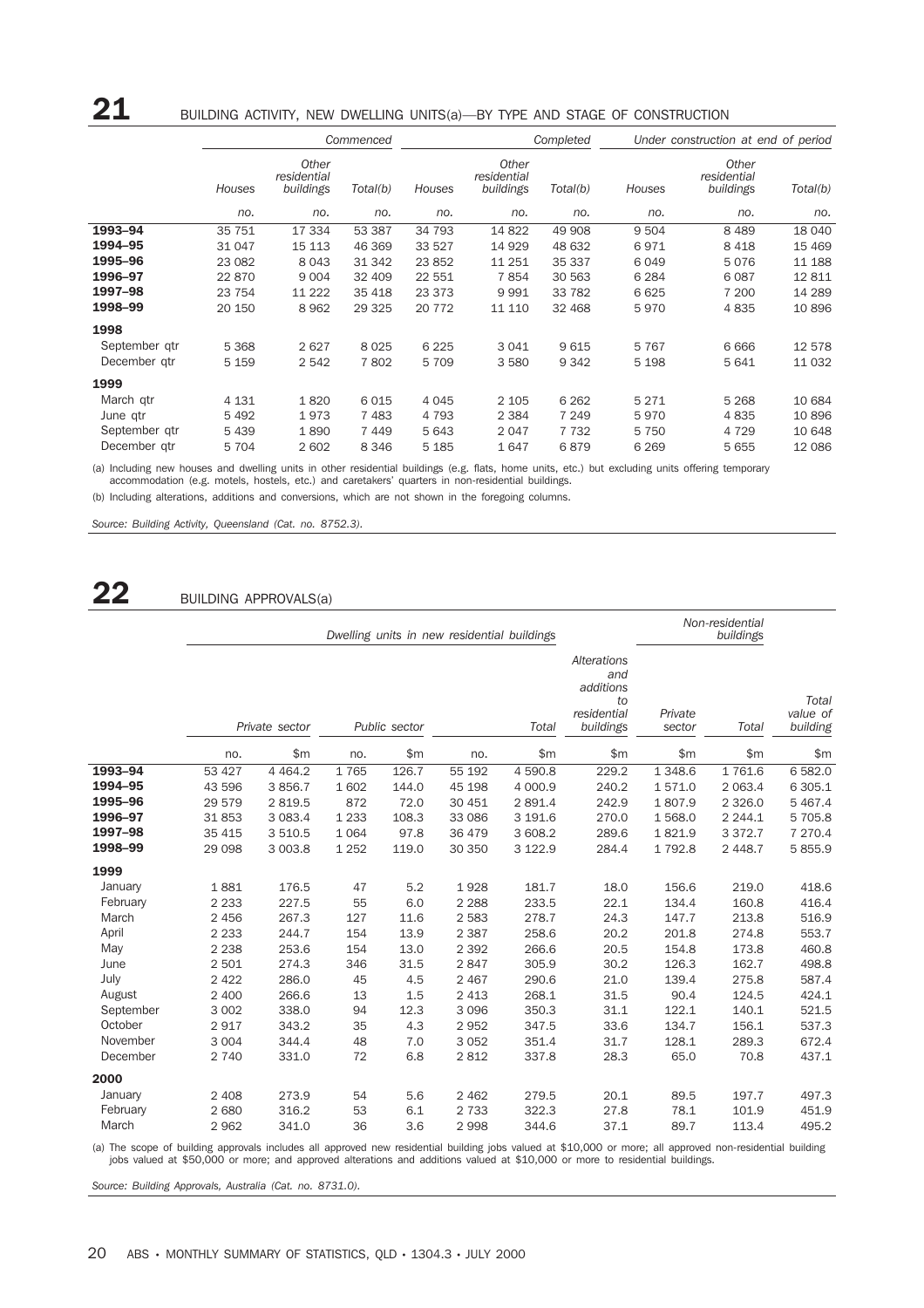## 21 BUILDING ACTIVITY, NEW DWELLING UNITS(a)—BY TYPE AND STAGE OF CONSTRUCTION

| | Commenced | | | Completed | | | Under construction at end of period | | |
|---|---|---|---|---|---|---|---|---|---|
| | Houses | Other residential buildings | Total(b) | Houses | Other residential buildings | Total(b) | Houses | Other residential buildings | Total(b) |
| | no. | no. | no. | no. | no. | no. | no. | no. | no. |
| **1993–94** | 35 751 | 17 334 | 53 387 | 34 793 | 14 822 | 49 908 | 9 504 | 8 489 | 18 040 |
| **1994–95** | 31 047 | 15 113 | 46 369 | 33 527 | 14 929 | 48 632 | 6 971 | 8 418 | 15 469 |
| **1995–96** | 23 082 | 8 043 | 31 342 | 23 852 | 11 251 | 35 337 | 6 049 | 5 076 | 11 188 |
| **1996–97** | 22 870 | 9 004 | 32 409 | 22 551 | 7 854 | 30 563 | 6 284 | 6 087 | 12 811 |
| **1997–98** | 23 754 | 11 222 | 35 418 | 23 373 | 9 991 | 33 782 | 6 625 | 7 200 | 14 289 |
| **1998–99** | 20 150 | 8 962 | 29 325 | 20 772 | 11 110 | 32 468 | 5 970 | 4 835 | 10 896 |
| **1998** | | | | | | | | | |
| September qtr | 5 368 | 2 627 | 8 025 | 6 225 | 3 041 | 9 615 | 5 767 | 6 666 | 12 578 |
| December qtr | 5 159 | 2 542 | 7 802 | 5 709 | 3 580 | 9 342 | 5 198 | 5 641 | 11 032 |
| **1999** | | | | | | | | | |
| March qtr | 4 131 | 1 820 | 6 015 | 4 045 | 2 105 | 6 262 | 5 271 | 5 268 | 10 684 |
| June qtr | 5 492 | 1 973 | 7 483 | 4 793 | 2 384 | 7 249 | 5 970 | 4 835 | 10 896 |
| September qtr | 5 439 | 1 890 | 7 449 | 5 643 | 2 047 | 7 732 | 5 750 | 4 729 | 10 648 |
| December qtr | 5 704 | 2 602 | 8 346 | 5 185 | 1 647 | 6 879 | 6 269 | 5 655 | 12 086 |

(a) Including new houses and dwelling units in other residential buildings (e.g. flats, home units, etc.) but excluding units offering temporary accommodation (e.g. motels, hostels, etc.) and caretakers' quarters in non-residential buildings.

(b) Including alterations, additions and conversions, which are not shown in the foregoing columns.

*Source: Building Activity, Queensland (Cat. no. 8752.3).*

## 22 BUILDING APPROVALS(a)

| | Dwelling units in new residential buildings | | | | | | | Non-residential buildings | | |
|---|---|---|---|---|---|---|---|---|---|---|
| | Private sector | | Public sector | | Total | | Alterations and additions to residential buildings | Private sector | Total | Total value of building |
| | no. | $m | no. | $m | no. | $m | $m | $m | $m | $m |
| **1993–94** | 53 427 | 4 464.2 | 1 765 | 126.7 | 55 192 | 4 590.8 | 229.2 | 1 348.6 | 1 761.6 | 6 582.0 |
| **1994–95** | 43 596 | 3 856.7 | 1 602 | 144.0 | 45 198 | 4 000.9 | 240.2 | 1 571.0 | 2 063.4 | 6 305.1 |
| **1995–96** | 29 579 | 2 819.5 | 872 | 72.0 | 30 451 | 2 891.4 | 242.9 | 1 807.9 | 2 326.0 | 5 467.4 |
| **1996–97** | 31 853 | 3 083.4 | 1 233 | 108.3 | 33 086 | 3 191.6 | 270.0 | 1 568.0 | 2 244.1 | 5 705.8 |
| **1997–98** | 35 415 | 3 510.5 | 1 064 | 97.8 | 36 479 | 3 608.2 | 289.6 | 1 821.9 | 3 372.7 | 7 270.4 |
| **1998–99** | 29 098 | 3 003.8 | 1 252 | 119.0 | 30 350 | 3 122.9 | 284.4 | 1 792.8 | 2 448.7 | 5 855.9 |
| **1999** | | | | | | | | | | |
| January | 1 881 | 176.5 | 47 | 5.2 | 1 928 | 181.7 | 18.0 | 156.6 | 219.0 | 418.6 |
| February | 2 233 | 227.5 | 55 | 6.0 | 2 288 | 233.5 | 22.1 | 134.4 | 160.8 | 416.4 |
| March | 2 456 | 267.3 | 127 | 11.6 | 2 583 | 278.7 | 24.3 | 147.7 | 213.8 | 516.9 |
| April | 2 233 | 244.7 | 154 | 13.9 | 2 387 | 258.6 | 20.2 | 201.8 | 274.8 | 553.7 |
| May | 2 238 | 253.6 | 154 | 13.0 | 2 392 | 266.6 | 20.5 | 154.8 | 173.8 | 460.8 |
| June | 2 501 | 274.3 | 346 | 31.5 | 2 847 | 305.9 | 30.2 | 126.3 | 162.7 | 498.8 |
| July | 2 422 | 286.0 | 45 | 4.5 | 2 467 | 290.6 | 21.0 | 139.4 | 275.8 | 587.4 |
| August | 2 400 | 266.6 | 13 | 1.5 | 2 413 | 268.1 | 31.5 | 90.4 | 124.5 | 424.1 |
| September | 3 002 | 338.0 | 94 | 12.3 | 3 096 | 350.3 | 31.1 | 122.1 | 140.1 | 521.5 |
| October | 2 917 | 343.2 | 35 | 4.3 | 2 952 | 347.5 | 33.6 | 134.7 | 156.1 | 537.3 |
| November | 3 004 | 344.4 | 48 | 7.0 | 3 052 | 351.4 | 31.7 | 128.1 | 289.3 | 672.4 |
| December | 2 740 | 331.0 | 72 | 6.8 | 2 812 | 337.8 | 28.3 | 65.0 | 70.8 | 437.1 |
| **2000** | | | | | | | | | | |
| January | 2 408 | 273.9 | 54 | 5.6 | 2 462 | 279.5 | 20.1 | 89.5 | 197.7 | 497.3 |
| February | 2 680 | 316.2 | 53 | 6.1 | 2 733 | 322.3 | 27.8 | 78.1 | 101.9 | 451.9 |
| March | 2 962 | 341.0 | 36 | 3.6 | 2 998 | 344.6 | 37.1 | 89.7 | 113.4 | 495.2 |

(a) The scope of building approvals includes all approved new residential building jobs valued at $10,000 or more; all approved non-residential building jobs valued at $50,000 or more; and approved alterations and additions valued at $10,000 or more to residential buildings.

*Source: Building Approvals, Australia (Cat. no. 8731.0).*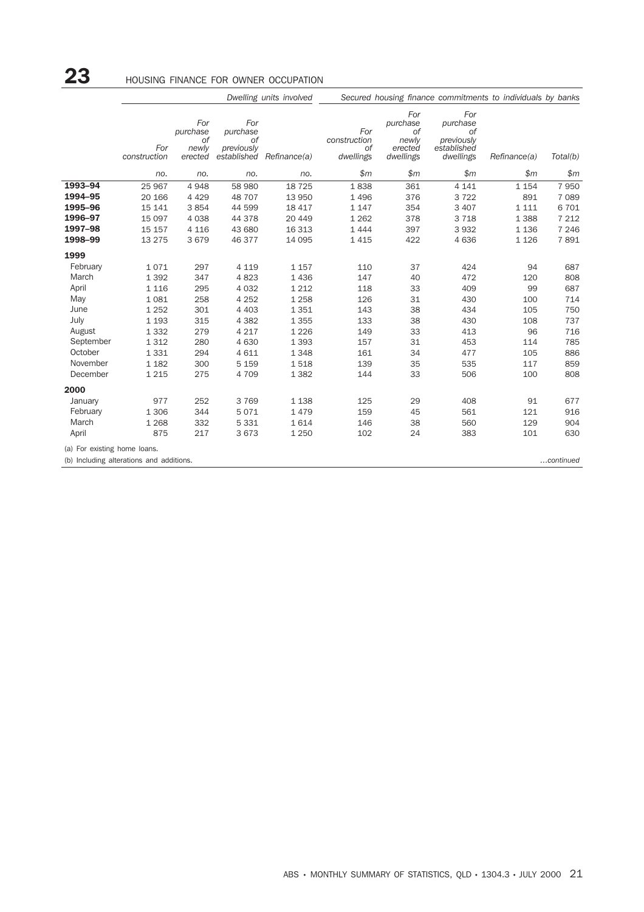## 23 HOUSING FINANCE FOR OWNER OCCUPATION

| | Dwelling units involved | | | | Secured housing finance commitments to individuals by banks | | | | |
|---|---|---|---|---|---|---|---|---|---|
| | For construction | For purchase of newly erected | For purchase of previously established | Refinance(a) | For construction of dwellings | For purchase of newly erected dwellings | For purchase of previously established dwellings | Refinance(a) | Total(b) |
| | no. | no. | no. | no. | $m | $m | $m | $m | $m |
| **1993–94** | 25 967 | 4 948 | 58 980 | 18 725 | 1 838 | 361 | 4 141 | 1 154 | 7 950 |
| **1994–95** | 20 166 | 4 429 | 48 707 | 13 950 | 1 496 | 376 | 3 722 | 891 | 7 089 |
| **1995–96** | 15 141 | 3 854 | 44 599 | 18 417 | 1 147 | 354 | 3 407 | 1 111 | 6 701 |
| **1996–97** | 15 097 | 4 038 | 44 378 | 20 449 | 1 262 | 378 | 3 718 | 1 388 | 7 212 |
| **1997–98** | 15 157 | 4 116 | 43 680 | 16 313 | 1 444 | 397 | 3 932 | 1 136 | 7 246 |
| **1998–99** | 13 275 | 3 679 | 46 377 | 14 095 | 1 415 | 422 | 4 636 | 1 126 | 7 891 |
| **1999** | | | | | | | | | |
| February | 1 071 | 297 | 4 119 | 1 157 | 110 | 37 | 424 | 94 | 687 |
| March | 1 392 | 347 | 4 823 | 1 436 | 147 | 40 | 472 | 120 | 808 |
| April | 1 116 | 295 | 4 032 | 1 212 | 118 | 33 | 409 | 99 | 687 |
| May | 1 081 | 258 | 4 252 | 1 258 | 126 | 31 | 430 | 100 | 714 |
| June | 1 252 | 301 | 4 403 | 1 351 | 143 | 38 | 434 | 105 | 750 |
| July | 1 193 | 315 | 4 382 | 1 355 | 133 | 38 | 430 | 108 | 737 |
| August | 1 332 | 279 | 4 217 | 1 226 | 149 | 33 | 413 | 96 | 716 |
| September | 1 312 | 280 | 4 630 | 1 393 | 157 | 31 | 453 | 114 | 785 |
| October | 1 331 | 294 | 4 611 | 1 348 | 161 | 34 | 477 | 105 | 886 |
| November | 1 182 | 300 | 5 159 | 1 518 | 139 | 35 | 535 | 117 | 859 |
| December | 1 215 | 275 | 4 709 | 1 382 | 144 | 33 | 506 | 100 | 808 |
| **2000** | | | | | | | | | |
| January | 977 | 252 | 3 769 | 1 138 | 125 | 29 | 408 | 91 | 677 |
| February | 1 306 | 344 | 5 071 | 1 479 | 159 | 45 | 561 | 121 | 916 |
| March | 1 268 | 332 | 5 331 | 1 614 | 146 | 38 | 560 | 129 | 904 |
| April | 875 | 217 | 3 673 | 1 250 | 102 | 24 | 383 | 101 | 630 |

(a) For existing home loans.
(b) Including alterations and additions.

…continued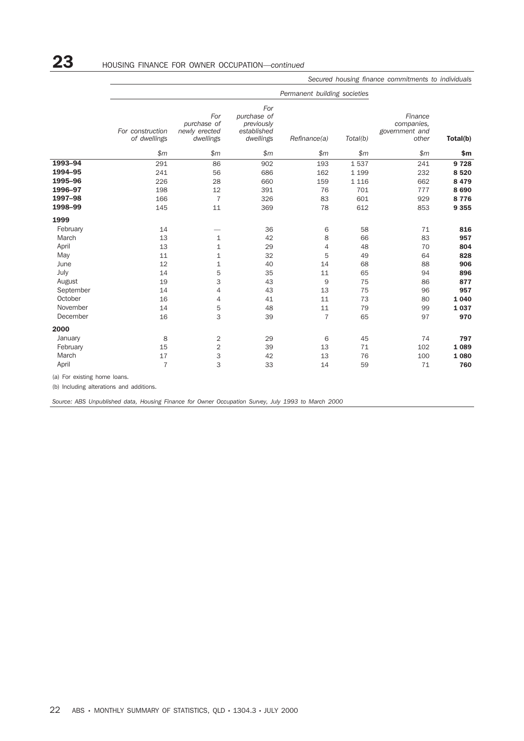## 23 HOUSING FINANCE FOR OWNER OCCUPATION—*continued*

*Secured housing finance commitments to individuals*

| | *Permanent building societies* | | | | | | |
|---|---|---|---|---|---|---|---|
| | *For construction of dwellings* | *For purchase of newly erected dwellings* | *For purchase of previously established dwellings* | *Refinance(a)* | *Total(b)* | *Finance companies, government and other* | **Total(b)** |
| | *$m* | *$m* | *$m* | *$m* | *$m* | *$m* | **$m** |
| **1993–94** | 291 | 86 | 902 | 193 | 1 537 | 241 | **9 728** |
| **1994–95** | 241 | 56 | 686 | 162 | 1 199 | 232 | **8 520** |
| **1995–96** | 226 | 28 | 660 | 159 | 1 116 | 662 | **8 479** |
| **1996–97** | 198 | 12 | 391 | 76 | 701 | 777 | **8 690** |
| **1997–98** | 166 | 7 | 326 | 83 | 601 | 929 | **8 776** |
| **1998–99** | 145 | 11 | 369 | 78 | 612 | 853 | **9 355** |
| **1999** | | | | | | | |
| February | 14 | — | 36 | 6 | 58 | 71 | **816** |
| March | 13 | 1 | 42 | 8 | 66 | 83 | **957** |
| April | 13 | 1 | 29 | 4 | 48 | 70 | **804** |
| May | 11 | 1 | 32 | 5 | 49 | 64 | **828** |
| June | 12 | 1 | 40 | 14 | 68 | 88 | **906** |
| July | 14 | 5 | 35 | 11 | 65 | 94 | **896** |
| August | 19 | 3 | 43 | 9 | 75 | 86 | **877** |
| September | 14 | 4 | 43 | 13 | 75 | 96 | **957** |
| October | 16 | 4 | 41 | 11 | 73 | 80 | **1 040** |
| November | 14 | 5 | 48 | 11 | 79 | 99 | **1 037** |
| December | 16 | 3 | 39 | 7 | 65 | 97 | **970** |
| **2000** | | | | | | | |
| January | 8 | 2 | 29 | 6 | 45 | 74 | **797** |
| February | 15 | 2 | 39 | 13 | 71 | 102 | **1 089** |
| March | 17 | 3 | 42 | 13 | 76 | 100 | **1 080** |
| April | 7 | 3 | 33 | 14 | 59 | 71 | **760** |

(a) For existing home loans.

(b) Including alterations and additions.

*Source: ABS Unpublished data, Housing Finance for Owner Occupation Survey, July 1993 to March 2000*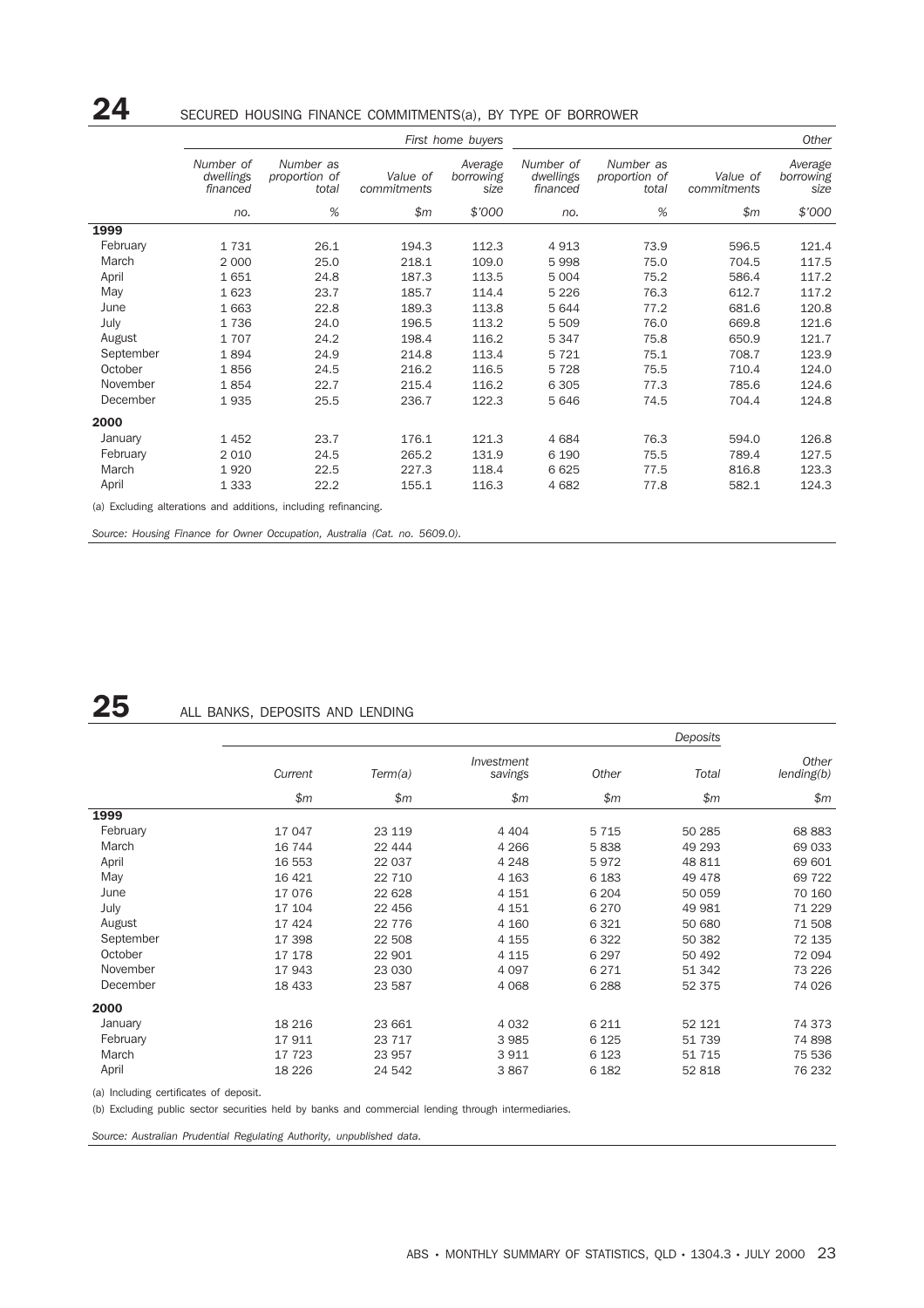## 24 SECURED HOUSING FINANCE COMMITMENTS(a), BY TYPE OF BORROWER

| | First home buyers | | | | Other | | | |
|---|---|---|---|---|---|---|---|---|
| | *Number of dwellings financed* | *Number as proportion of total* | *Value of commitments* | *Average borrowing size* | *Number of dwellings financed* | *Number as proportion of total* | *Value of commitments* | *Average borrowing size* |
| | *no.* | *%* | *$m* | *$'000* | *no.* | *%* | *$m* | *$'000* |
| **1999** | | | | | | | | |
| February | 1 731 | 26.1 | 194.3 | 112.3 | 4 913 | 73.9 | 596.5 | 121.4 |
| March | 2 000 | 25.0 | 218.1 | 109.0 | 5 998 | 75.0 | 704.5 | 117.5 |
| April | 1 651 | 24.8 | 187.3 | 113.5 | 5 004 | 75.2 | 586.4 | 117.2 |
| May | 1 623 | 23.7 | 185.7 | 114.4 | 5 226 | 76.3 | 612.7 | 117.2 |
| June | 1 663 | 22.8 | 189.3 | 113.8 | 5 644 | 77.2 | 681.6 | 120.8 |
| July | 1 736 | 24.0 | 196.5 | 113.2 | 5 509 | 76.0 | 669.8 | 121.6 |
| August | 1 707 | 24.2 | 198.4 | 116.2 | 5 347 | 75.8 | 650.9 | 121.7 |
| September | 1 894 | 24.9 | 214.8 | 113.4 | 5 721 | 75.1 | 708.7 | 123.9 |
| October | 1 856 | 24.5 | 216.2 | 116.5 | 5 728 | 75.5 | 710.4 | 124.0 |
| November | 1 854 | 22.7 | 215.4 | 116.2 | 6 305 | 77.3 | 785.6 | 124.6 |
| December | 1 935 | 25.5 | 236.7 | 122.3 | 5 646 | 74.5 | 704.4 | 124.8 |
| **2000** | | | | | | | | |
| January | 1 452 | 23.7 | 176.1 | 121.3 | 4 684 | 76.3 | 594.0 | 126.8 |
| February | 2 010 | 24.5 | 265.2 | 131.9 | 6 190 | 75.5 | 789.4 | 127.5 |
| March | 1 920 | 22.5 | 227.3 | 118.4 | 6 625 | 77.5 | 816.8 | 123.3 |
| April | 1 333 | 22.2 | 155.1 | 116.3 | 4 682 | 77.8 | 582.1 | 124.3 |

(a) Excluding alterations and additions, including refinancing.

*Source: Housing Finance for Owner Occupation, Australia (Cat. no. 5609.0).*

## 25 ALL BANKS, DEPOSITS AND LENDING

| | Deposits | | | | | |
|---|---|---|---|---|---|---|
| | *Current* | *Term(a)* | *Investment savings* | *Other* | *Total* | *Other lending(b)* |
| | *$m* | *$m* | *$m* | *$m* | *$m* | *$m* |
| **1999** | | | | | | |
| February | 17 047 | 23 119 | 4 404 | 5 715 | 50 285 | 68 883 |
| March | 16 744 | 22 444 | 4 266 | 5 838 | 49 293 | 69 033 |
| April | 16 553 | 22 037 | 4 248 | 5 972 | 48 811 | 69 601 |
| May | 16 421 | 22 710 | 4 163 | 6 183 | 49 478 | 69 722 |
| June | 17 076 | 22 628 | 4 151 | 6 204 | 50 059 | 70 160 |
| July | 17 104 | 22 456 | 4 151 | 6 270 | 49 981 | 71 229 |
| August | 17 424 | 22 776 | 4 160 | 6 321 | 50 680 | 71 508 |
| September | 17 398 | 22 508 | 4 155 | 6 322 | 50 382 | 72 135 |
| October | 17 178 | 22 901 | 4 115 | 6 297 | 50 492 | 72 094 |
| November | 17 943 | 23 030 | 4 097 | 6 271 | 51 342 | 73 226 |
| December | 18 433 | 23 587 | 4 068 | 6 288 | 52 375 | 74 026 |
| **2000** | | | | | | |
| January | 18 216 | 23 661 | 4 032 | 6 211 | 52 121 | 74 373 |
| February | 17 911 | 23 717 | 3 985 | 6 125 | 51 739 | 74 898 |
| March | 17 723 | 23 957 | 3 911 | 6 123 | 51 715 | 75 536 |
| April | 18 226 | 24 542 | 3 867 | 6 182 | 52 818 | 76 232 |

(a) Including certificates of deposit.

(b) Excluding public sector securities held by banks and commercial lending through intermediaries.

*Source: Australian Prudential Regulating Authority, unpublished data.*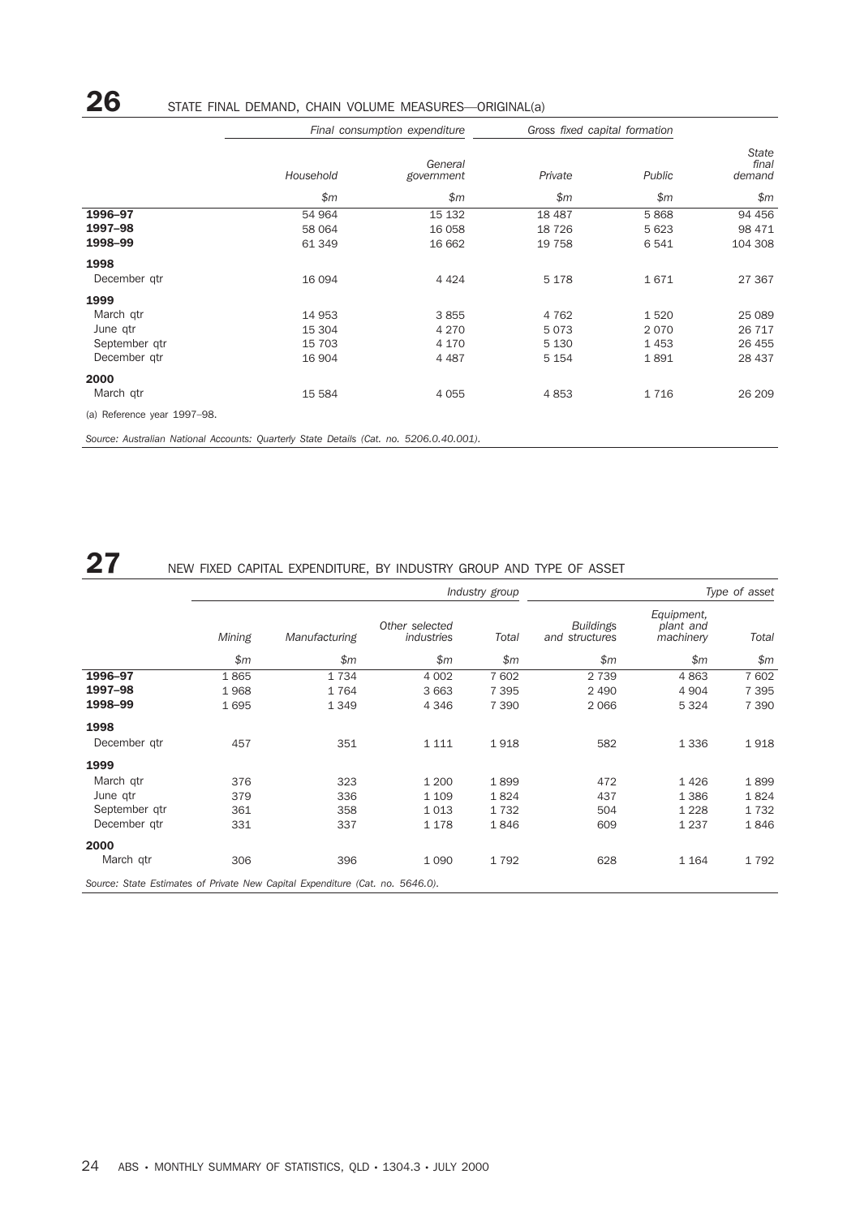## 26 STATE FINAL DEMAND, CHAIN VOLUME MEASURES—ORIGINAL(a)

| | *Final consumption expenditure* | | *Gross fixed capital formation* | | |
|---|---|---|---|---|---|
| | *Household* | *General government* | *Private* | *Public* | *State final demand* |
| | *$m* | *$m* | *$m* | *$m* | *$m* |
| **1996–97** | 54 964 | 15 132 | 18 487 | 5 868 | 94 456 |
| **1997–98** | 58 064 | 16 058 | 18 726 | 5 623 | 98 471 |
| **1998–99** | 61 349 | 16 662 | 19 758 | 6 541 | 104 308 |
| **1998** | | | | | |
| December qtr | 16 094 | 4 424 | 5 178 | 1 671 | 27 367 |
| **1999** | | | | | |
| March qtr | 14 953 | 3 855 | 4 762 | 1 520 | 25 089 |
| June qtr | 15 304 | 4 270 | 5 073 | 2 070 | 26 717 |
| September qtr | 15 703 | 4 170 | 5 130 | 1 453 | 26 455 |
| December qtr | 16 904 | 4 487 | 5 154 | 1 891 | 28 437 |
| **2000** | | | | | |
| March qtr | 15 584 | 4 055 | 4 853 | 1 716 | 26 209 |

(a) Reference year 1997–98.

*Source: Australian National Accounts: Quarterly State Details (Cat. no. 5206.0.40.001).*

## 27 NEW FIXED CAPITAL EXPENDITURE, BY INDUSTRY GROUP AND TYPE OF ASSET

| | *Industry group* | | | | *Type of asset* | | |
|---|---|---|---|---|---|---|---|
| | *Mining* | *Manufacturing* | *Other selected industries* | *Total* | *Buildings and structures* | *Equipment, plant and machinery* | *Total* |
| | *$m* | *$m* | *$m* | *$m* | *$m* | *$m* | *$m* |
| **1996–97** | 1 865 | 1 734 | 4 002 | 7 602 | 2 739 | 4 863 | 7 602 |
| **1997–98** | 1 968 | 1 764 | 3 663 | 7 395 | 2 490 | 4 904 | 7 395 |
| **1998–99** | 1 695 | 1 349 | 4 346 | 7 390 | 2 066 | 5 324 | 7 390 |
| **1998** | | | | | | | |
| December qtr | 457 | 351 | 1 111 | 1 918 | 582 | 1 336 | 1 918 |
| **1999** | | | | | | | |
| March qtr | 376 | 323 | 1 200 | 1 899 | 472 | 1 426 | 1 899 |
| June qtr | 379 | 336 | 1 109 | 1 824 | 437 | 1 386 | 1 824 |
| September qtr | 361 | 358 | 1 013 | 1 732 | 504 | 1 228 | 1 732 |
| December qtr | 331 | 337 | 1 178 | 1 846 | 609 | 1 237 | 1 846 |
| **2000** | | | | | | | |
| March qtr | 306 | 396 | 1 090 | 1 792 | 628 | 1 164 | 1 792 |

*Source: State Estimates of Private New Capital Expenditure (Cat. no. 5646.0).*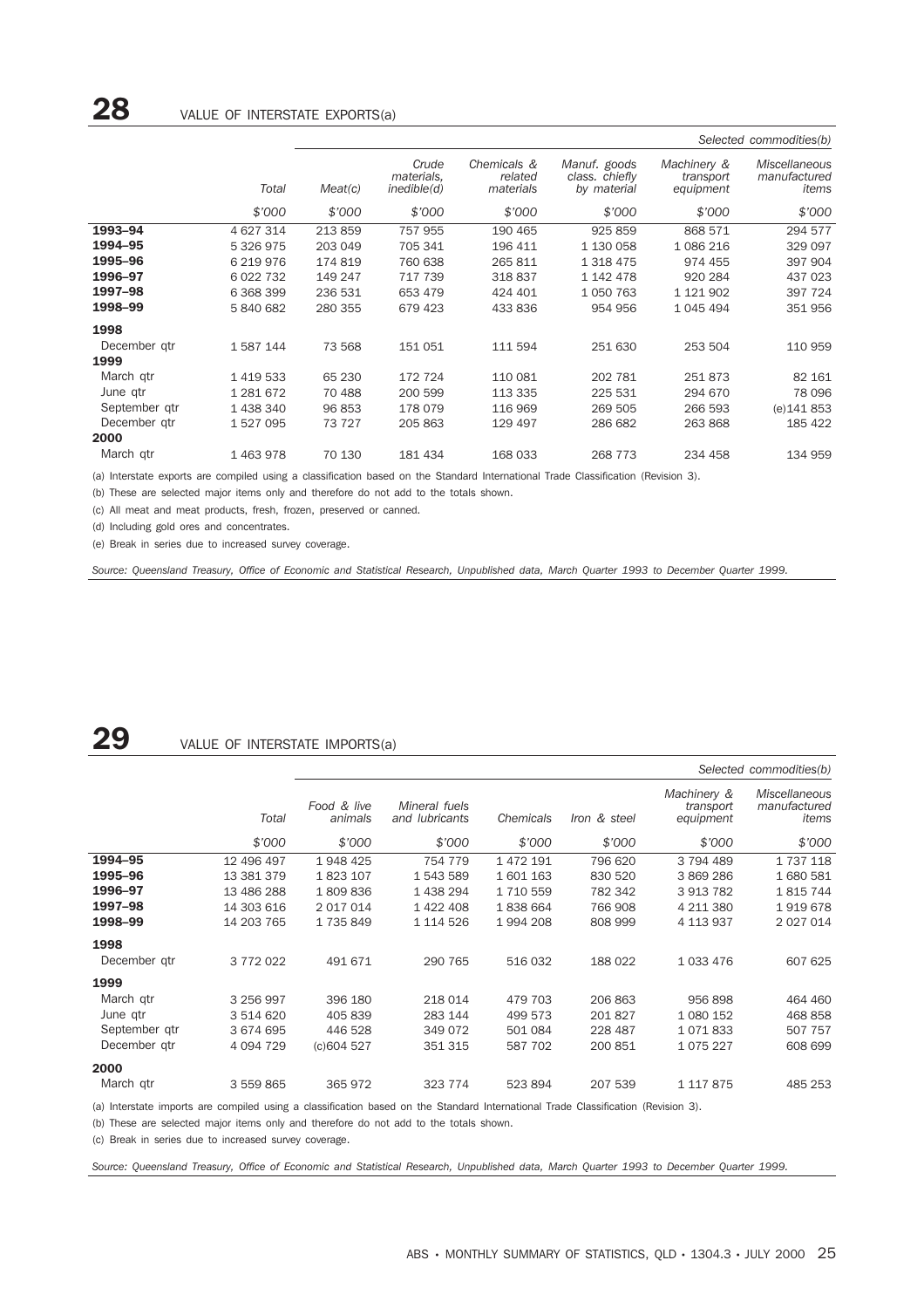## 28 VALUE OF INTERSTATE EXPORTS(a)

| | Total | Meat(c) | Crude materials, inedible(d) | Chemicals & related materials | Manuf. goods class. chiefly by material | Machinery & transport equipment | Miscellaneous manufactured items |
|---|---|---|---|---|---|---|---|
| | | *Selected commodities(b)* | | | | | |
| | $'000 | $'000 | $'000 | $'000 | $'000 | $'000 | $'000 |
| **1993–94** | 4 627 314 | 213 859 | 757 955 | 190 465 | 925 859 | 868 571 | 294 577 |
| **1994–95** | 5 326 975 | 203 049 | 705 341 | 196 411 | 1 130 058 | 1 086 216 | 329 097 |
| **1995–96** | 6 219 976 | 174 819 | 760 638 | 265 811 | 1 318 475 | 974 455 | 397 904 |
| **1996–97** | 6 022 732 | 149 247 | 717 739 | 318 837 | 1 142 478 | 920 284 | 437 023 |
| **1997–98** | 6 368 399 | 236 531 | 653 479 | 424 401 | 1 050 763 | 1 121 902 | 397 724 |
| **1998–99** | 5 840 682 | 280 355 | 679 423 | 433 836 | 954 956 | 1 045 494 | 351 956 |
| **1998** | | | | | | | |
| December qtr | 1 587 144 | 73 568 | 151 051 | 111 594 | 251 630 | 253 504 | 110 959 |
| **1999** | | | | | | | |
| March qtr | 1 419 533 | 65 230 | 172 724 | 110 081 | 202 781 | 251 873 | 82 161 |
| June qtr | 1 281 672 | 70 488 | 200 599 | 113 335 | 225 531 | 294 670 | 78 096 |
| September qtr | 1 438 340 | 96 853 | 178 079 | 116 969 | 269 505 | 266 593 | (e)141 853 |
| December qtr | 1 527 095 | 73 727 | 205 863 | 129 497 | 286 682 | 263 868 | 185 422 |
| **2000** | | | | | | | |
| March qtr | 1 463 978 | 70 130 | 181 434 | 168 033 | 268 773 | 234 458 | 134 959 |

(a) Interstate exports are compiled using a classification based on the Standard International Trade Classification (Revision 3).

(b) These are selected major items only and therefore do not add to the totals shown.

(c) All meat and meat products, fresh, frozen, preserved or canned.

(d) Including gold ores and concentrates.

(e) Break in series due to increased survey coverage.

*Source: Queensland Treasury, Office of Economic and Statistical Research, Unpublished data, March Quarter 1993 to December Quarter 1999.*

## 29 VALUE OF INTERSTATE IMPORTS(a)

| | Total | Food & live animals | Mineral fuels and lubricants | Chemicals | Iron & steel | Machinery & transport equipment | Miscellaneous manufactured items |
|---|---|---|---|---|---|---|---|
| | | *Selected commodities(b)* | | | | | |
| | $'000 | $'000 | $'000 | $'000 | $'000 | $'000 | $'000 |
| **1994–95** | 12 496 497 | 1 948 425 | 754 779 | 1 472 191 | 796 620 | 3 794 489 | 1 737 118 |
| **1995–96** | 13 381 379 | 1 823 107 | 1 543 589 | 1 601 163 | 830 520 | 3 869 286 | 1 680 581 |
| **1996–97** | 13 486 288 | 1 809 836 | 1 438 294 | 1 710 559 | 782 342 | 3 913 782 | 1 815 744 |
| **1997–98** | 14 303 616 | 2 017 014 | 1 422 408 | 1 838 664 | 766 908 | 4 211 380 | 1 919 678 |
| **1998–99** | 14 203 765 | 1 735 849 | 1 114 526 | 1 994 208 | 808 999 | 4 113 937 | 2 027 014 |
| **1998** | | | | | | | |
| December qtr | 3 772 022 | 491 671 | 290 765 | 516 032 | 188 022 | 1 033 476 | 607 625 |
| **1999** | | | | | | | |
| March qtr | 3 256 997 | 396 180 | 218 014 | 479 703 | 206 863 | 956 898 | 464 460 |
| June qtr | 3 514 620 | 405 839 | 283 144 | 499 573 | 201 827 | 1 080 152 | 468 858 |
| September qtr | 3 674 695 | 446 528 | 349 072 | 501 084 | 228 487 | 1 071 833 | 507 757 |
| December qtr | 4 094 729 | (c)604 527 | 351 315 | 587 702 | 200 851 | 1 075 227 | 608 699 |
| **2000** | | | | | | | |
| March qtr | 3 559 865 | 365 972 | 323 774 | 523 894 | 207 539 | 1 117 875 | 485 253 |

(a) Interstate imports are compiled using a classification based on the Standard International Trade Classification (Revision 3).

(b) These are selected major items only and therefore do not add to the totals shown.

(c) Break in series due to increased survey coverage.

*Source: Queensland Treasury, Office of Economic and Statistical Research, Unpublished data, March Quarter 1993 to December Quarter 1999.*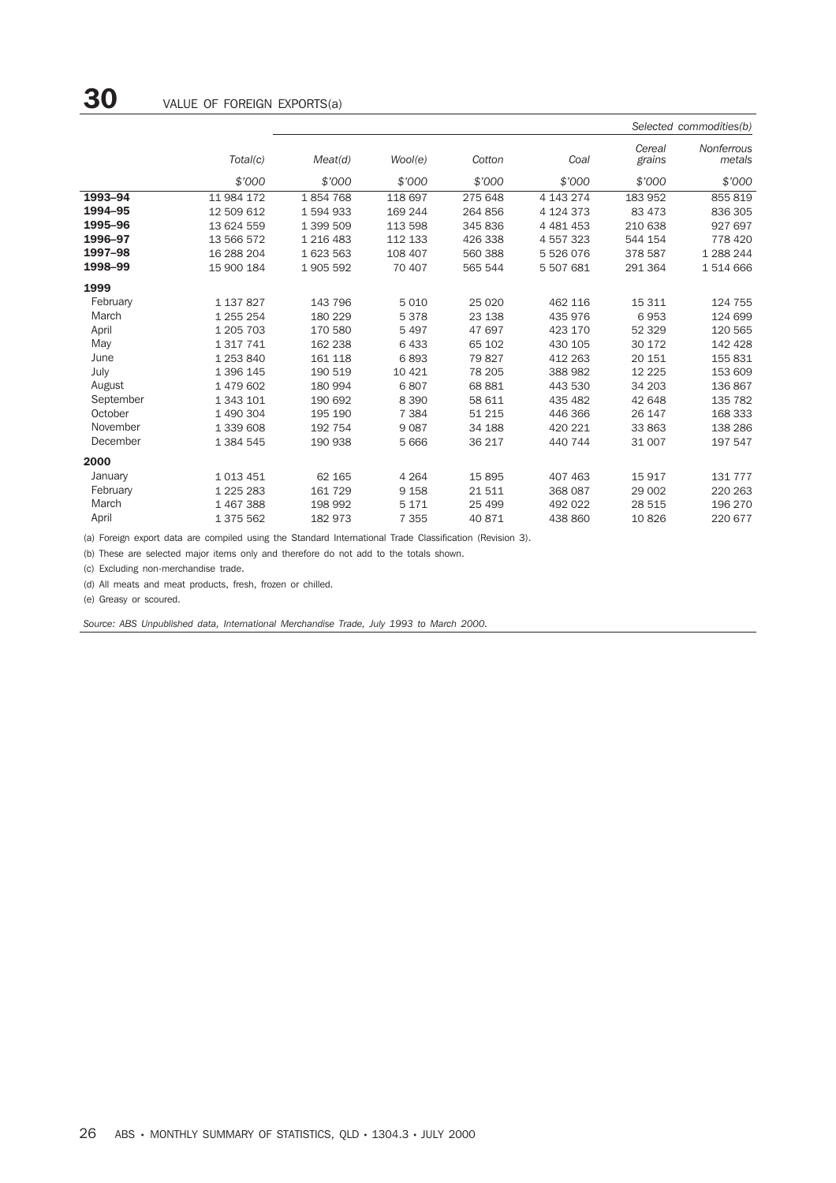# 30 VALUE OF FOREIGN EXPORTS(a)

| | | Selected commodities(b) | | | | | |
|---|---|---|---|---|---|---|---|
| | Total(c) | Meat(d) | Wool(e) | Cotton | Coal | Cereal grains | Nonferrous metals |
| | $'000 | $'000 | $'000 | $'000 | $'000 | $'000 | $'000 |
| **1993–94** | 11 984 172 | 1 854 768 | 118 697 | 275 648 | 4 143 274 | 183 952 | 855 819 |
| **1994–95** | 12 509 612 | 1 594 933 | 169 244 | 264 856 | 4 124 373 | 83 473 | 836 305 |
| **1995–96** | 13 624 559 | 1 399 509 | 113 598 | 345 836 | 4 481 453 | 210 638 | 927 697 |
| **1996–97** | 13 566 572 | 1 216 483 | 112 133 | 426 338 | 4 557 323 | 544 154 | 778 420 |
| **1997–98** | 16 288 204 | 1 623 563 | 108 407 | 560 388 | 5 526 076 | 378 587 | 1 288 244 |
| **1998–99** | 15 900 184 | 1 905 592 | 70 407 | 565 544 | 5 507 681 | 291 364 | 1 514 666 |
| **1999** | | | | | | | |
| February | 1 137 827 | 143 796 | 5 010 | 25 020 | 462 116 | 15 311 | 124 755 |
| March | 1 255 254 | 180 229 | 5 378 | 23 138 | 435 976 | 6 953 | 124 699 |
| April | 1 205 703 | 170 580 | 5 497 | 47 697 | 423 170 | 52 329 | 120 565 |
| May | 1 317 741 | 162 238 | 6 433 | 65 102 | 430 105 | 30 172 | 142 428 |
| June | 1 253 840 | 161 118 | 6 893 | 79 827 | 412 263 | 20 151 | 155 831 |
| July | 1 396 145 | 190 519 | 10 421 | 78 205 | 388 982 | 12 225 | 153 609 |
| August | 1 479 602 | 180 994 | 6 807 | 68 881 | 443 530 | 34 203 | 136 867 |
| September | 1 343 101 | 190 692 | 8 390 | 58 611 | 435 482 | 42 648 | 135 782 |
| October | 1 490 304 | 195 190 | 7 384 | 51 215 | 446 366 | 26 147 | 168 333 |
| November | 1 339 608 | 192 754 | 9 087 | 34 188 | 420 221 | 33 863 | 138 286 |
| December | 1 384 545 | 190 938 | 5 666 | 36 217 | 440 744 | 31 007 | 197 547 |
| **2000** | | | | | | | |
| January | 1 013 451 | 62 165 | 4 264 | 15 895 | 407 463 | 15 917 | 131 777 |
| February | 1 225 283 | 161 729 | 9 158 | 21 511 | 368 087 | 29 002 | 220 263 |
| March | 1 467 388 | 198 992 | 5 171 | 25 499 | 492 022 | 28 515 | 196 270 |
| April | 1 375 562 | 182 973 | 7 355 | 40 871 | 438 860 | 10 826 | 220 677 |

(a) Foreign export data are compiled using the Standard International Trade Classification (Revision 3).

(b) These are selected major items only and therefore do not add to the totals shown.

(c) Excluding non-merchandise trade.

(d) All meats and meat products, fresh, frozen or chilled.

(e) Greasy or scoured.

*Source: ABS Unpublished data, International Merchandise Trade, July 1993 to March 2000.*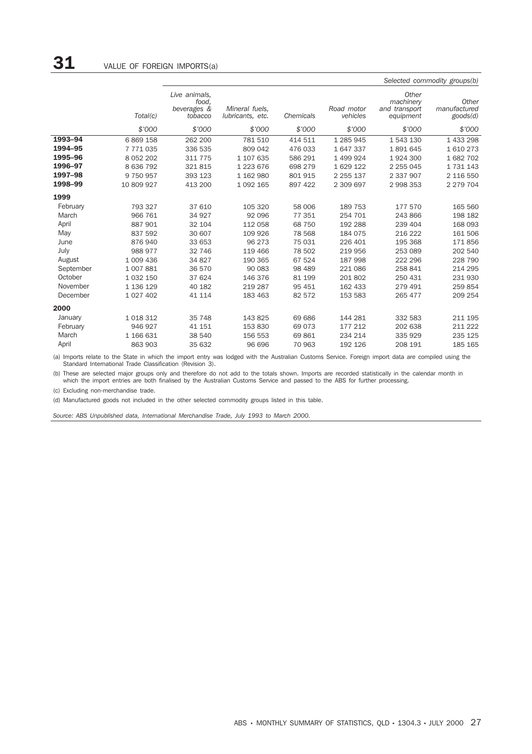# 31 VALUE OF FOREIGN IMPORTS(a)

| | | Selected commodity groups(b) | | | | | |
|---|---|---|---|---|---|---|---|
| | *Total(c)* | *Live animals, food, beverages & tobacco* | *Mineral fuels, lubricants, etc.* | *Chemicals* | *Road motor vehicles* | *Other machinery and transport equipment* | *Other manufactured goods(d)* |
| | *$'000* | *$'000* | *$'000* | *$'000* | *$'000* | *$'000* | *$'000* |
| **1993–94** | 6 869 158 | 262 200 | 781 510 | 414 511 | 1 285 945 | 1 543 130 | 1 433 298 |
| **1994–95** | 7 771 035 | 336 535 | 809 042 | 476 033 | 1 647 337 | 1 891 645 | 1 610 273 |
| **1995–96** | 8 052 202 | 311 775 | 1 107 635 | 586 291 | 1 499 924 | 1 924 300 | 1 682 702 |
| **1996–97** | 8 636 792 | 321 815 | 1 223 676 | 698 279 | 1 629 122 | 2 255 045 | 1 731 143 |
| **1997–98** | 9 750 957 | 393 123 | 1 162 980 | 801 915 | 2 255 137 | 2 337 907 | 2 116 550 |
| **1998–99** | 10 809 927 | 413 200 | 1 092 165 | 897 422 | 2 309 697 | 2 998 353 | 2 279 704 |
| **1999** | | | | | | | |
| February | 793 327 | 37 610 | 105 320 | 58 006 | 189 753 | 177 570 | 165 560 |
| March | 966 761 | 34 927 | 92 096 | 77 351 | 254 701 | 243 866 | 198 182 |
| April | 887 901 | 32 104 | 112 058 | 68 750 | 192 288 | 239 404 | 168 093 |
| May | 837 592 | 30 607 | 109 926 | 78 568 | 184 075 | 216 222 | 161 506 |
| June | 876 940 | 33 653 | 96 273 | 75 031 | 226 401 | 195 368 | 171 856 |
| July | 988 977 | 32 746 | 119 466 | 78 502 | 219 956 | 253 089 | 202 540 |
| August | 1 009 436 | 34 827 | 190 365 | 67 524 | 187 998 | 222 296 | 228 790 |
| September | 1 007 881 | 36 570 | 90 083 | 98 489 | 221 086 | 258 841 | 214 295 |
| October | 1 032 150 | 37 624 | 146 376 | 81 199 | 201 802 | 250 431 | 231 930 |
| November | 1 136 129 | 40 182 | 219 287 | 95 451 | 162 433 | 279 491 | 259 854 |
| December | 1 027 402 | 41 114 | 183 463 | 82 572 | 153 583 | 265 477 | 209 254 |
| **2000** | | | | | | | |
| January | 1 018 312 | 35 748 | 143 825 | 69 686 | 144 281 | 332 583 | 211 195 |
| February | 946 927 | 41 151 | 153 830 | 69 073 | 177 212 | 202 638 | 211 222 |
| March | 1 166 631 | 38 540 | 156 553 | 69 861 | 234 214 | 335 929 | 235 125 |
| April | 863 903 | 35 632 | 96 696 | 70 963 | 192 126 | 208 191 | 185 165 |

(a) Imports relate to the State in which the import entry was lodged with the Australian Customs Service. Foreign import data are compiled using the Standard International Trade Classification (Revision 3).

(b) These are selected major groups only and therefore do not add to the totals shown. Imports are recorded statistically in the calendar month in which the import entries are both finalised by the Australian Customs Service and passed to the ABS for further processing.

(c) Excluding non-merchandise trade.

(d) Manufactured goods not included in the other selected commodity groups listed in this table.

*Source: ABS Unpublished data, International Merchandise Trade, July 1993 to March 2000.*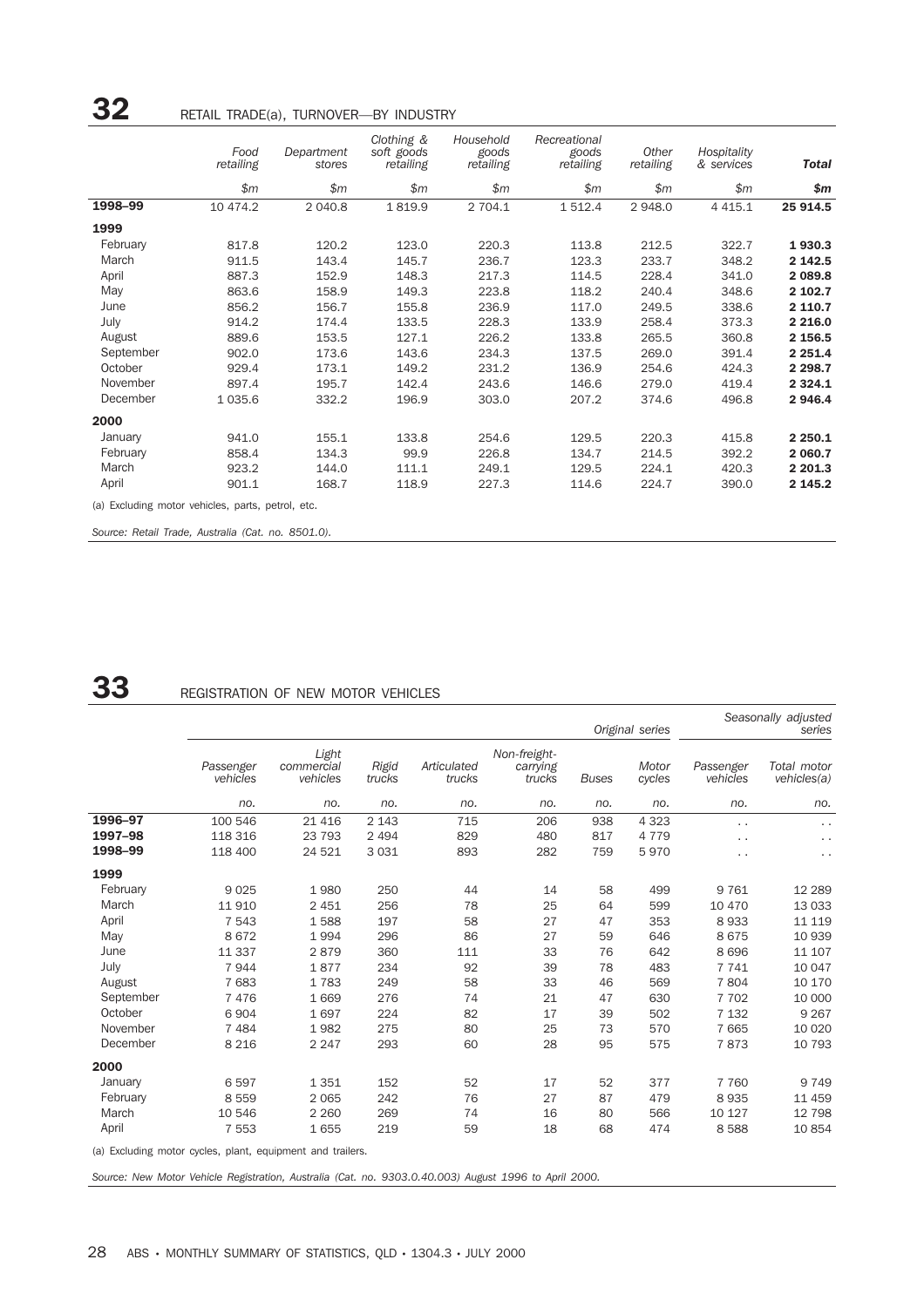## 32 RETAIL TRADE(a), TURNOVER—BY INDUSTRY

| | Food retailing | Department stores | Clothing & soft goods retailing | Household goods retailing | Recreational goods retailing | Other retailing | Hospitality & services | **Total** |
|---|---|---|---|---|---|---|---|---|
| | $m | $m | $m | $m | $m | $m | $m | **$m** |
| **1998–99** | 10 474.2 | 2 040.8 | 1 819.9 | 2 704.1 | 1 512.4 | 2 948.0 | 4 415.1 | **25 914.5** |
| **1999** | | | | | | | | |
| February | 817.8 | 120.2 | 123.0 | 220.3 | 113.8 | 212.5 | 322.7 | **1 930.3** |
| March | 911.5 | 143.4 | 145.7 | 236.7 | 123.3 | 233.7 | 348.2 | **2 142.5** |
| April | 887.3 | 152.9 | 148.3 | 217.3 | 114.5 | 228.4 | 341.0 | **2 089.8** |
| May | 863.6 | 158.9 | 149.3 | 223.8 | 118.2 | 240.4 | 348.6 | **2 102.7** |
| June | 856.2 | 156.7 | 155.8 | 236.9 | 117.0 | 249.5 | 338.6 | **2 110.7** |
| July | 914.2 | 174.4 | 133.5 | 228.3 | 133.9 | 258.4 | 373.3 | **2 216.0** |
| August | 889.6 | 153.5 | 127.1 | 226.2 | 133.8 | 265.5 | 360.8 | **2 156.5** |
| September | 902.0 | 173.6 | 143.6 | 234.3 | 137.5 | 269.0 | 391.4 | **2 251.4** |
| October | 929.4 | 173.1 | 149.2 | 231.2 | 136.9 | 254.6 | 424.3 | **2 298.7** |
| November | 897.4 | 195.7 | 142.4 | 243.6 | 146.6 | 279.0 | 419.4 | **2 324.1** |
| December | 1 035.6 | 332.2 | 196.9 | 303.0 | 207.2 | 374.6 | 496.8 | **2 946.4** |
| **2000** | | | | | | | | |
| January | 941.0 | 155.1 | 133.8 | 254.6 | 129.5 | 220.3 | 415.8 | **2 250.1** |
| February | 858.4 | 134.3 | 99.9 | 226.8 | 134.7 | 214.5 | 392.2 | **2 060.7** |
| March | 923.2 | 144.0 | 111.1 | 249.1 | 129.5 | 224.1 | 420.3 | **2 201.3** |
| April | 901.1 | 168.7 | 118.9 | 227.3 | 114.6 | 224.7 | 390.0 | **2 145.2** |

(a) Excluding motor vehicles, parts, petrol, etc.

*Source: Retail Trade, Australia (Cat. no. 8501.0).*

## 33 REGISTRATION OF NEW MOTOR VEHICLES

| | *Original series* | | | | | | | *Seasonally adjusted series* | |
|---|---|---|---|---|---|---|---|---|---|
| | Passenger vehicles | Light commercial vehicles | Rigid trucks | Articulated trucks | Non-freight-carrying trucks | Buses | Motor cycles | Passenger vehicles | Total motor vehicles(a) |
| | no. | no. | no. | no. | no. | no. | no. | no. | no. |
| **1996–97** | 100 546 | 21 416 | 2 143 | 715 | 206 | 938 | 4 323 | . . | . . |
| **1997–98** | 118 316 | 23 793 | 2 494 | 829 | 480 | 817 | 4 779 | . . | . . |
| **1998–99** | 118 400 | 24 521 | 3 031 | 893 | 282 | 759 | 5 970 | . . | . . |
| **1999** | | | | | | | | | |
| February | 9 025 | 1 980 | 250 | 44 | 14 | 58 | 499 | 9 761 | 12 289 |
| March | 11 910 | 2 451 | 256 | 78 | 25 | 64 | 599 | 10 470 | 13 033 |
| April | 7 543 | 1 588 | 197 | 58 | 27 | 47 | 353 | 8 933 | 11 119 |
| May | 8 672 | 1 994 | 296 | 86 | 27 | 59 | 646 | 8 675 | 10 939 |
| June | 11 337 | 2 879 | 360 | 111 | 33 | 76 | 642 | 8 696 | 11 107 |
| July | 7 944 | 1 877 | 234 | 92 | 39 | 78 | 483 | 7 741 | 10 047 |
| August | 7 683 | 1 783 | 249 | 58 | 33 | 46 | 569 | 7 804 | 10 170 |
| September | 7 476 | 1 669 | 276 | 74 | 21 | 47 | 630 | 7 702 | 10 000 |
| October | 6 904 | 1 697 | 224 | 82 | 17 | 39 | 502 | 7 132 | 9 267 |
| November | 7 484 | 1 982 | 275 | 80 | 25 | 73 | 570 | 7 665 | 10 020 |
| December | 8 216 | 2 247 | 293 | 60 | 28 | 95 | 575 | 7 873 | 10 793 |
| **2000** | | | | | | | | | |
| January | 6 597 | 1 351 | 152 | 52 | 17 | 52 | 377 | 7 760 | 9 749 |
| February | 8 559 | 2 065 | 242 | 76 | 27 | 87 | 479 | 8 935 | 11 459 |
| March | 10 546 | 2 260 | 269 | 74 | 16 | 80 | 566 | 10 127 | 12 798 |
| April | 7 553 | 1 655 | 219 | 59 | 18 | 68 | 474 | 8 588 | 10 854 |

(a) Excluding motor cycles, plant, equipment and trailers.

*Source: New Motor Vehicle Registration, Australia (Cat. no. 9303.0.40.003) August 1996 to April 2000.*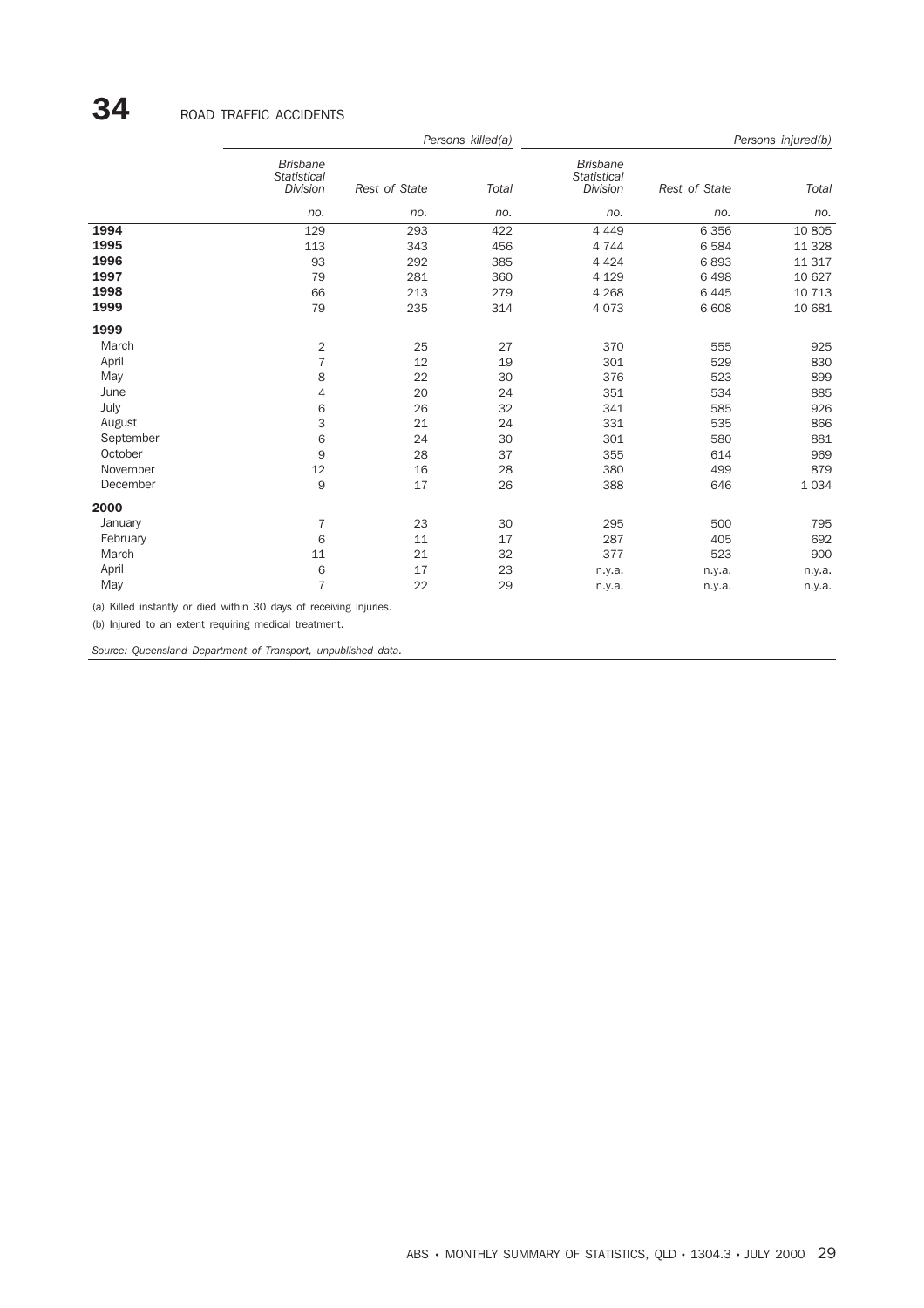# 34 ROAD TRAFFIC ACCIDENTS

| | Persons killed(a) | | | Persons injured(b) | | |
|---|---|---|---|---|---|---|
| | *Brisbane Statistical Division* | *Rest of State* | *Total* | *Brisbane Statistical Division* | *Rest of State* | *Total* |
| | *no.* | *no.* | *no.* | *no.* | *no.* | *no.* |
| **1994** | 129 | 293 | 422 | 4 449 | 6 356 | 10 805 |
| **1995** | 113 | 343 | 456 | 4 744 | 6 584 | 11 328 |
| **1996** | 93 | 292 | 385 | 4 424 | 6 893 | 11 317 |
| **1997** | 79 | 281 | 360 | 4 129 | 6 498 | 10 627 |
| **1998** | 66 | 213 | 279 | 4 268 | 6 445 | 10 713 |
| **1999** | 79 | 235 | 314 | 4 073 | 6 608 | 10 681 |
| **1999** | | | | | | |
| March | 2 | 25 | 27 | 370 | 555 | 925 |
| April | 7 | 12 | 19 | 301 | 529 | 830 |
| May | 8 | 22 | 30 | 376 | 523 | 899 |
| June | 4 | 20 | 24 | 351 | 534 | 885 |
| July | 6 | 26 | 32 | 341 | 585 | 926 |
| August | 3 | 21 | 24 | 331 | 535 | 866 |
| September | 6 | 24 | 30 | 301 | 580 | 881 |
| October | 9 | 28 | 37 | 355 | 614 | 969 |
| November | 12 | 16 | 28 | 380 | 499 | 879 |
| December | 9 | 17 | 26 | 388 | 646 | 1 034 |
| **2000** | | | | | | |
| January | 7 | 23 | 30 | 295 | 500 | 795 |
| February | 6 | 11 | 17 | 287 | 405 | 692 |
| March | 11 | 21 | 32 | 377 | 523 | 900 |
| April | 6 | 17 | 23 | n.y.a. | n.y.a. | n.y.a. |
| May | 7 | 22 | 29 | n.y.a. | n.y.a. | n.y.a. |

(a) Killed instantly or died within 30 days of receiving injuries.

(b) Injured to an extent requiring medical treatment.

*Source: Queensland Department of Transport, unpublished data.*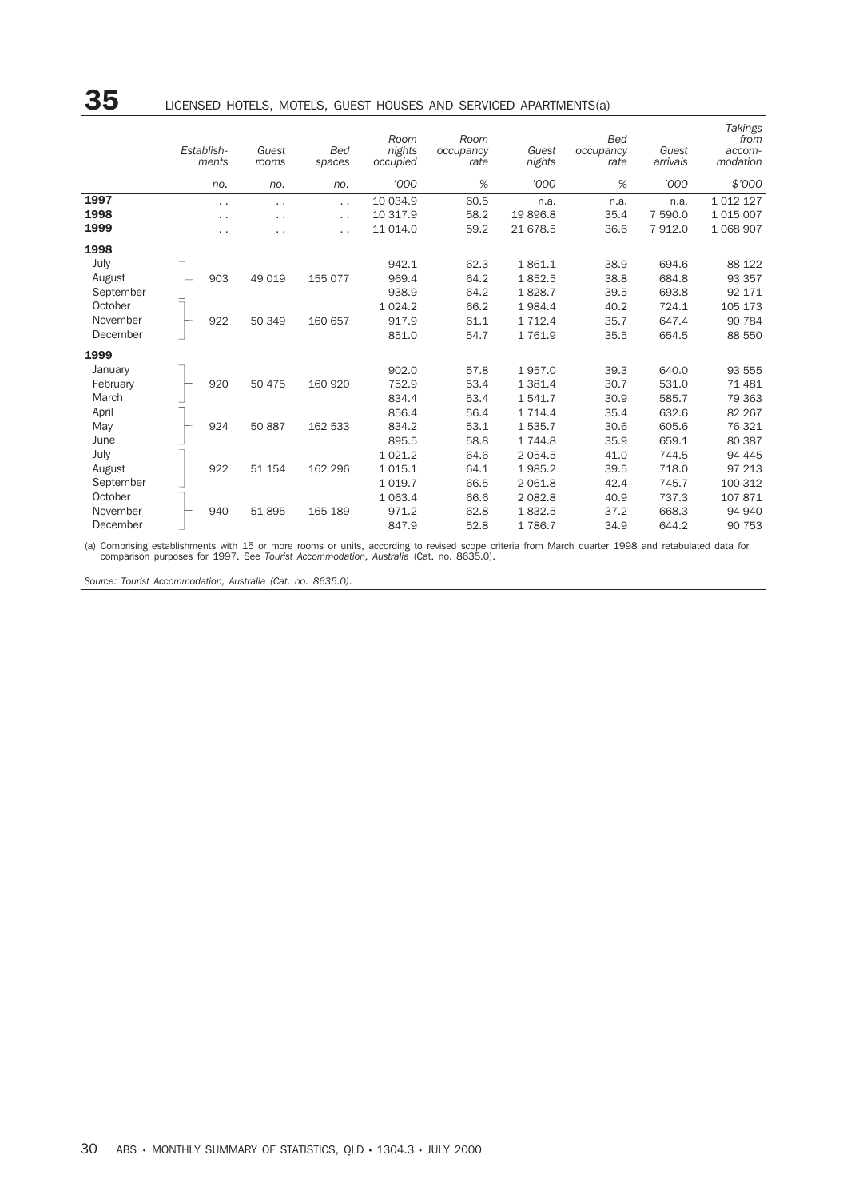## 35 LICENSED HOTELS, MOTELS, GUEST HOUSES AND SERVICED APARTMENTS(a)

| | Establishments | Guest rooms | Bed spaces | Room nights occupied | Room occupancy rate | Guest nights | Bed occupancy rate | Guest arrivals | Takings from accommodation |
|---|---|---|---|---|---|---|---|---|---|
| | no. | no. | no. | '000 | % | '000 | % | '000 | $'000 |
| **1997** | . . | . . | . . | 10 034.9 | 60.5 | n.a. | n.a. | n.a. | 1 012 127 |
| **1998** | . . | . . | . . | 10 317.9 | 58.2 | 19 896.8 | 35.4 | 7 590.0 | 1 015 007 |
| **1999** | . . | . . | . . | 11 014.0 | 59.2 | 21 678.5 | 36.6 | 7 912.0 | 1 068 907 |
| **1998** | | | | | | | | | |
| July | | | | 942.1 | 62.3 | 1 861.1 | 38.9 | 694.6 | 88 122 |
| August | 903 | 49 019 | 155 077 | 969.4 | 64.2 | 1 852.5 | 38.8 | 684.8 | 93 357 |
| September | | | | 938.9 | 64.2 | 1 828.7 | 39.5 | 693.8 | 92 171 |
| October | | | | 1 024.2 | 66.2 | 1 984.4 | 40.2 | 724.1 | 105 173 |
| November | 922 | 50 349 | 160 657 | 917.9 | 61.1 | 1 712.4 | 35.7 | 647.4 | 90 784 |
| December | | | | 851.0 | 54.7 | 1 761.9 | 35.5 | 654.5 | 88 550 |
| **1999** | | | | | | | | | |
| January | | | | 902.0 | 57.8 | 1 957.0 | 39.3 | 640.0 | 93 555 |
| February | 920 | 50 475 | 160 920 | 752.9 | 53.4 | 1 381.4 | 30.7 | 531.0 | 71 481 |
| March | | | | 834.4 | 53.4 | 1 541.7 | 30.9 | 585.7 | 79 363 |
| April | | | | 856.4 | 56.4 | 1 714.4 | 35.4 | 632.6 | 82 267 |
| May | 924 | 50 887 | 162 533 | 834.2 | 53.1 | 1 535.7 | 30.6 | 605.6 | 76 321 |
| June | | | | 895.5 | 58.8 | 1 744.8 | 35.9 | 659.1 | 80 387 |
| July | | | | 1 021.2 | 64.6 | 2 054.5 | 41.0 | 744.5 | 94 445 |
| August | 922 | 51 154 | 162 296 | 1 015.1 | 64.1 | 1 985.2 | 39.5 | 718.0 | 97 213 |
| September | | | | 1 019.7 | 66.5 | 2 061.8 | 42.4 | 745.7 | 100 312 |
| October | | | | 1 063.4 | 66.6 | 2 082.8 | 40.9 | 737.3 | 107 871 |
| November | 940 | 51 895 | 165 189 | 971.2 | 62.8 | 1 832.5 | 37.2 | 668.3 | 94 940 |
| December | | | | 847.9 | 52.8 | 1 786.7 | 34.9 | 644.2 | 90 753 |

(a) Comprising establishments with 15 or more rooms or units, according to revised scope criteria from March quarter 1998 and retabulated data for comparison purposes for 1997. See *Tourist Accommodation, Australia* (Cat. no. 8635.0).

*Source: Tourist Accommodation, Australia (Cat. no. 8635.0).*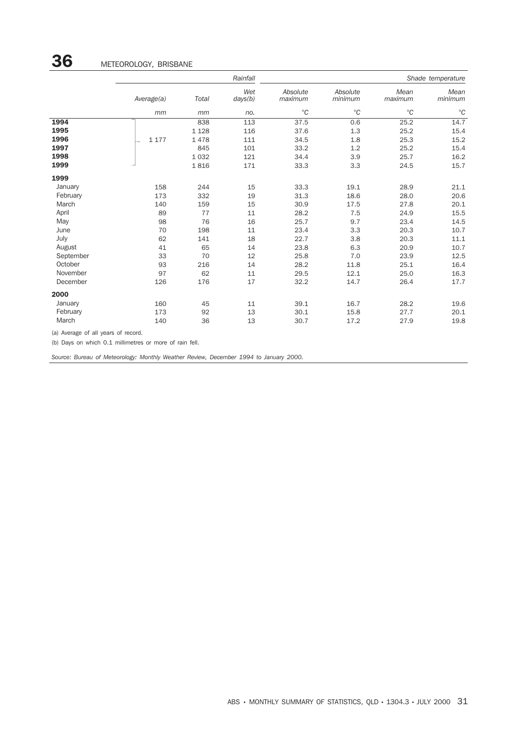# 36 METEOROLOGY, BRISBANE

| | Rainfall | | | Shade temperature | | | |
|---|---|---|---|---|---|---|---|
| | Average(a) | Total | Wet days(b) | Absolute maximum | Absolute minimum | Mean maximum | Mean minimum |
| | mm | mm | no. | °C | °C | °C | °C |
| **1994** | | 838 | 113 | 37.5 | 0.6 | 25.2 | 14.7 |
| **1995** | | 1 128 | 116 | 37.6 | 1.3 | 25.2 | 15.4 |
| **1996** | 1 177 | 1 478 | 111 | 34.5 | 1.8 | 25.3 | 15.2 |
| **1997** | | 845 | 101 | 33.2 | 1.2 | 25.2 | 15.4 |
| **1998** | | 1 032 | 121 | 34.4 | 3.9 | 25.7 | 16.2 |
| **1999** | | 1 816 | 171 | 33.3 | 3.3 | 24.5 | 15.7 |
| **1999** | | | | | | | |
| January | 158 | 244 | 15 | 33.3 | 19.1 | 28.9 | 21.1 |
| February | 173 | 332 | 19 | 31.3 | 18.6 | 28.0 | 20.6 |
| March | 140 | 159 | 15 | 30.9 | 17.5 | 27.8 | 20.1 |
| April | 89 | 77 | 11 | 28.2 | 7.5 | 24.9 | 15.5 |
| May | 98 | 76 | 16 | 25.7 | 9.7 | 23.4 | 14.5 |
| June | 70 | 198 | 11 | 23.4 | 3.3 | 20.3 | 10.7 |
| July | 62 | 141 | 18 | 22.7 | 3.8 | 20.3 | 11.1 |
| August | 41 | 65 | 14 | 23.8 | 6.3 | 20.9 | 10.7 |
| September | 33 | 70 | 12 | 25.8 | 7.0 | 23.9 | 12.5 |
| October | 93 | 216 | 14 | 28.2 | 11.8 | 25.1 | 16.4 |
| November | 97 | 62 | 11 | 29.5 | 12.1 | 25.0 | 16.3 |
| December | 126 | 176 | 17 | 32.2 | 14.7 | 26.4 | 17.7 |
| **2000** | | | | | | | |
| January | 160 | 45 | 11 | 39.1 | 16.7 | 28.2 | 19.6 |
| February | 173 | 92 | 13 | 30.1 | 15.8 | 27.7 | 20.1 |
| March | 140 | 36 | 13 | 30.7 | 17.2 | 27.9 | 19.8 |

(a) Average of all years of record.

(b) Days on which 0.1 millimetres or more of rain fell.

*Source: Bureau of Meteorology: Monthly Weather Review, December 1994 to January 2000.*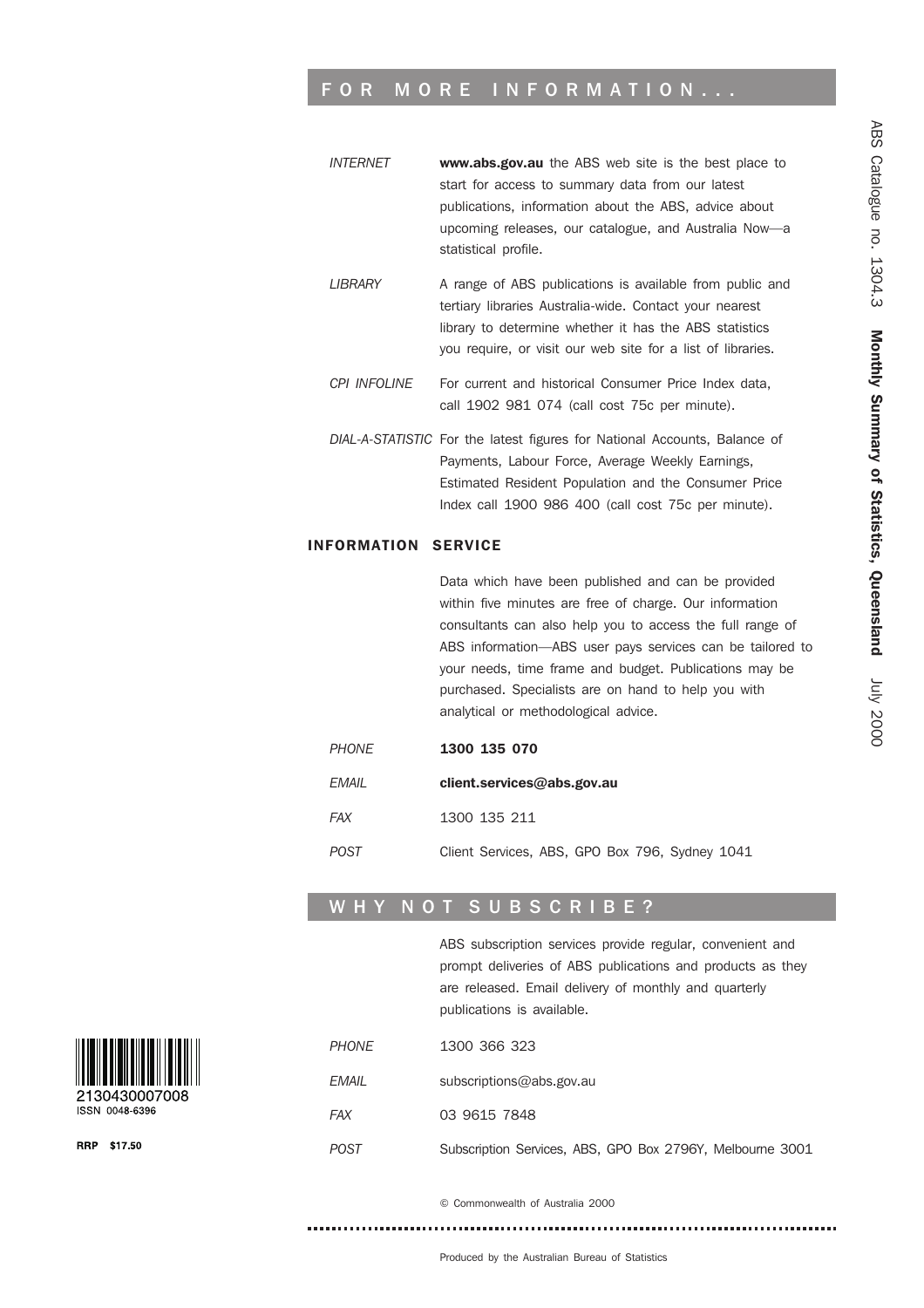## FOR MORE INFORMATION...

| | |
|---|---|
| *INTERNET* | **www.abs.gov.au** the ABS web site is the best place to start for access to summary data from our latest publications, information about the ABS, advice about upcoming releases, our catalogue, and Australia Now—a statistical profile. |
| *LIBRARY* | A range of ABS publications is available from public and tertiary libraries Australia-wide. Contact your nearest library to determine whether it has the ABS statistics you require, or visit our web site for a list of libraries. |
| *CPI INFOLINE* | For current and historical Consumer Price Index data, call 1902 981 074 (call cost 75c per minute). |
| *DIAL-A-STATISTIC* | For the latest figures for National Accounts, Balance of Payments, Labour Force, Average Weekly Earnings, Estimated Resident Population and the Consumer Price Index call 1900 986 400 (call cost 75c per minute). |

### INFORMATION SERVICE

Data which have been published and can be provided within five minutes are free of charge. Our information consultants can also help you to access the full range of ABS information—ABS user pays services can be tailored to your needs, time frame and budget. Publications may be purchased. Specialists are on hand to help you with analytical or methodological advice.

| | |
|---|---|
| *PHONE* | **1300 135 070** |
| *EMAIL* | **client.services@abs.gov.au** |
| *FAX* | 1300 135 211 |
| *POST* | Client Services, ABS, GPO Box 796, Sydney 1041 |

## WHY NOT SUBSCRIBE?

ABS subscription services provide regular, convenient and prompt deliveries of ABS publications and products as they are released. Email delivery of monthly and quarterly publications is available.

| | |
|---|---|
| *PHONE* | 1300 366 323 |
| *EMAIL* | subscriptions@abs.gov.au |
| *FAX* | 03 9615 7848 |
| *POST* | Subscription Services, ABS, GPO Box 2796Y, Melbourne 3001 |

© Commonwealth of Australia 2000

Produced by the Australian Bureau of Statistics

2130430007008
ISSN 0048-6396

**RRP $17.50**

ABS Catalogue no. 1304.3 **Monthly Summary of Statistics, Queensland** July 2000